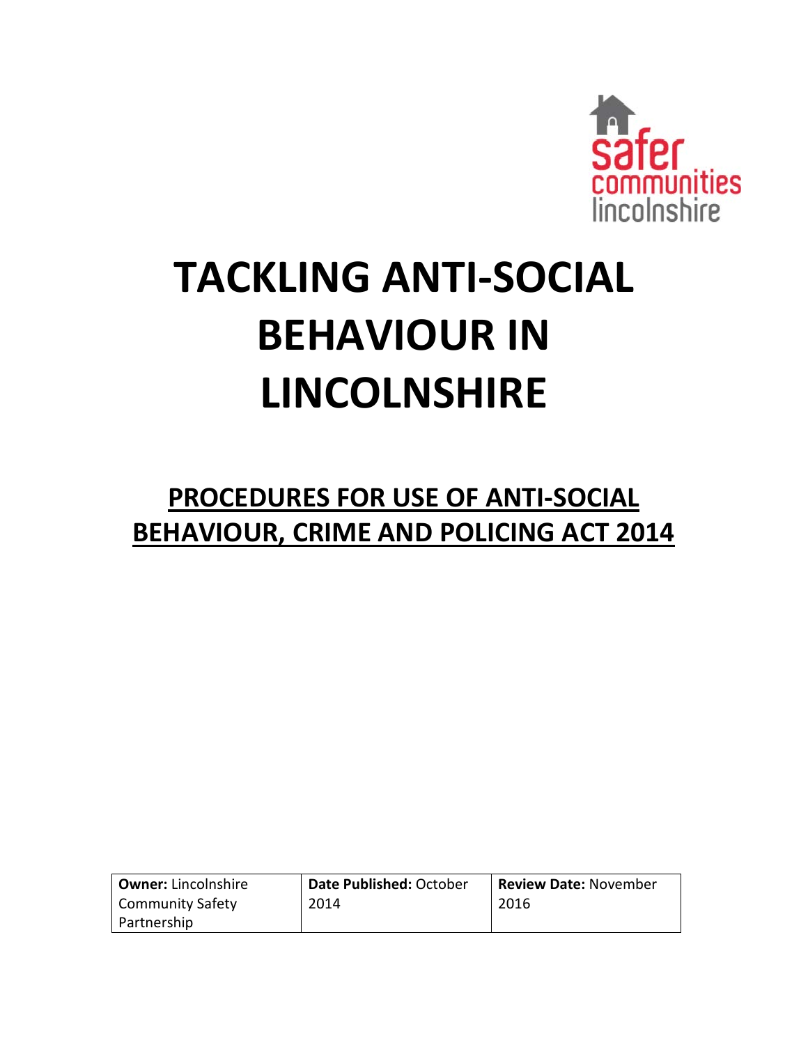safer communities lincolnshire

# TACKLING ANTI-SOCIAL BEHAVIOUR IN LINCOLNSHIRE

## PROCEDURES FOR USE OF ANTI-SOCIAL BEHAVIOUR, CRIME AND POLICING ACT 2014

| **Owner:** Lincolnshire Community Safety Partnership | **Date Published:** October 2014 | **Review Date:** November 2016 |
|---|---|---|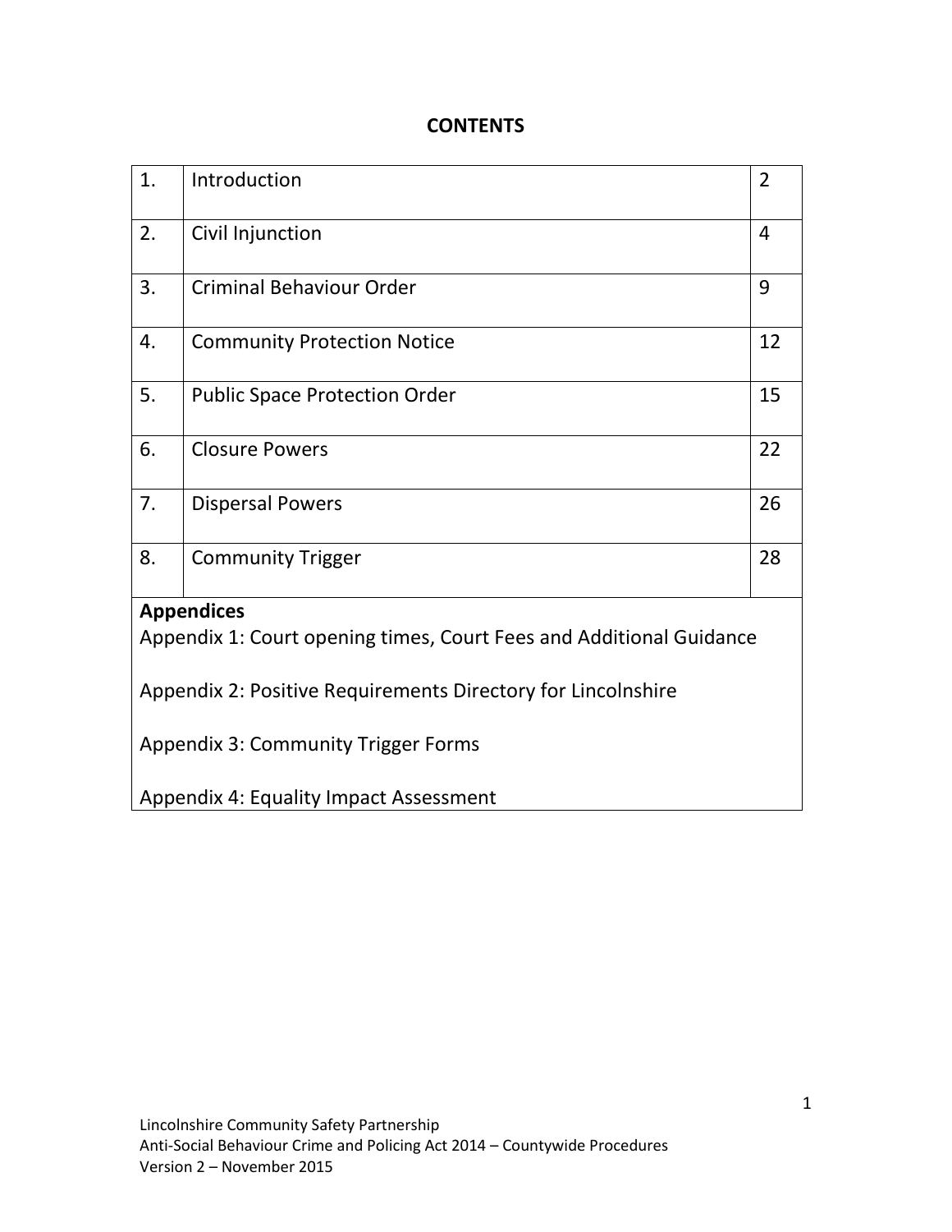# CONTENTS

| | | |
|---|---|---|
| 1. | Introduction | 2 |
| 2. | Civil Injunction | 4 |
| 3. | Criminal Behaviour Order | 9 |
| 4. | Community Protection Notice | 12 |
| 5. | Public Space Protection Order | 15 |
| 6. | Closure Powers | 22 |
| 7. | Dispersal Powers | 26 |
| 8. | Community Trigger | 28 |

**Appendices**

Appendix 1: Court opening times, Court Fees and Additional Guidance

Appendix 2: Positive Requirements Directory for Lincolnshire

Appendix 3: Community Trigger Forms

Appendix 4: Equality Impact Assessment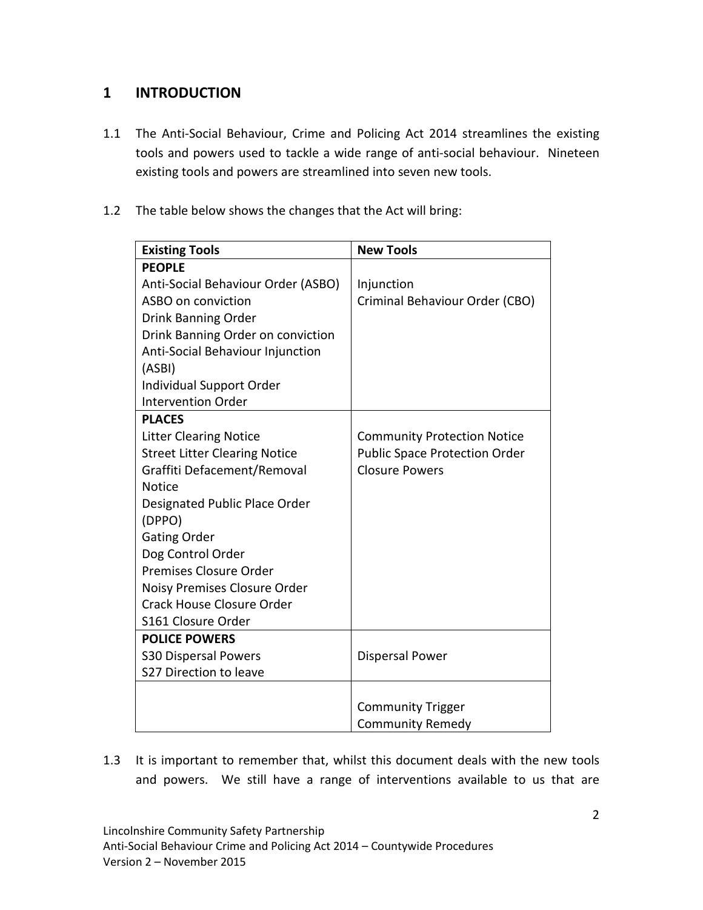## 1 INTRODUCTION

1.1 The Anti-Social Behaviour, Crime and Policing Act 2014 streamlines the existing tools and powers used to tackle a wide range of anti-social behaviour. Nineteen existing tools and powers are streamlined into seven new tools.

1.2 The table below shows the changes that the Act will bring:

| Existing Tools | New Tools |
|---|---|
| **PEOPLE**<br>Anti-Social Behaviour Order (ASBO)<br>ASBO on conviction<br>Drink Banning Order<br>Drink Banning Order on conviction<br>Anti-Social Behaviour Injunction (ASBI)<br>Individual Support Order<br>Intervention Order | Injunction<br>Criminal Behaviour Order (CBO) |
| **PLACES**<br>Litter Clearing Notice<br>Street Litter Clearing Notice<br>Graffiti Defacement/Removal Notice<br>Designated Public Place Order (DPPO)<br>Gating Order<br>Dog Control Order<br>Premises Closure Order<br>Noisy Premises Closure Order<br>Crack House Closure Order<br>S161 Closure Order | Community Protection Notice<br>Public Space Protection Order<br>Closure Powers |
| **POLICE POWERS**<br>S30 Dispersal Powers<br>S27 Direction to leave | Dispersal Power |
| | Community Trigger<br>Community Remedy |

1.3 It is important to remember that, whilst this document deals with the new tools and powers. We still have a range of interventions available to us that are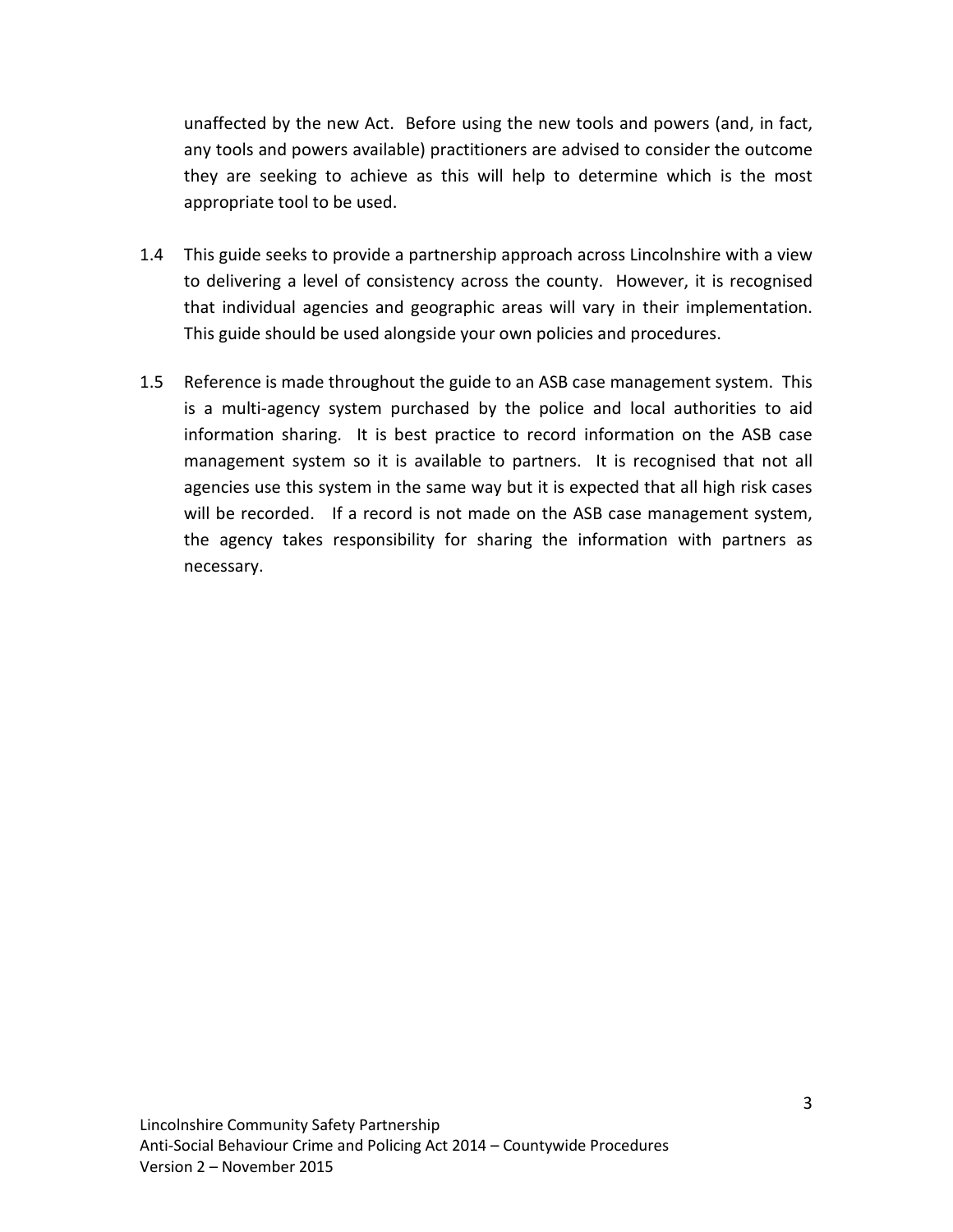unaffected by the new Act. Before using the new tools and powers (and, in fact, any tools and powers available) practitioners are advised to consider the outcome they are seeking to achieve as this will help to determine which is the most appropriate tool to be used.

1.4 This guide seeks to provide a partnership approach across Lincolnshire with a view to delivering a level of consistency across the county. However, it is recognised that individual agencies and geographic areas will vary in their implementation. This guide should be used alongside your own policies and procedures.

1.5 Reference is made throughout the guide to an ASB case management system. This is a multi-agency system purchased by the police and local authorities to aid information sharing. It is best practice to record information on the ASB case management system so it is available to partners. It is recognised that not all agencies use this system in the same way but it is expected that all high risk cases will be recorded. If a record is not made on the ASB case management system, the agency takes responsibility for sharing the information with partners as necessary.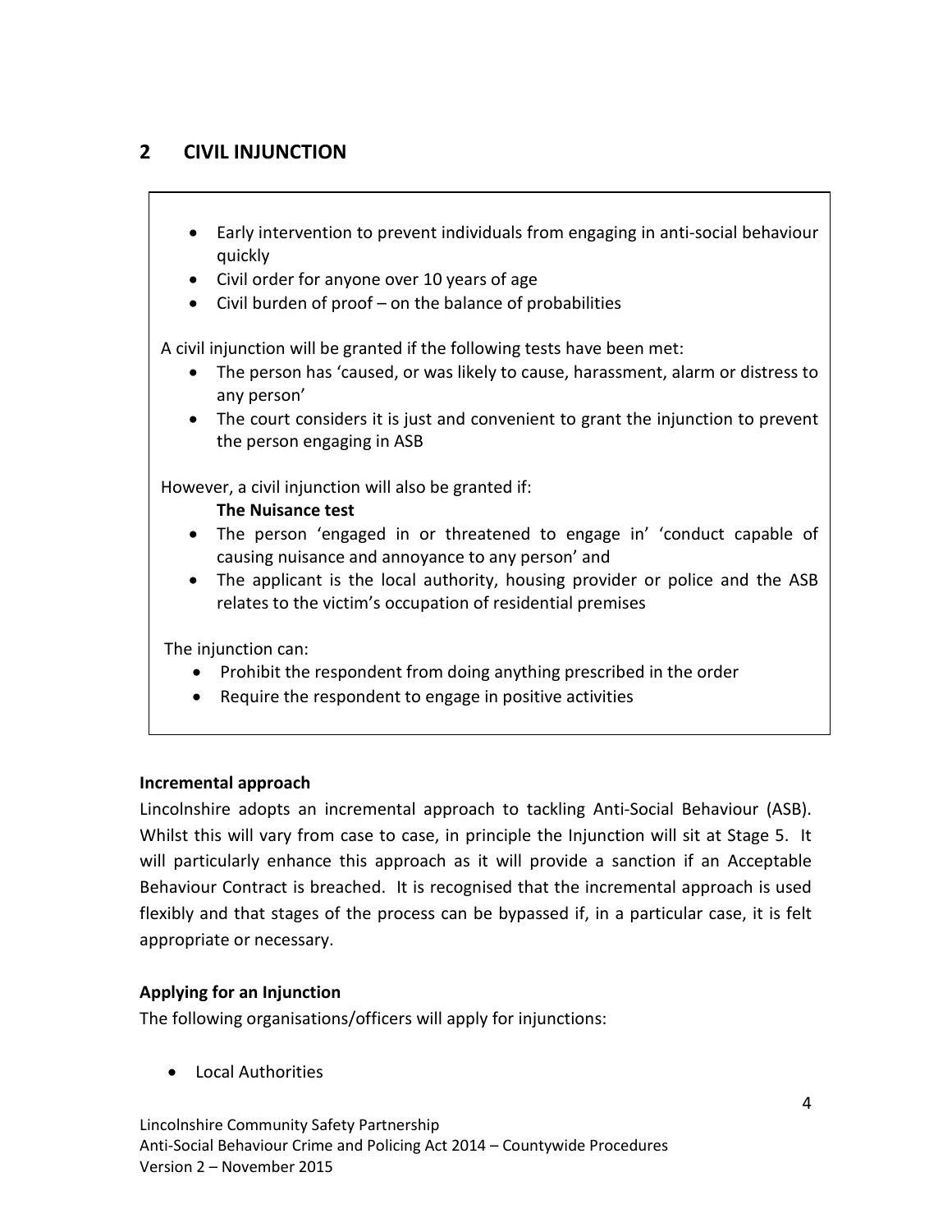## 2 CIVIL INJUNCTION

- Early intervention to prevent individuals from engaging in anti-social behaviour quickly
- Civil order for anyone over 10 years of age
- Civil burden of proof – on the balance of probabilities

A civil injunction will be granted if the following tests have been met:

- The person has 'caused, or was likely to cause, harassment, alarm or distress to any person'
- The court considers it is just and convenient to grant the injunction to prevent the person engaging in ASB

However, a civil injunction will also be granted if:

**The Nuisance test**

- The person 'engaged in or threatened to engage in' 'conduct capable of causing nuisance and annoyance to any person' and
- The applicant is the local authority, housing provider or police and the ASB relates to the victim's occupation of residential premises

The injunction can:

- Prohibit the respondent from doing anything prescribed in the order
- Require the respondent to engage in positive activities

**Incremental approach**

Lincolnshire adopts an incremental approach to tackling Anti-Social Behaviour (ASB). Whilst this will vary from case to case, in principle the Injunction will sit at Stage 5. It will particularly enhance this approach as it will provide a sanction if an Acceptable Behaviour Contract is breached. It is recognised that the incremental approach is used flexibly and that stages of the process can be bypassed if, in a particular case, it is felt appropriate or necessary.

**Applying for an Injunction**

The following organisations/officers will apply for injunctions:

- Local Authorities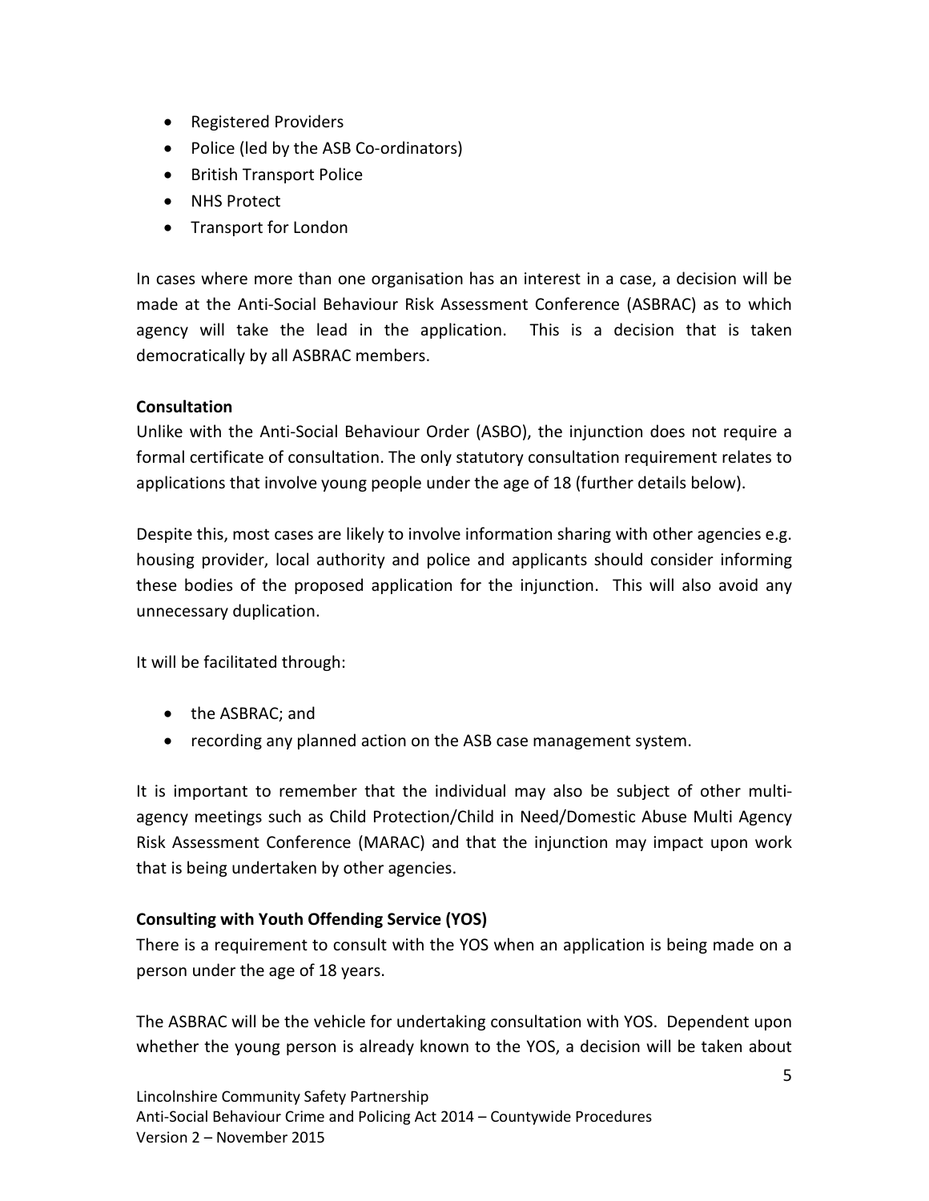- Registered Providers
- Police (led by the ASB Co-ordinators)
- British Transport Police
- NHS Protect
- Transport for London

In cases where more than one organisation has an interest in a case, a decision will be made at the Anti-Social Behaviour Risk Assessment Conference (ASBRAC) as to which agency will take the lead in the application. This is a decision that is taken democratically by all ASBRAC members.

**Consultation**

Unlike with the Anti-Social Behaviour Order (ASBO), the injunction does not require a formal certificate of consultation. The only statutory consultation requirement relates to applications that involve young people under the age of 18 (further details below).

Despite this, most cases are likely to involve information sharing with other agencies e.g. housing provider, local authority and police and applicants should consider informing these bodies of the proposed application for the injunction. This will also avoid any unnecessary duplication.

It will be facilitated through:

- the ASBRAC; and
- recording any planned action on the ASB case management system.

It is important to remember that the individual may also be subject of other multi-agency meetings such as Child Protection/Child in Need/Domestic Abuse Multi Agency Risk Assessment Conference (MARAC) and that the injunction may impact upon work that is being undertaken by other agencies.

**Consulting with Youth Offending Service (YOS)**

There is a requirement to consult with the YOS when an application is being made on a person under the age of 18 years.

The ASBRAC will be the vehicle for undertaking consultation with YOS. Dependent upon whether the young person is already known to the YOS, a decision will be taken about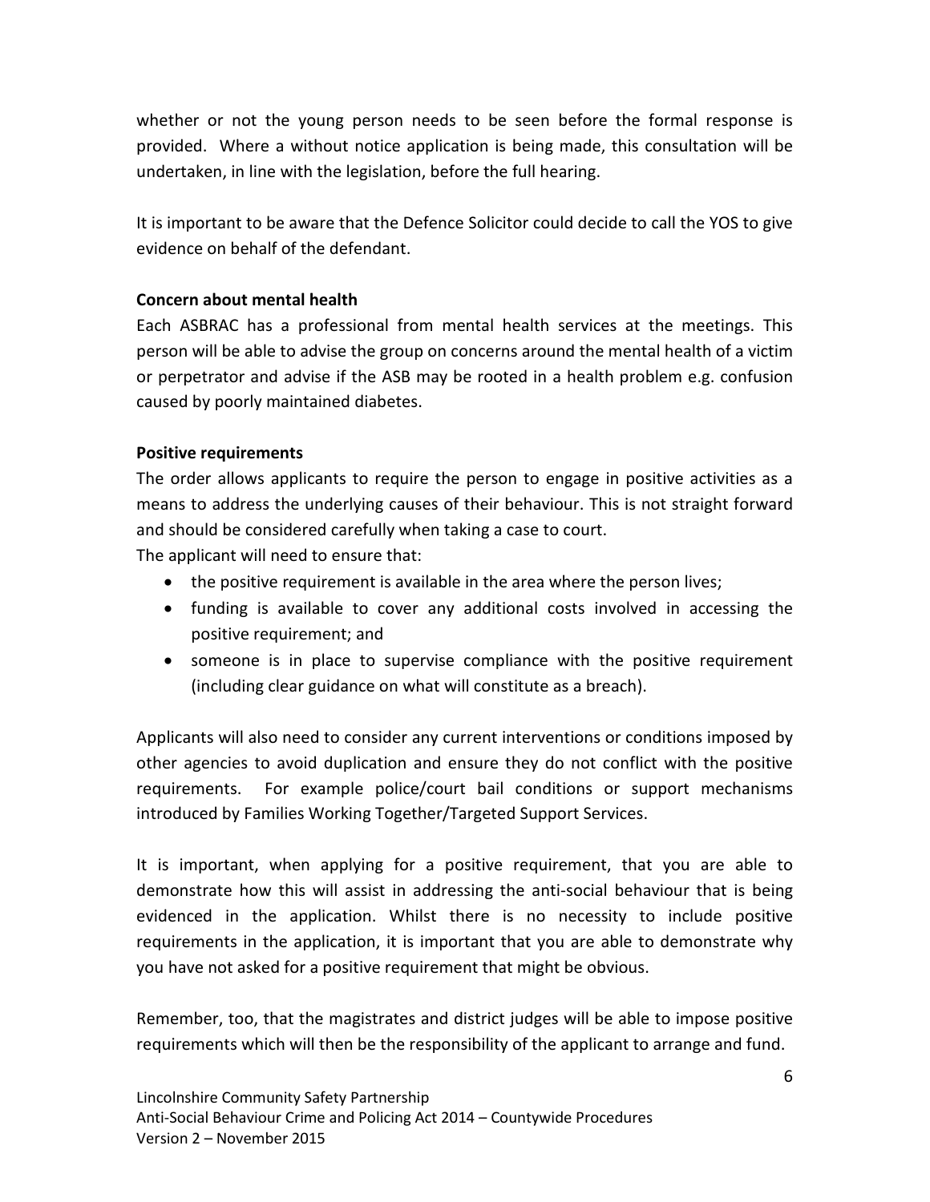whether or not the young person needs to be seen before the formal response is provided. Where a without notice application is being made, this consultation will be undertaken, in line with the legislation, before the full hearing.

It is important to be aware that the Defence Solicitor could decide to call the YOS to give evidence on behalf of the defendant.

**Concern about mental health**

Each ASBRAC has a professional from mental health services at the meetings. This person will be able to advise the group on concerns around the mental health of a victim or perpetrator and advise if the ASB may be rooted in a health problem e.g. confusion caused by poorly maintained diabetes.

**Positive requirements**

The order allows applicants to require the person to engage in positive activities as a means to address the underlying causes of their behaviour. This is not straight forward and should be considered carefully when taking a case to court.

The applicant will need to ensure that:

- the positive requirement is available in the area where the person lives;
- funding is available to cover any additional costs involved in accessing the positive requirement; and
- someone is in place to supervise compliance with the positive requirement (including clear guidance on what will constitute as a breach).

Applicants will also need to consider any current interventions or conditions imposed by other agencies to avoid duplication and ensure they do not conflict with the positive requirements. For example police/court bail conditions or support mechanisms introduced by Families Working Together/Targeted Support Services.

It is important, when applying for a positive requirement, that you are able to demonstrate how this will assist in addressing the anti-social behaviour that is being evidenced in the application. Whilst there is no necessity to include positive requirements in the application, it is important that you are able to demonstrate why you have not asked for a positive requirement that might be obvious.

Remember, too, that the magistrates and district judges will be able to impose positive requirements which will then be the responsibility of the applicant to arrange and fund.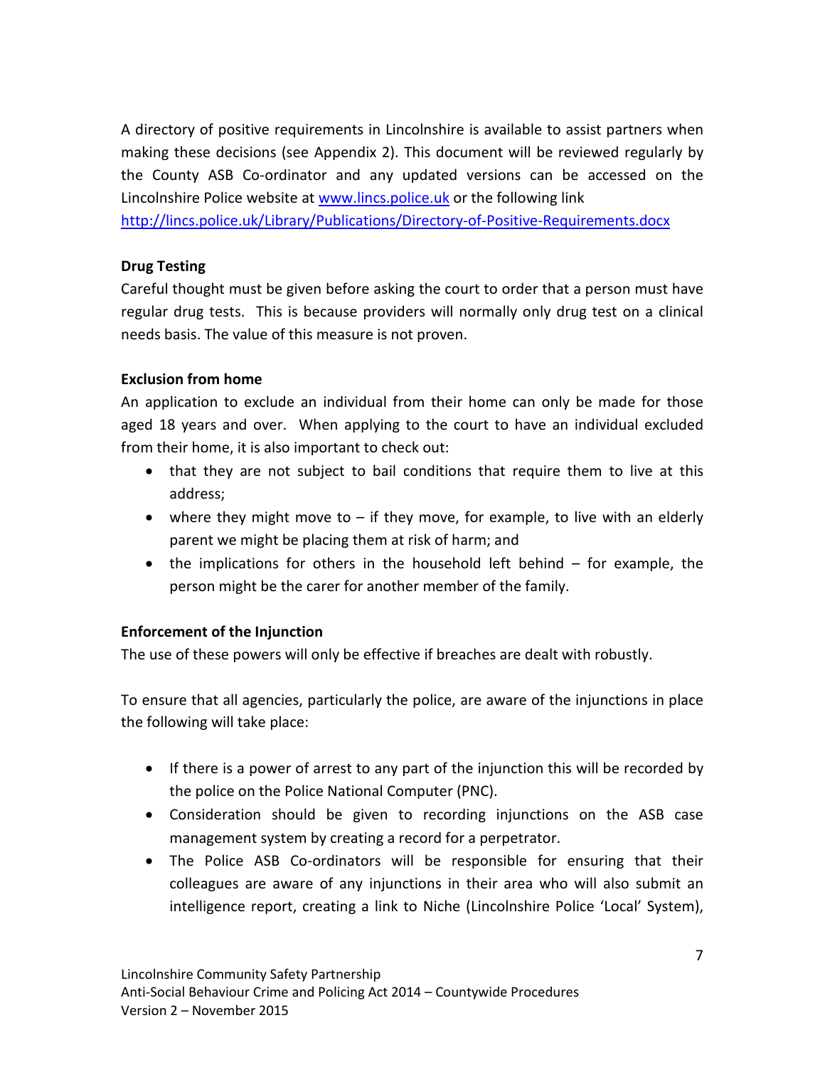A directory of positive requirements in Lincolnshire is available to assist partners when making these decisions (see Appendix 2). This document will be reviewed regularly by the County ASB Co-ordinator and any updated versions can be accessed on the Lincolnshire Police website at [www.lincs.police.uk](http://www.lincs.police.uk) or the following link [http://lincs.police.uk/Library/Publications/Directory-of-Positive-Requirements.docx](http://lincs.police.uk/Library/Publications/Directory-of-Positive-Requirements.docx)

**Drug Testing**

Careful thought must be given before asking the court to order that a person must have regular drug tests. This is because providers will normally only drug test on a clinical needs basis. The value of this measure is not proven.

**Exclusion from home**

An application to exclude an individual from their home can only be made for those aged 18 years and over. When applying to the court to have an individual excluded from their home, it is also important to check out:

- that they are not subject to bail conditions that require them to live at this address;
- where they might move to – if they move, for example, to live with an elderly parent we might be placing them at risk of harm; and
- the implications for others in the household left behind – for example, the person might be the carer for another member of the family.

**Enforcement of the Injunction**

The use of these powers will only be effective if breaches are dealt with robustly.

To ensure that all agencies, particularly the police, are aware of the injunctions in place the following will take place:

- If there is a power of arrest to any part of the injunction this will be recorded by the police on the Police National Computer (PNC).
- Consideration should be given to recording injunctions on the ASB case management system by creating a record for a perpetrator.
- The Police ASB Co-ordinators will be responsible for ensuring that their colleagues are aware of any injunctions in their area who will also submit an intelligence report, creating a link to Niche (Lincolnshire Police 'Local' System),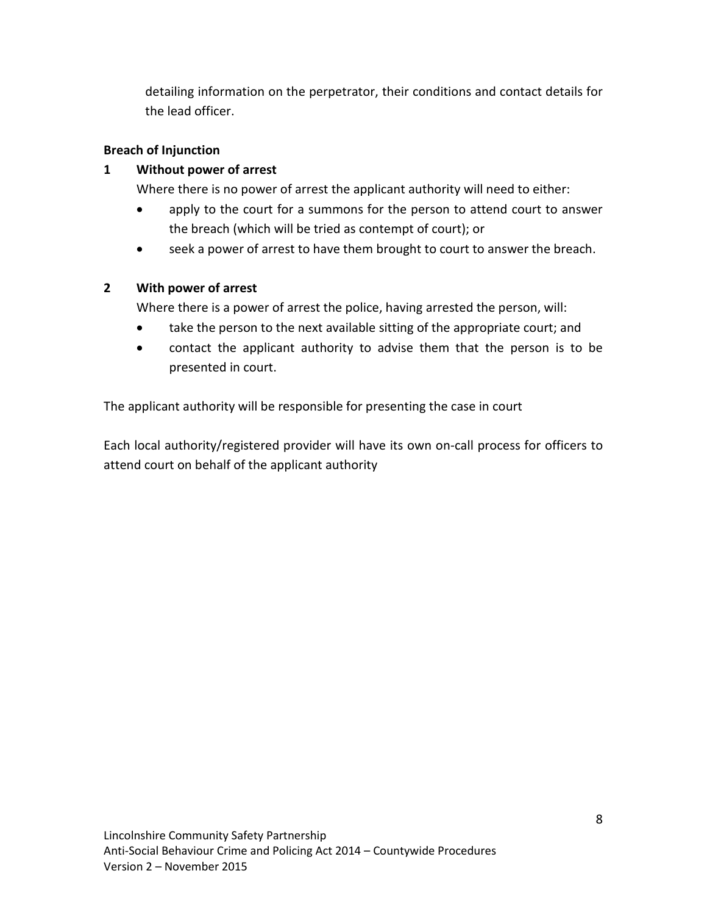detailing information on the perpetrator, their conditions and contact details for the lead officer.

**Breach of Injunction**

**1 Without power of arrest**

Where there is no power of arrest the applicant authority will need to either:

- apply to the court for a summons for the person to attend court to answer the breach (which will be tried as contempt of court); or
- seek a power of arrest to have them brought to court to answer the breach.

**2 With power of arrest**

Where there is a power of arrest the police, having arrested the person, will:

- take the person to the next available sitting of the appropriate court; and
- contact the applicant authority to advise them that the person is to be presented in court.

The applicant authority will be responsible for presenting the case in court

Each local authority/registered provider will have its own on-call process for officers to attend court on behalf of the applicant authority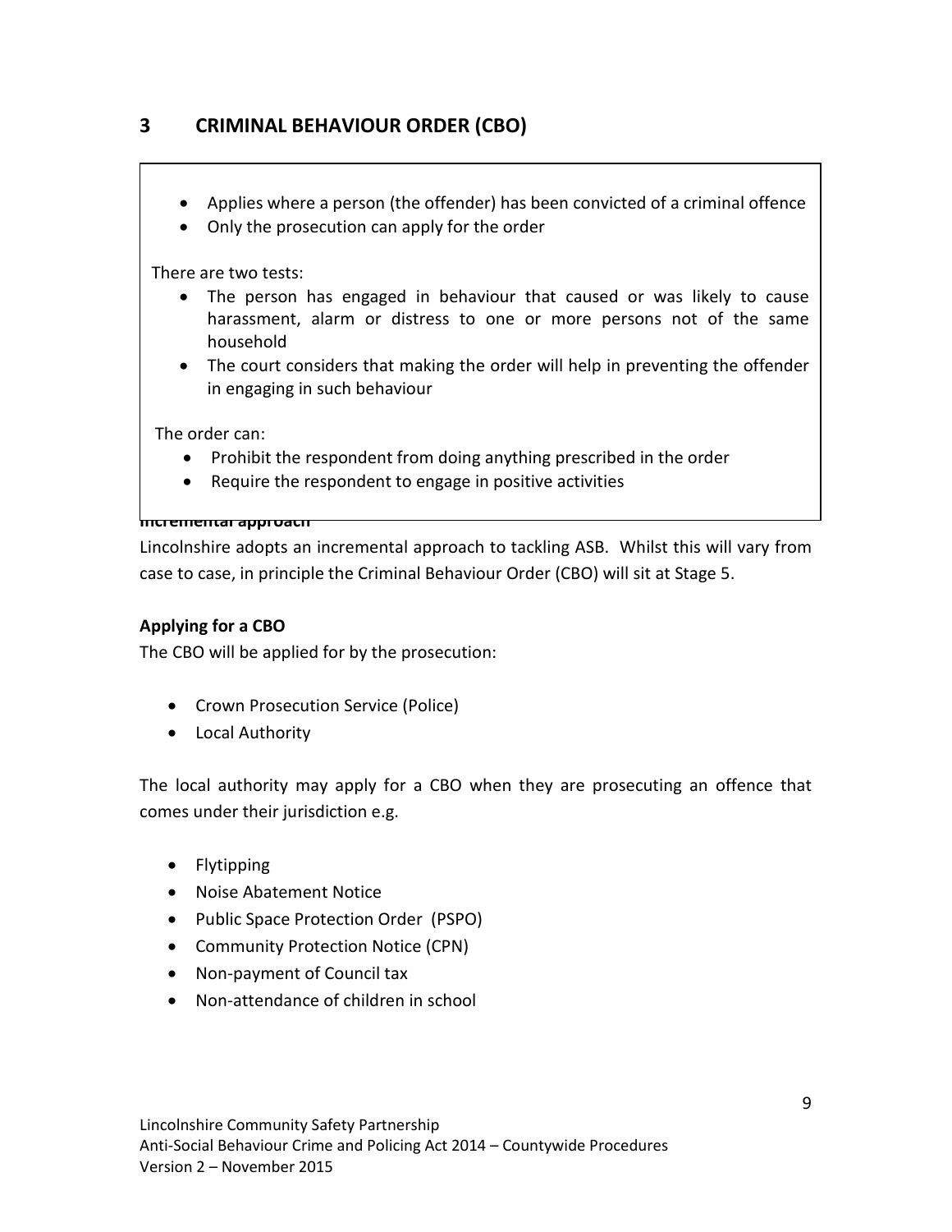## 3 CRIMINAL BEHAVIOUR ORDER (CBO)

- Applies where a person (the offender) has been convicted of a criminal offence
- Only the prosecution can apply for the order

There are two tests:

- The person has engaged in behaviour that caused or was likely to cause harassment, alarm or distress to one or more persons not of the same household
- The court considers that making the order will help in preventing the offender in engaging in such behaviour

The order can:

- Prohibit the respondent from doing anything prescribed in the order
- Require the respondent to engage in positive activities

**Incremental approach**

Lincolnshire adopts an incremental approach to tackling ASB. Whilst this will vary from case to case, in principle the Criminal Behaviour Order (CBO) will sit at Stage 5.

**Applying for a CBO**

The CBO will be applied for by the prosecution:

- Crown Prosecution Service (Police)
- Local Authority

The local authority may apply for a CBO when they are prosecuting an offence that comes under their jurisdiction e.g.

- Flytipping
- Noise Abatement Notice
- Public Space Protection Order (PSPO)
- Community Protection Notice (CPN)
- Non-payment of Council tax
- Non-attendance of children in school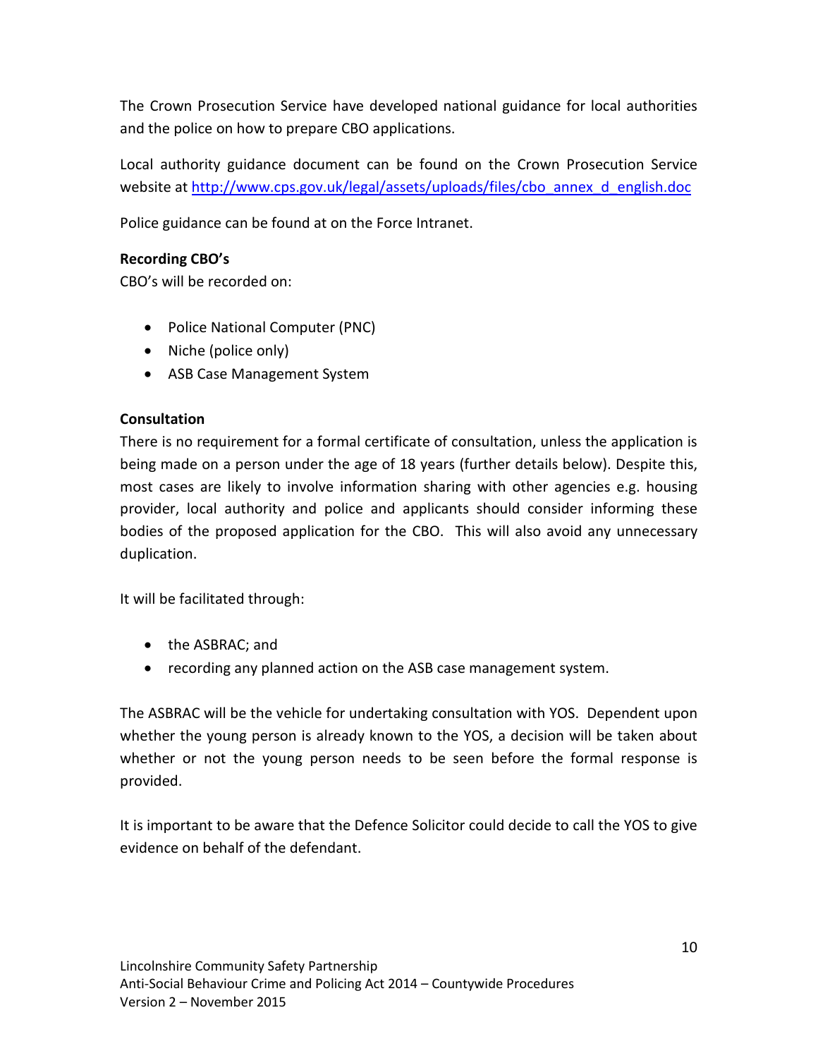The Crown Prosecution Service have developed national guidance for local authorities and the police on how to prepare CBO applications.

Local authority guidance document can be found on the Crown Prosecution Service website at [http://www.cps.gov.uk/legal/assets/uploads/files/cbo_annex_d_english.doc](http://www.cps.gov.uk/legal/assets/uploads/files/cbo_annex_d_english.doc)

Police guidance can be found at on the Force Intranet.

**Recording CBO's**

CBO's will be recorded on:

- Police National Computer (PNC)
- Niche (police only)
- ASB Case Management System

**Consultation**

There is no requirement for a formal certificate of consultation, unless the application is being made on a person under the age of 18 years (further details below). Despite this, most cases are likely to involve information sharing with other agencies e.g. housing provider, local authority and police and applicants should consider informing these bodies of the proposed application for the CBO. This will also avoid any unnecessary duplication.

It will be facilitated through:

- the ASBRAC; and
- recording any planned action on the ASB case management system.

The ASBRAC will be the vehicle for undertaking consultation with YOS. Dependent upon whether the young person is already known to the YOS, a decision will be taken about whether or not the young person needs to be seen before the formal response is provided.

It is important to be aware that the Defence Solicitor could decide to call the YOS to give evidence on behalf of the defendant.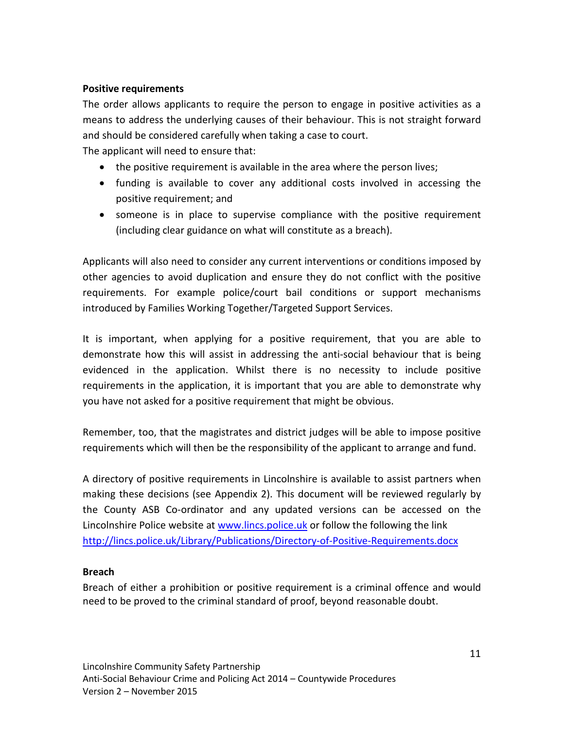**Positive requirements**

The order allows applicants to require the person to engage in positive activities as a means to address the underlying causes of their behaviour. This is not straight forward and should be considered carefully when taking a case to court.

The applicant will need to ensure that:

- the positive requirement is available in the area where the person lives;
- funding is available to cover any additional costs involved in accessing the positive requirement; and
- someone is in place to supervise compliance with the positive requirement (including clear guidance on what will constitute as a breach).

Applicants will also need to consider any current interventions or conditions imposed by other agencies to avoid duplication and ensure they do not conflict with the positive requirements. For example police/court bail conditions or support mechanisms introduced by Families Working Together/Targeted Support Services.

It is important, when applying for a positive requirement, that you are able to demonstrate how this will assist in addressing the anti-social behaviour that is being evidenced in the application. Whilst there is no necessity to include positive requirements in the application, it is important that you are able to demonstrate why you have not asked for a positive requirement that might be obvious.

Remember, too, that the magistrates and district judges will be able to impose positive requirements which will then be the responsibility of the applicant to arrange and fund.

A directory of positive requirements in Lincolnshire is available to assist partners when making these decisions (see Appendix 2). This document will be reviewed regularly by the County ASB Co-ordinator and any updated versions can be accessed on the Lincolnshire Police website at [www.lincs.police.uk](http://www.lincs.police.uk) or follow the following the link [http://lincs.police.uk/Library/Publications/Directory-of-Positive-Requirements.docx](http://lincs.police.uk/Library/Publications/Directory-of-Positive-Requirements.docx)

**Breach**

Breach of either a prohibition or positive requirement is a criminal offence and would need to be proved to the criminal standard of proof, beyond reasonable doubt.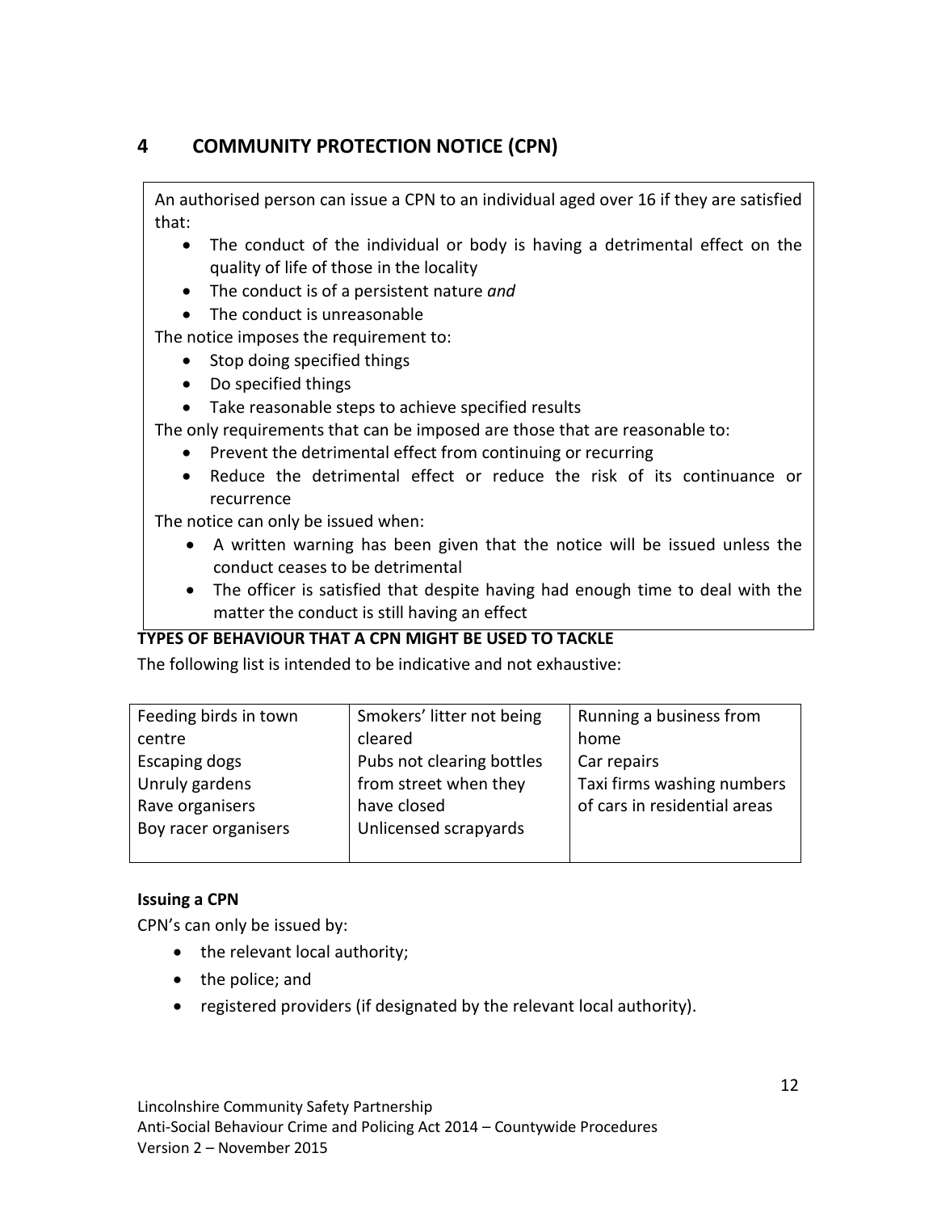## 4 COMMUNITY PROTECTION NOTICE (CPN)

An authorised person can issue a CPN to an individual aged over 16 if they are satisfied that:

- The conduct of the individual or body is having a detrimental effect on the quality of life of those in the locality
- The conduct is of a persistent nature *and*
- The conduct is unreasonable

The notice imposes the requirement to:

- Stop doing specified things
- Do specified things
- Take reasonable steps to achieve specified results

The only requirements that can be imposed are those that are reasonable to:

- Prevent the detrimental effect from continuing or recurring
- Reduce the detrimental effect or reduce the risk of its continuance or recurrence

The notice can only be issued when:

- A written warning has been given that the notice will be issued unless the conduct ceases to be detrimental
- The officer is satisfied that despite having had enough time to deal with the matter the conduct is still having an effect

**TYPES OF BEHAVIOUR THAT A CPN MIGHT BE USED TO TACKLE**

The following list is intended to be indicative and not exhaustive:

| | | |
|---|---|---|
| Feeding birds in town centre<br>Escaping dogs<br>Unruly gardens<br>Rave organisers<br>Boy racer organisers | Smokers' litter not being cleared<br>Pubs not clearing bottles from street when they have closed<br>Unlicensed scrapyards | Running a business from home<br>Car repairs<br>Taxi firms washing numbers of cars in residential areas |

**Issuing a CPN**

CPN's can only be issued by:

- the relevant local authority;
- the police; and
- registered providers (if designated by the relevant local authority).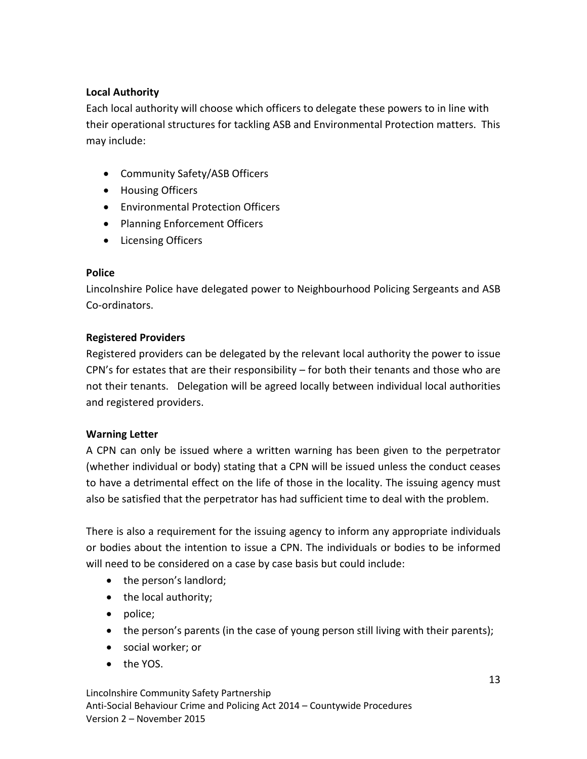**Local Authority**

Each local authority will choose which officers to delegate these powers to in line with their operational structures for tackling ASB and Environmental Protection matters. This may include:

- Community Safety/ASB Officers
- Housing Officers
- Environmental Protection Officers
- Planning Enforcement Officers
- Licensing Officers

**Police**

Lincolnshire Police have delegated power to Neighbourhood Policing Sergeants and ASB Co-ordinators.

**Registered Providers**

Registered providers can be delegated by the relevant local authority the power to issue CPN's for estates that are their responsibility – for both their tenants and those who are not their tenants. Delegation will be agreed locally between individual local authorities and registered providers.

**Warning Letter**

A CPN can only be issued where a written warning has been given to the perpetrator (whether individual or body) stating that a CPN will be issued unless the conduct ceases to have a detrimental effect on the life of those in the locality. The issuing agency must also be satisfied that the perpetrator has had sufficient time to deal with the problem.

There is also a requirement for the issuing agency to inform any appropriate individuals or bodies about the intention to issue a CPN. The individuals or bodies to be informed will need to be considered on a case by case basis but could include:

- the person's landlord;
- the local authority;
- police;
- the person's parents (in the case of young person still living with their parents);
- social worker; or
- the YOS.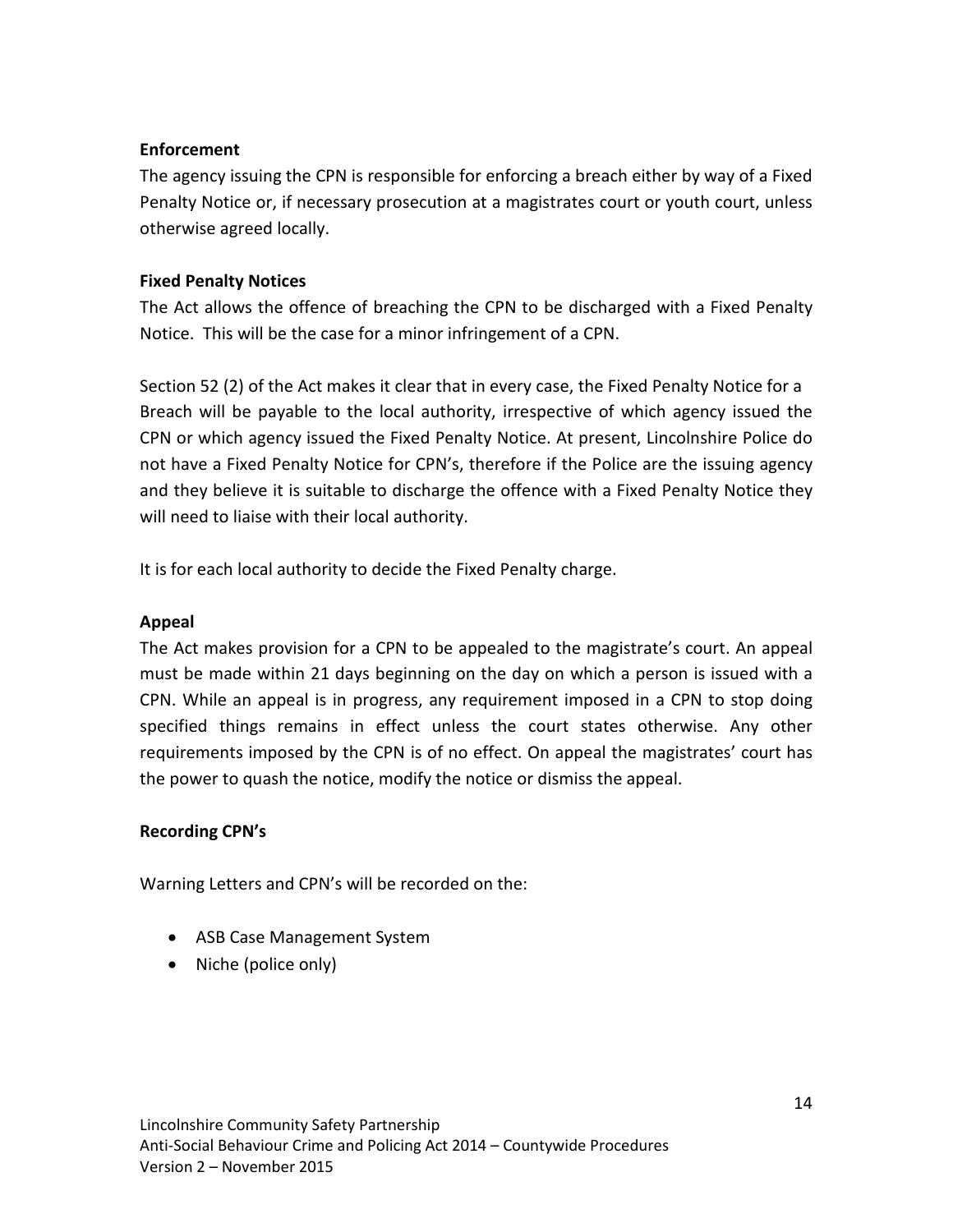**Enforcement**

The agency issuing the CPN is responsible for enforcing a breach either by way of a Fixed Penalty Notice or, if necessary prosecution at a magistrates court or youth court, unless otherwise agreed locally.

**Fixed Penalty Notices**

The Act allows the offence of breaching the CPN to be discharged with a Fixed Penalty Notice. This will be the case for a minor infringement of a CPN.

Section 52 (2) of the Act makes it clear that in every case, the Fixed Penalty Notice for a Breach will be payable to the local authority, irrespective of which agency issued the CPN or which agency issued the Fixed Penalty Notice. At present, Lincolnshire Police do not have a Fixed Penalty Notice for CPN's, therefore if the Police are the issuing agency and they believe it is suitable to discharge the offence with a Fixed Penalty Notice they will need to liaise with their local authority.

It is for each local authority to decide the Fixed Penalty charge.

**Appeal**

The Act makes provision for a CPN to be appealed to the magistrate's court. An appeal must be made within 21 days beginning on the day on which a person is issued with a CPN. While an appeal is in progress, any requirement imposed in a CPN to stop doing specified things remains in effect unless the court states otherwise. Any other requirements imposed by the CPN is of no effect. On appeal the magistrates' court has the power to quash the notice, modify the notice or dismiss the appeal.

**Recording CPN's**

Warning Letters and CPN's will be recorded on the:

- ASB Case Management System
- Niche (police only)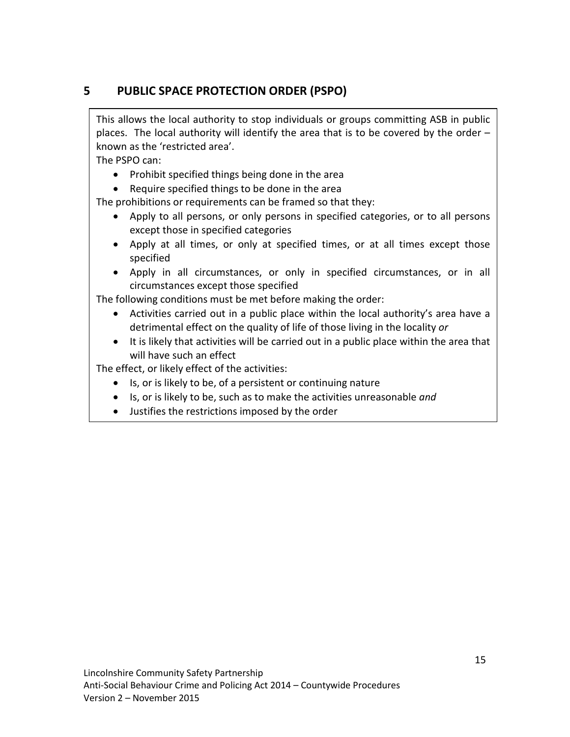## 5 PUBLIC SPACE PROTECTION ORDER (PSPO)

This allows the local authority to stop individuals or groups committing ASB in public places. The local authority will identify the area that is to be covered by the order – known as the 'restricted area'.

The PSPO can:

- Prohibit specified things being done in the area
- Require specified things to be done in the area

The prohibitions or requirements can be framed so that they:

- Apply to all persons, or only persons in specified categories, or to all persons except those in specified categories
- Apply at all times, or only at specified times, or at all times except those specified
- Apply in all circumstances, or only in specified circumstances, or in all circumstances except those specified

The following conditions must be met before making the order:

- Activities carried out in a public place within the local authority's area have a detrimental effect on the quality of life of those living in the locality *or*
- It is likely that activities will be carried out in a public place within the area that will have such an effect

The effect, or likely effect of the activities:

- Is, or is likely to be, of a persistent or continuing nature
- Is, or is likely to be, such as to make the activities unreasonable *and*
- Justifies the restrictions imposed by the order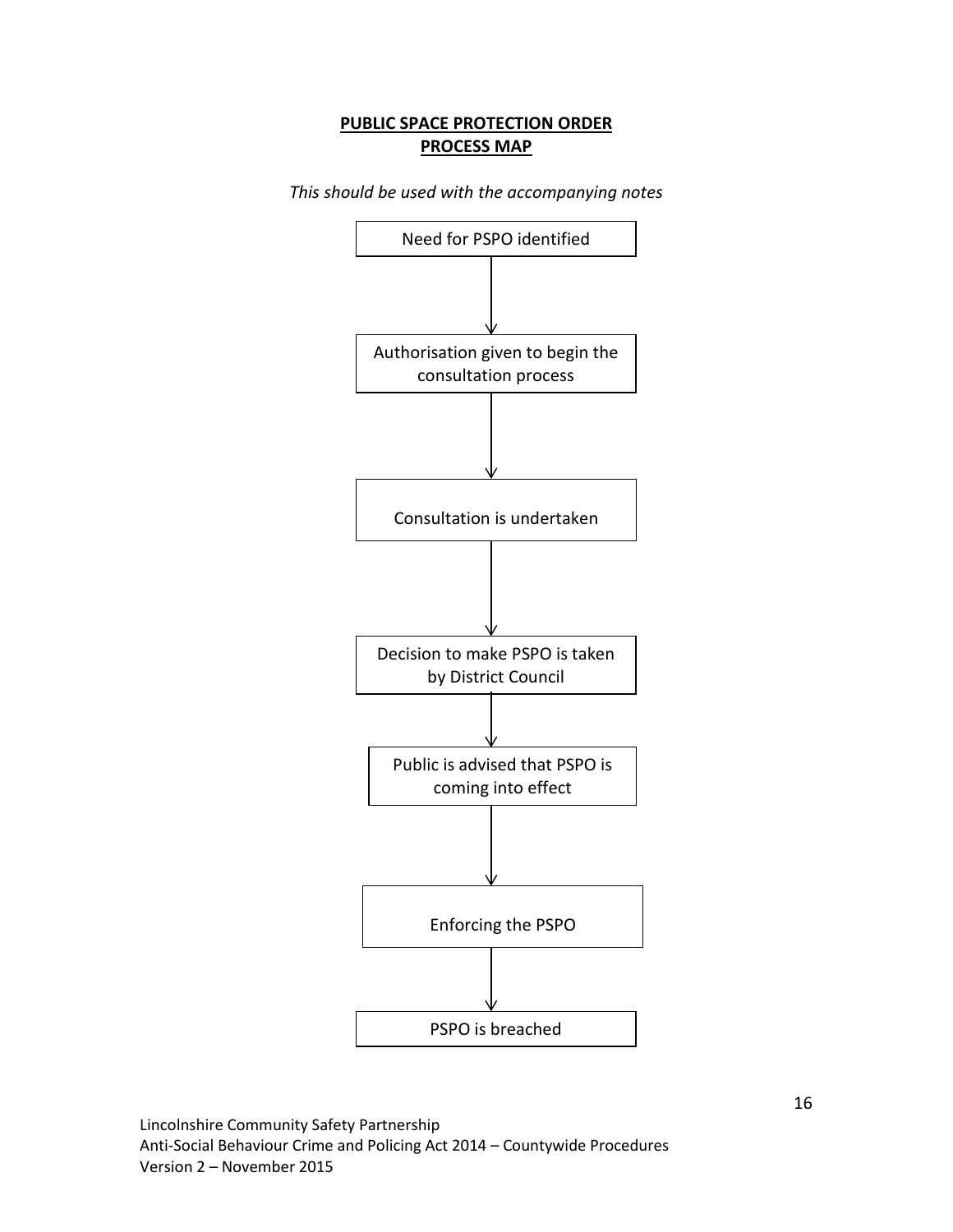# PUBLIC SPACE PROTECTION ORDER PROCESS MAP

*This should be used with the accompanying notes*

Need for PSPO identified

↓

Authorisation given to begin the consultation process

↓

Consultation is undertaken

↓

Decision to make PSPO is taken by District Council

↓

Public is advised that PSPO is coming into effect

↓

Enforcing the PSPO

↓

PSPO is breached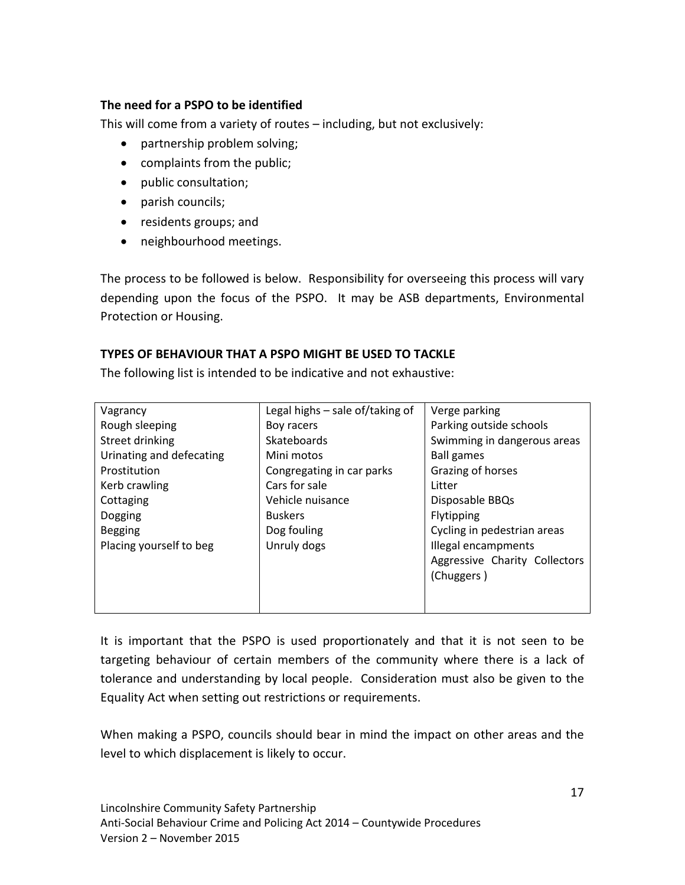**The need for a PSPO to be identified**

This will come from a variety of routes – including, but not exclusively:

- partnership problem solving;
- complaints from the public;
- public consultation;
- parish councils;
- residents groups; and
- neighbourhood meetings.

The process to be followed is below. Responsibility for overseeing this process will vary depending upon the focus of the PSPO. It may be ASB departments, Environmental Protection or Housing.

**TYPES OF BEHAVIOUR THAT A PSPO MIGHT BE USED TO TACKLE**

The following list is intended to be indicative and not exhaustive:

| | | |
|---|---|---|
| Vagrancy | Legal highs – sale of/taking of | Verge parking |
| Rough sleeping | Boy racers | Parking outside schools |
| Street drinking | Skateboards | Swimming in dangerous areas |
| Urinating and defecating | Mini motos | Ball games |
| Prostitution | Congregating in car parks | Grazing of horses |
| Kerb crawling | Cars for sale | Litter |
| Cottaging | Vehicle nuisance | Disposable BBQs |
| Dogging | Buskers | Flytipping |
| Begging | Dog fouling | Cycling in pedestrian areas |
| Placing yourself to beg | Unruly dogs | Illegal encampments |
| | | Aggressive Charity Collectors (Chuggers ) |

It is important that the PSPO is used proportionately and that it is not seen to be targeting behaviour of certain members of the community where there is a lack of tolerance and understanding by local people. Consideration must also be given to the Equality Act when setting out restrictions or requirements.

When making a PSPO, councils should bear in mind the impact on other areas and the level to which displacement is likely to occur.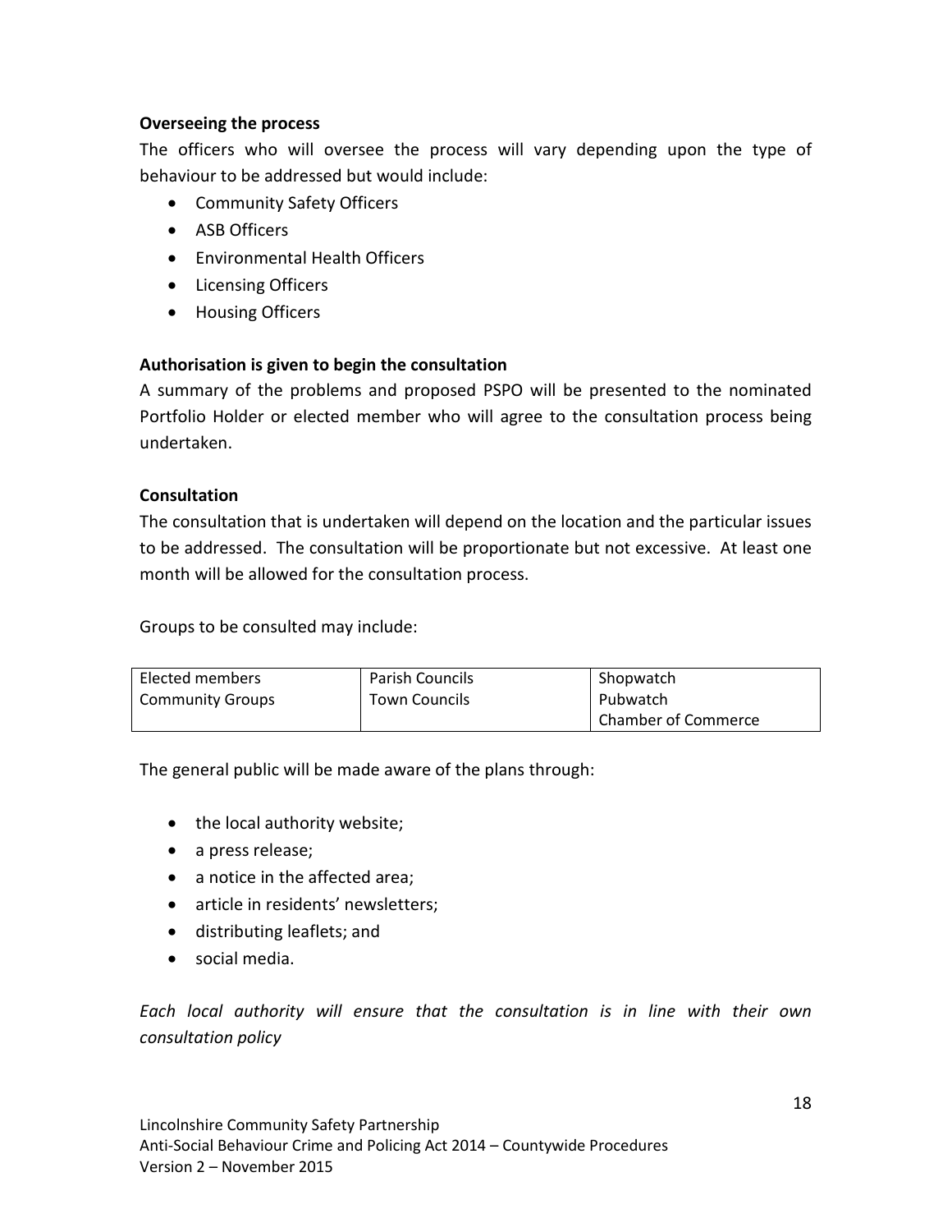**Overseeing the process**

The officers who will oversee the process will vary depending upon the type of behaviour to be addressed but would include:

- Community Safety Officers
- ASB Officers
- Environmental Health Officers
- Licensing Officers
- Housing Officers

**Authorisation is given to begin the consultation**

A summary of the problems and proposed PSPO will be presented to the nominated Portfolio Holder or elected member who will agree to the consultation process being undertaken.

**Consultation**

The consultation that is undertaken will depend on the location and the particular issues to be addressed. The consultation will be proportionate but not excessive. At least one month will be allowed for the consultation process.

Groups to be consulted may include:

| | | |
|---|---|---|
| Elected members<br>Community Groups | Parish Councils<br>Town Councils | Shopwatch<br>Pubwatch<br>Chamber of Commerce |

The general public will be made aware of the plans through:

- the local authority website;
- a press release;
- a notice in the affected area;
- article in residents' newsletters;
- distributing leaflets; and
- social media.

*Each local authority will ensure that the consultation is in line with their own consultation policy*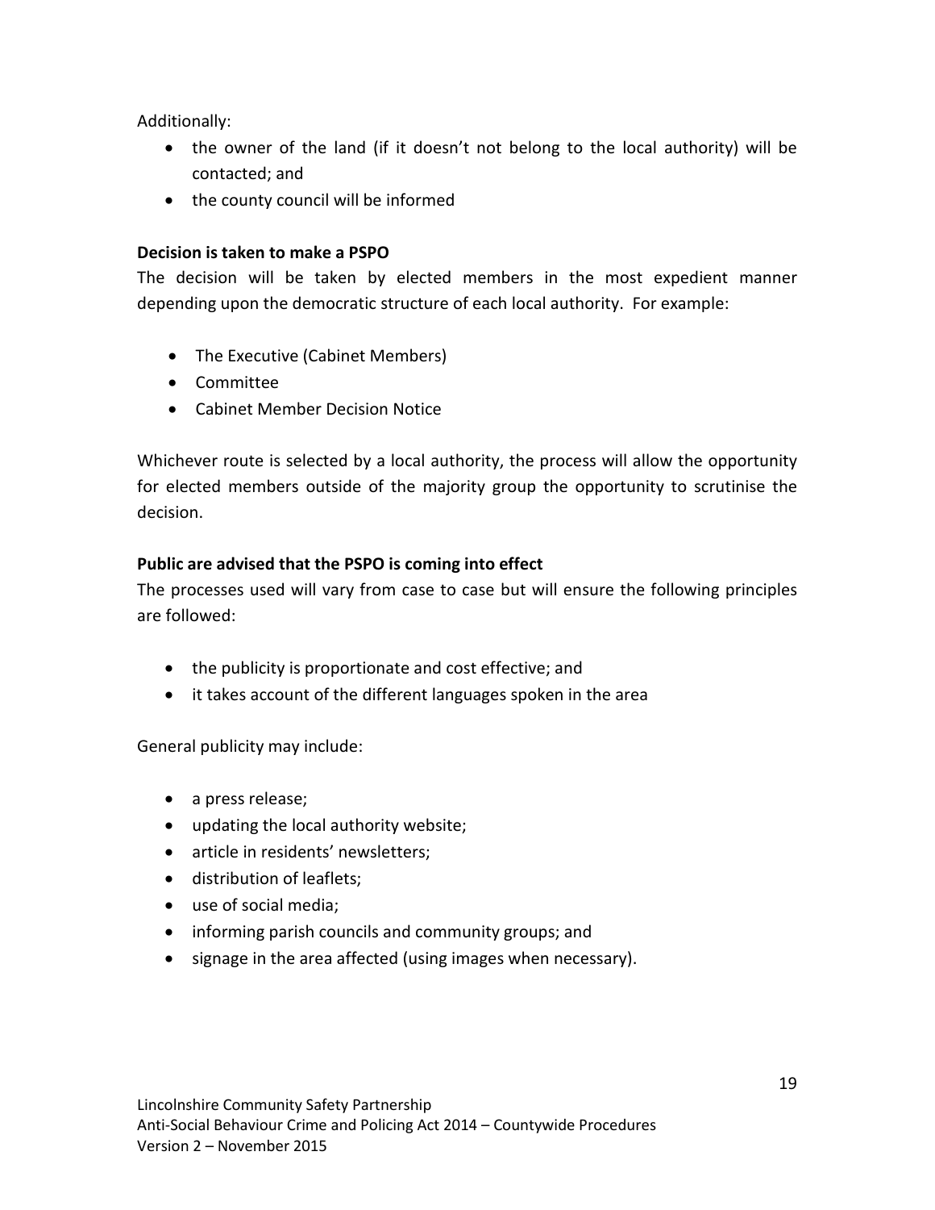Additionally:

- the owner of the land (if it doesn't not belong to the local authority) will be contacted; and
- the county council will be informed

**Decision is taken to make a PSPO**

The decision will be taken by elected members in the most expedient manner depending upon the democratic structure of each local authority. For example:

- The Executive (Cabinet Members)
- Committee
- Cabinet Member Decision Notice

Whichever route is selected by a local authority, the process will allow the opportunity for elected members outside of the majority group the opportunity to scrutinise the decision.

**Public are advised that the PSPO is coming into effect**

The processes used will vary from case to case but will ensure the following principles are followed:

- the publicity is proportionate and cost effective; and
- it takes account of the different languages spoken in the area

General publicity may include:

- a press release;
- updating the local authority website;
- article in residents' newsletters;
- distribution of leaflets;
- use of social media;
- informing parish councils and community groups; and
- signage in the area affected (using images when necessary).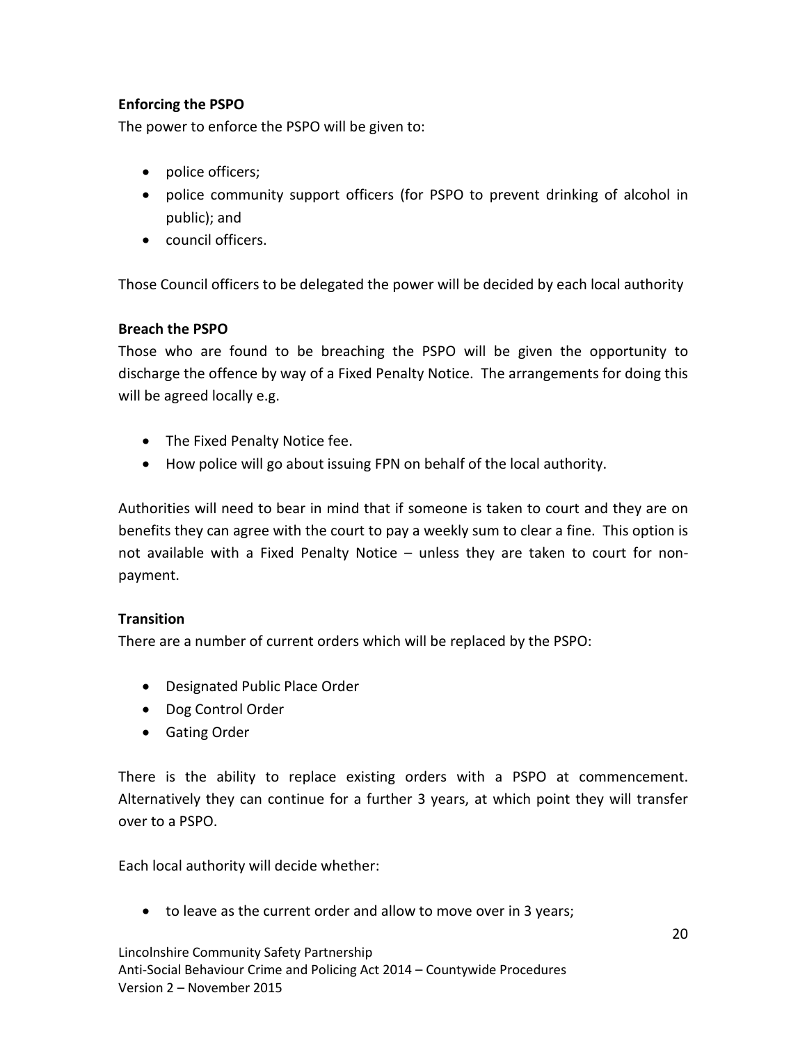**Enforcing the PSPO**

The power to enforce the PSPO will be given to:

- police officers;
- police community support officers (for PSPO to prevent drinking of alcohol in public); and
- council officers.

Those Council officers to be delegated the power will be decided by each local authority

**Breach the PSPO**

Those who are found to be breaching the PSPO will be given the opportunity to discharge the offence by way of a Fixed Penalty Notice. The arrangements for doing this will be agreed locally e.g.

- The Fixed Penalty Notice fee.
- How police will go about issuing FPN on behalf of the local authority.

Authorities will need to bear in mind that if someone is taken to court and they are on benefits they can agree with the court to pay a weekly sum to clear a fine. This option is not available with a Fixed Penalty Notice – unless they are taken to court for non-payment.

**Transition**

There are a number of current orders which will be replaced by the PSPO:

- Designated Public Place Order
- Dog Control Order
- Gating Order

There is the ability to replace existing orders with a PSPO at commencement. Alternatively they can continue for a further 3 years, at which point they will transfer over to a PSPO.

Each local authority will decide whether:

- to leave as the current order and allow to move over in 3 years;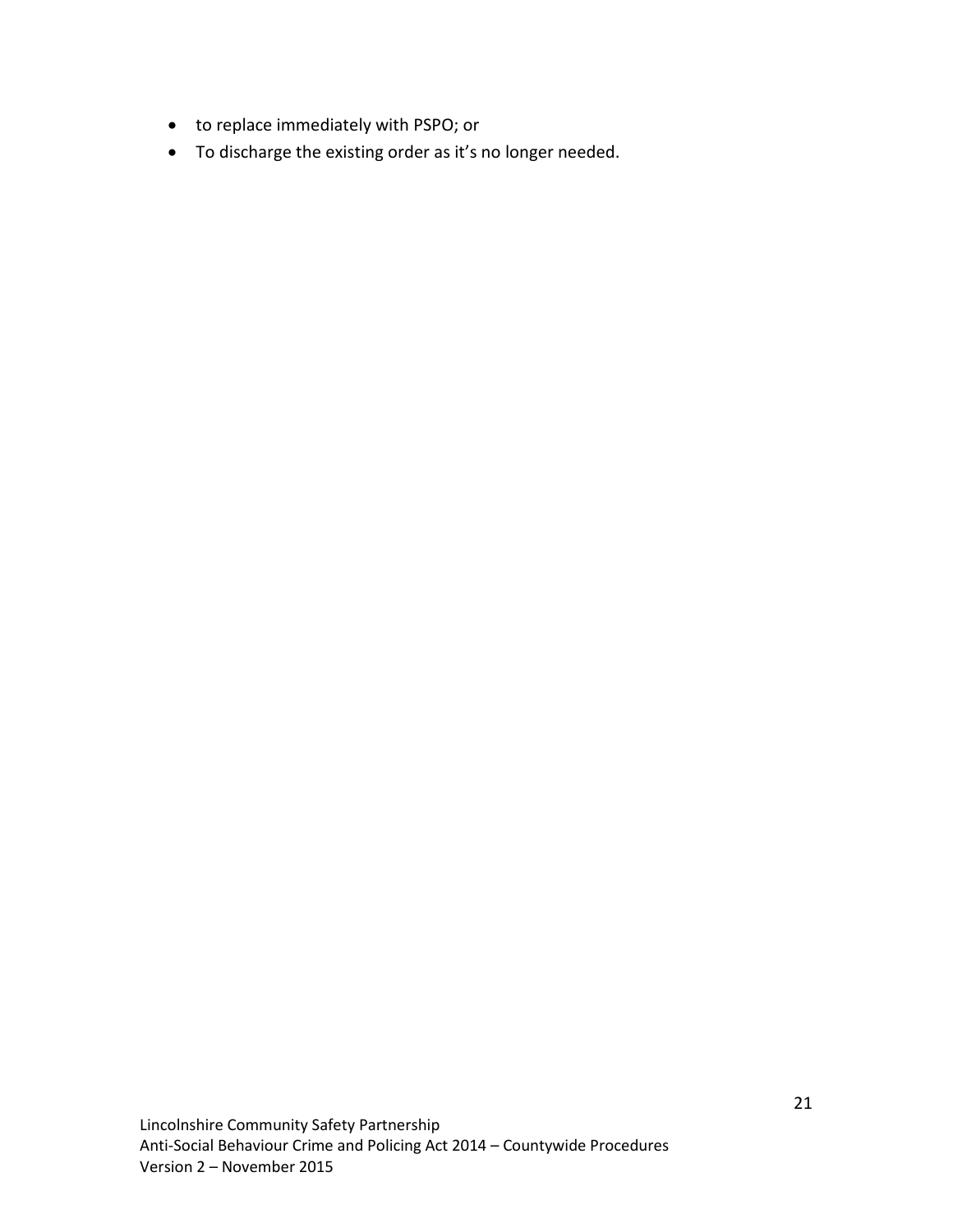- to replace immediately with PSPO; or
- To discharge the existing order as it's no longer needed.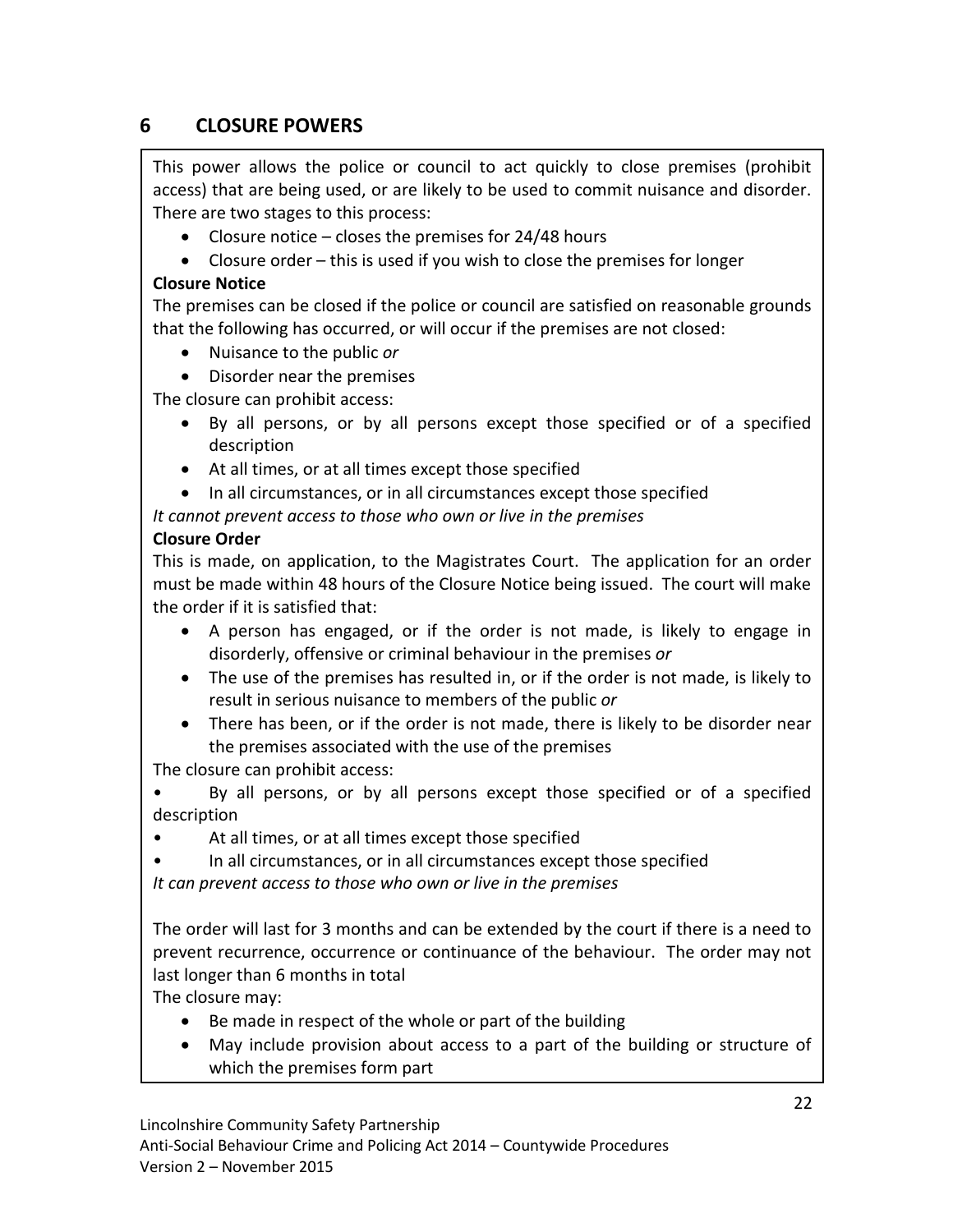## 6 CLOSURE POWERS

This power allows the police or council to act quickly to close premises (prohibit access) that are being used, or are likely to be used to commit nuisance and disorder. There are two stages to this process:

- Closure notice – closes the premises for 24/48 hours
- Closure order – this is used if you wish to close the premises for longer

**Closure Notice**

The premises can be closed if the police or council are satisfied on reasonable grounds that the following has occurred, or will occur if the premises are not closed:

- Nuisance to the public *or*
- Disorder near the premises

The closure can prohibit access:

- By all persons, or by all persons except those specified or of a specified description
- At all times, or at all times except those specified
- In all circumstances, or in all circumstances except those specified

*It cannot prevent access to those who own or live in the premises*

**Closure Order**

This is made, on application, to the Magistrates Court. The application for an order must be made within 48 hours of the Closure Notice being issued. The court will make the order if it is satisfied that:

- A person has engaged, or if the order is not made, is likely to engage in disorderly, offensive or criminal behaviour in the premises *or*
- The use of the premises has resulted in, or if the order is not made, is likely to result in serious nuisance to members of the public *or*
- There has been, or if the order is not made, there is likely to be disorder near the premises associated with the use of the premises

The closure can prohibit access:

- By all persons, or by all persons except those specified or of a specified description
- At all times, or at all times except those specified
- In all circumstances, or in all circumstances except those specified

*It can prevent access to those who own or live in the premises*

The order will last for 3 months and can be extended by the court if there is a need to prevent recurrence, occurrence or continuance of the behaviour. The order may not last longer than 6 months in total

The closure may:

- Be made in respect of the whole or part of the building
- May include provision about access to a part of the building or structure of which the premises form part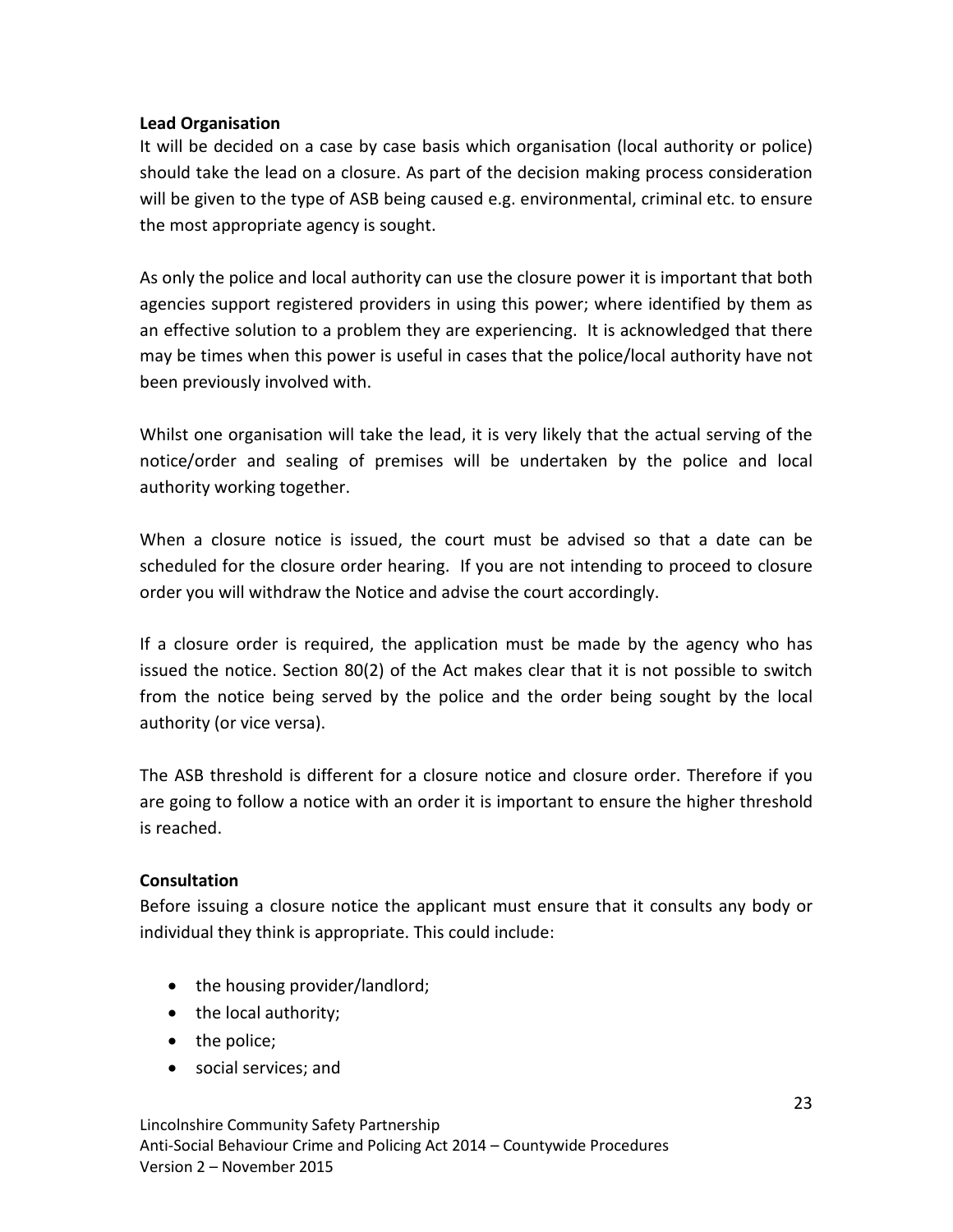**Lead Organisation**

It will be decided on a case by case basis which organisation (local authority or police) should take the lead on a closure. As part of the decision making process consideration will be given to the type of ASB being caused e.g. environmental, criminal etc. to ensure the most appropriate agency is sought.

As only the police and local authority can use the closure power it is important that both agencies support registered providers in using this power; where identified by them as an effective solution to a problem they are experiencing. It is acknowledged that there may be times when this power is useful in cases that the police/local authority have not been previously involved with.

Whilst one organisation will take the lead, it is very likely that the actual serving of the notice/order and sealing of premises will be undertaken by the police and local authority working together.

When a closure notice is issued, the court must be advised so that a date can be scheduled for the closure order hearing. If you are not intending to proceed to closure order you will withdraw the Notice and advise the court accordingly.

If a closure order is required, the application must be made by the agency who has issued the notice. Section 80(2) of the Act makes clear that it is not possible to switch from the notice being served by the police and the order being sought by the local authority (or vice versa).

The ASB threshold is different for a closure notice and closure order. Therefore if you are going to follow a notice with an order it is important to ensure the higher threshold is reached.

**Consultation**

Before issuing a closure notice the applicant must ensure that it consults any body or individual they think is appropriate. This could include:

- the housing provider/landlord;
- the local authority;
- the police;
- social services; and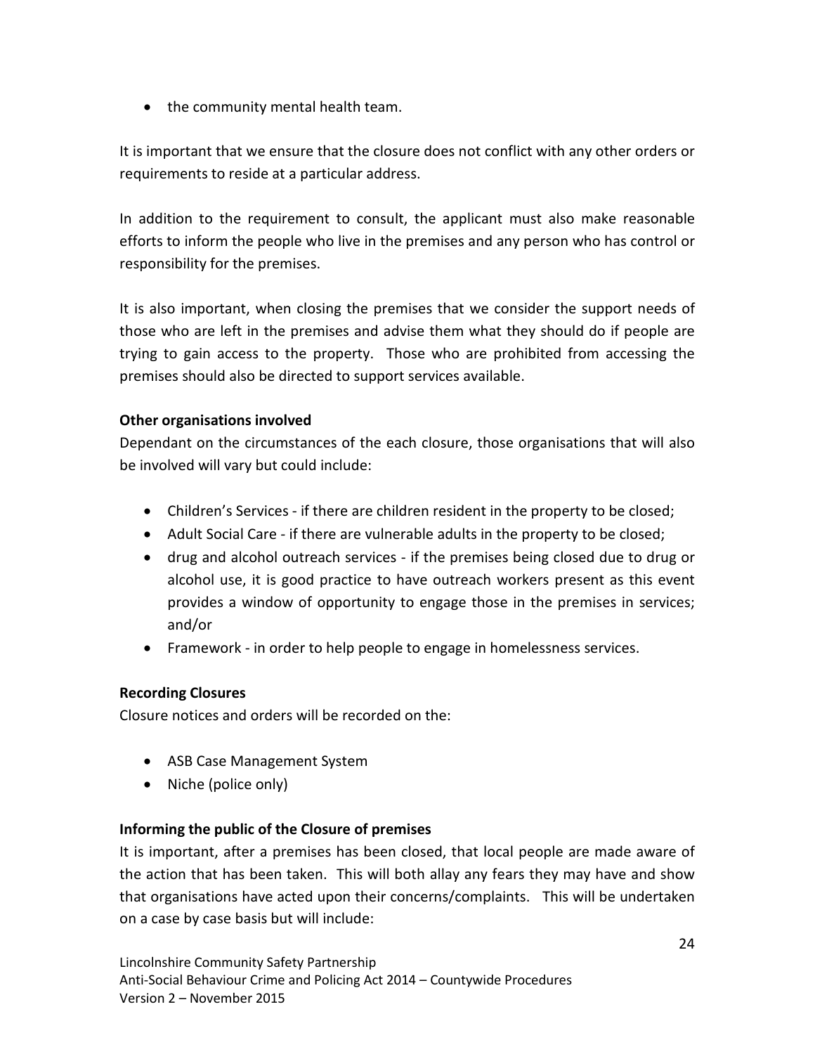- the community mental health team.

It is important that we ensure that the closure does not conflict with any other orders or requirements to reside at a particular address.

In addition to the requirement to consult, the applicant must also make reasonable efforts to inform the people who live in the premises and any person who has control or responsibility for the premises.

It is also important, when closing the premises that we consider the support needs of those who are left in the premises and advise them what they should do if people are trying to gain access to the property. Those who are prohibited from accessing the premises should also be directed to support services available.

**Other organisations involved**

Dependant on the circumstances of the each closure, those organisations that will also be involved will vary but could include:

- Children's Services - if there are children resident in the property to be closed;
- Adult Social Care - if there are vulnerable adults in the property to be closed;
- drug and alcohol outreach services - if the premises being closed due to drug or alcohol use, it is good practice to have outreach workers present as this event provides a window of opportunity to engage those in the premises in services; and/or
- Framework - in order to help people to engage in homelessness services.

**Recording Closures**

Closure notices and orders will be recorded on the:

- ASB Case Management System
- Niche (police only)

**Informing the public of the Closure of premises**

It is important, after a premises has been closed, that local people are made aware of the action that has been taken. This will both allay any fears they may have and show that organisations have acted upon their concerns/complaints. This will be undertaken on a case by case basis but will include: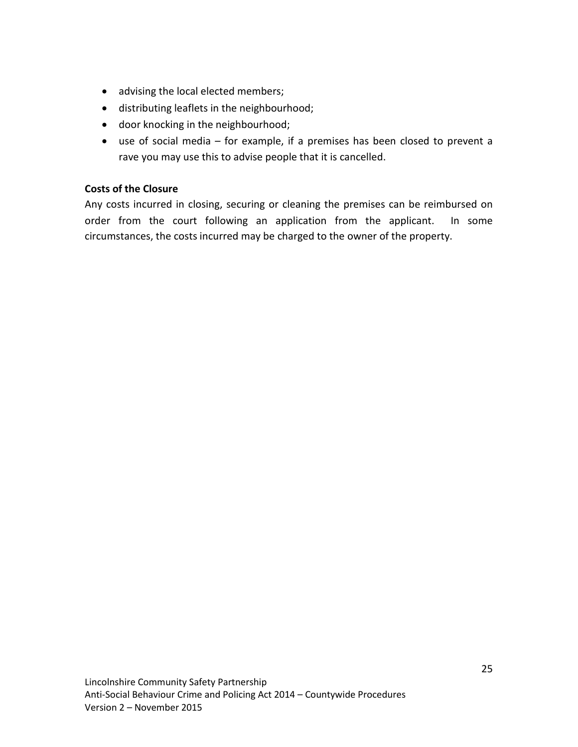- advising the local elected members;
- distributing leaflets in the neighbourhood;
- door knocking in the neighbourhood;
- use of social media – for example, if a premises has been closed to prevent a rave you may use this to advise people that it is cancelled.

**Costs of the Closure**

Any costs incurred in closing, securing or cleaning the premises can be reimbursed on order from the court following an application from the applicant. In some circumstances, the costs incurred may be charged to the owner of the property.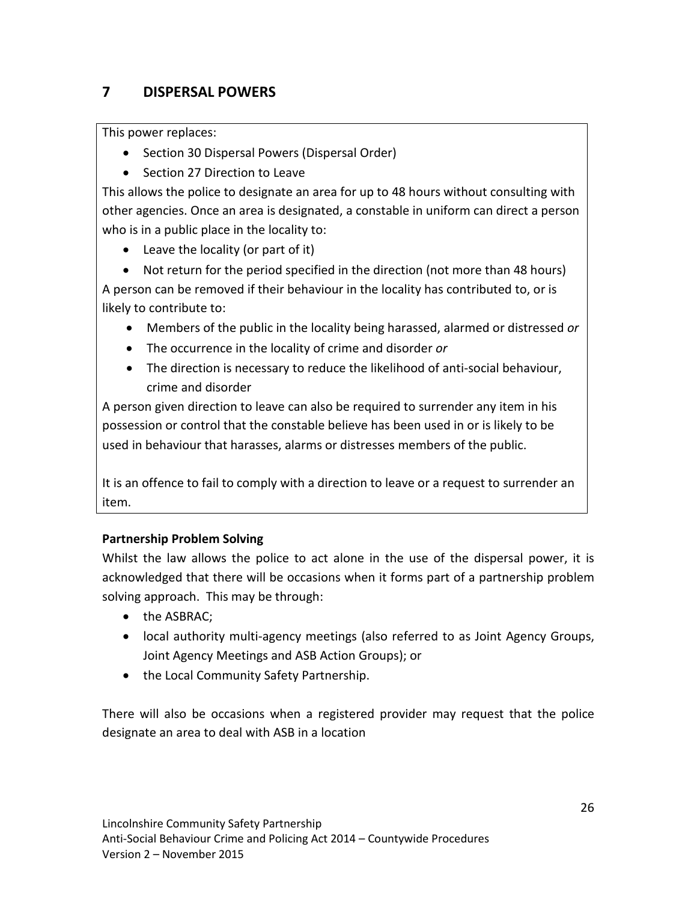## 7 DISPERSAL POWERS

This power replaces:

- Section 30 Dispersal Powers (Dispersal Order)
- Section 27 Direction to Leave

This allows the police to designate an area for up to 48 hours without consulting with other agencies. Once an area is designated, a constable in uniform can direct a person who is in a public place in the locality to:

- Leave the locality (or part of it)
- Not return for the period specified in the direction (not more than 48 hours)

A person can be removed if their behaviour in the locality has contributed to, or is likely to contribute to:

- Members of the public in the locality being harassed, alarmed or distressed *or*
- The occurrence in the locality of crime and disorder *or*
- The direction is necessary to reduce the likelihood of anti-social behaviour, crime and disorder

A person given direction to leave can also be required to surrender any item in his possession or control that the constable believe has been used in or is likely to be used in behaviour that harasses, alarms or distresses members of the public.

It is an offence to fail to comply with a direction to leave or a request to surrender an item.

**Partnership Problem Solving**

Whilst the law allows the police to act alone in the use of the dispersal power, it is acknowledged that there will be occasions when it forms part of a partnership problem solving approach. This may be through:

- the ASBRAC;
- local authority multi-agency meetings (also referred to as Joint Agency Groups, Joint Agency Meetings and ASB Action Groups); or
- the Local Community Safety Partnership.

There will also be occasions when a registered provider may request that the police designate an area to deal with ASB in a location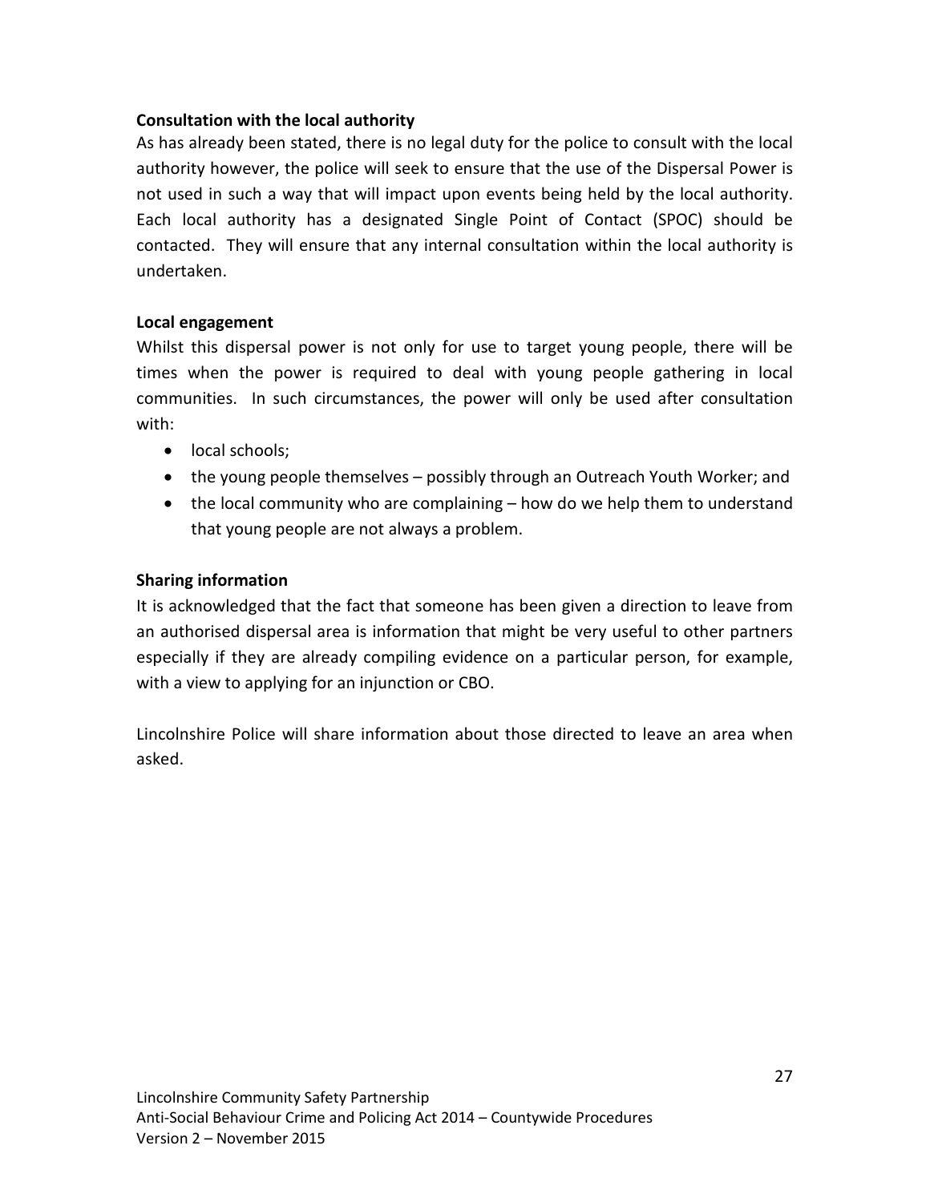**Consultation with the local authority**

As has already been stated, there is no legal duty for the police to consult with the local authority however, the police will seek to ensure that the use of the Dispersal Power is not used in such a way that will impact upon events being held by the local authority. Each local authority has a designated Single Point of Contact (SPOC) should be contacted. They will ensure that any internal consultation within the local authority is undertaken.

**Local engagement**

Whilst this dispersal power is not only for use to target young people, there will be times when the power is required to deal with young people gathering in local communities. In such circumstances, the power will only be used after consultation with:

- local schools;
- the young people themselves – possibly through an Outreach Youth Worker; and
- the local community who are complaining – how do we help them to understand that young people are not always a problem.

**Sharing information**

It is acknowledged that the fact that someone has been given a direction to leave from an authorised dispersal area is information that might be very useful to other partners especially if they are already compiling evidence on a particular person, for example, with a view to applying for an injunction or CBO.

Lincolnshire Police will share information about those directed to leave an area when asked.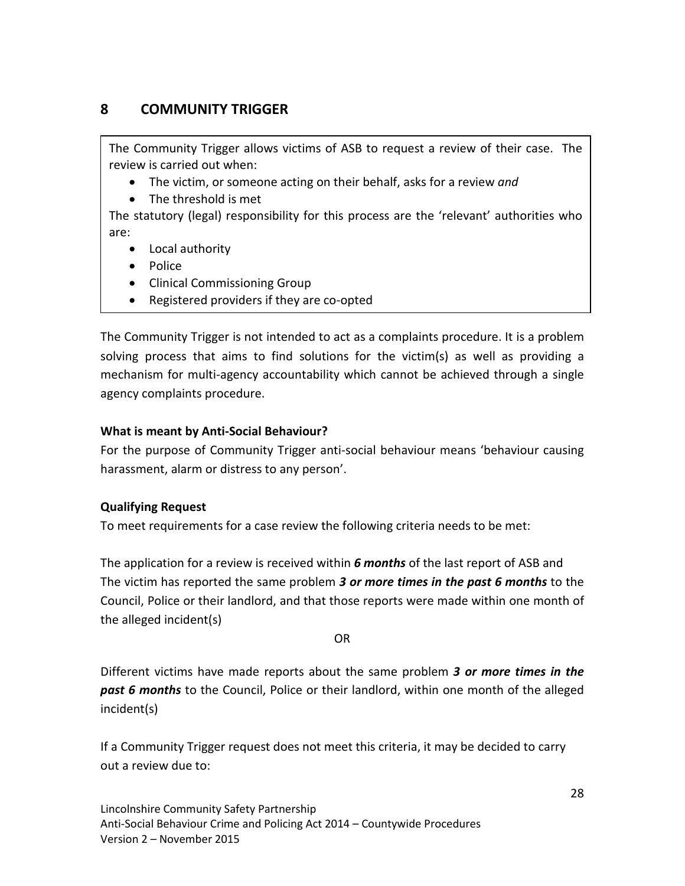## 8 COMMUNITY TRIGGER

The Community Trigger allows victims of ASB to request a review of their case. The review is carried out when:

- The victim, or someone acting on their behalf, asks for a review *and*
- The threshold is met

The statutory (legal) responsibility for this process are the 'relevant' authorities who are:

- Local authority
- Police
- Clinical Commissioning Group
- Registered providers if they are co-opted

The Community Trigger is not intended to act as a complaints procedure. It is a problem solving process that aims to find solutions for the victim(s) as well as providing a mechanism for multi-agency accountability which cannot be achieved through a single agency complaints procedure.

**What is meant by Anti-Social Behaviour?**

For the purpose of Community Trigger anti-social behaviour means 'behaviour causing harassment, alarm or distress to any person'.

**Qualifying Request**

To meet requirements for a case review the following criteria needs to be met:

The application for a review is received within ***6 months*** of the last report of ASB and
The victim has reported the same problem ***3 or more times in the past 6 months*** to the Council, Police or their landlord, and that those reports were made within one month of the alleged incident(s)

OR

Different victims have made reports about the same problem ***3 or more times in the past 6 months*** to the Council, Police or their landlord, within one month of the alleged incident(s)

If a Community Trigger request does not meet this criteria, it may be decided to carry out a review due to: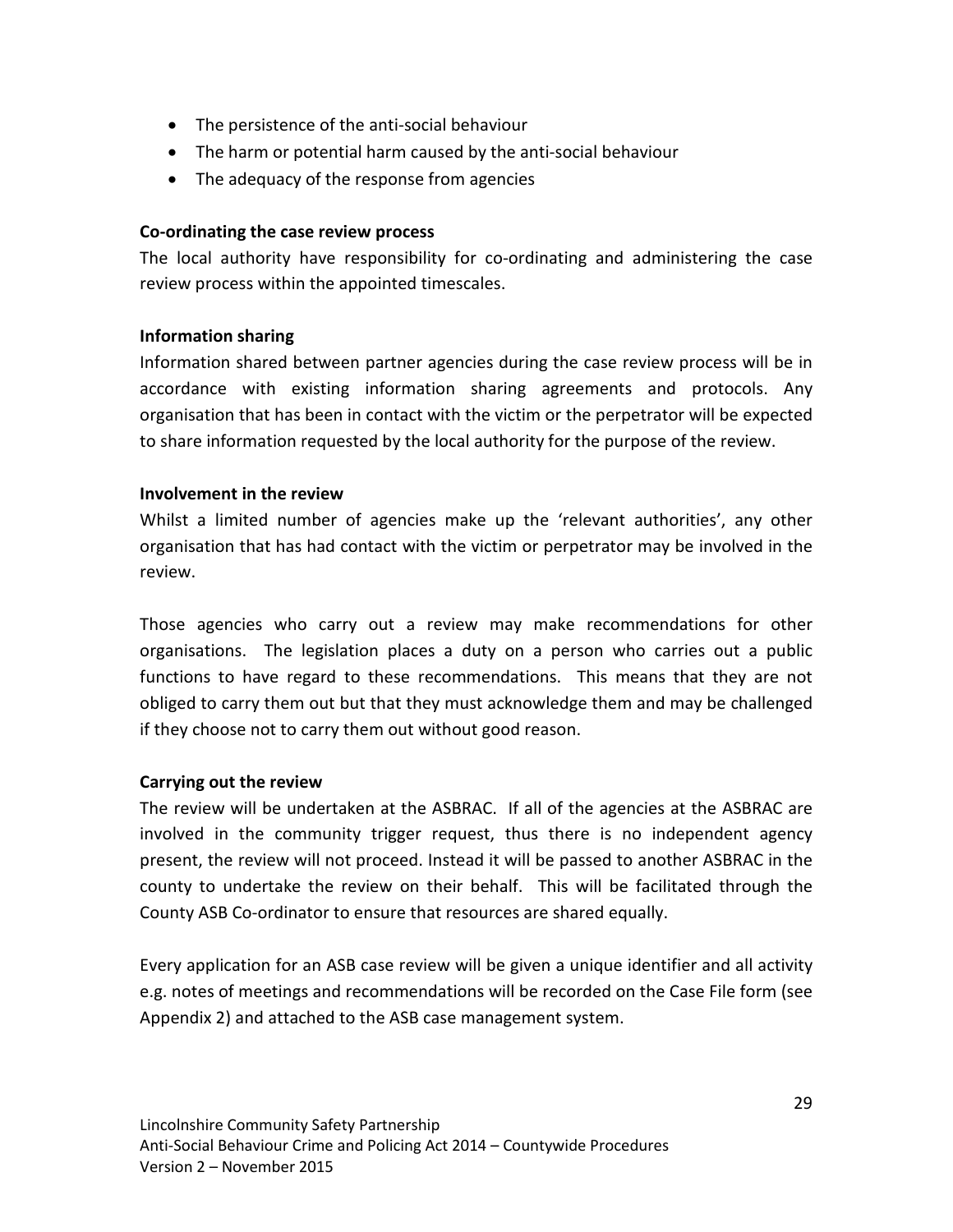- The persistence of the anti-social behaviour
- The harm or potential harm caused by the anti-social behaviour
- The adequacy of the response from agencies

**Co-ordinating the case review process**

The local authority have responsibility for co-ordinating and administering the case review process within the appointed timescales.

**Information sharing**

Information shared between partner agencies during the case review process will be in accordance with existing information sharing agreements and protocols. Any organisation that has been in contact with the victim or the perpetrator will be expected to share information requested by the local authority for the purpose of the review.

**Involvement in the review**

Whilst a limited number of agencies make up the 'relevant authorities', any other organisation that has had contact with the victim or perpetrator may be involved in the review.

Those agencies who carry out a review may make recommendations for other organisations. The legislation places a duty on a person who carries out a public functions to have regard to these recommendations. This means that they are not obliged to carry them out but that they must acknowledge them and may be challenged if they choose not to carry them out without good reason.

**Carrying out the review**

The review will be undertaken at the ASBRAC. If all of the agencies at the ASBRAC are involved in the community trigger request, thus there is no independent agency present, the review will not proceed. Instead it will be passed to another ASBRAC in the county to undertake the review on their behalf. This will be facilitated through the County ASB Co-ordinator to ensure that resources are shared equally.

Every application for an ASB case review will be given a unique identifier and all activity e.g. notes of meetings and recommendations will be recorded on the Case File form (see Appendix 2) and attached to the ASB case management system.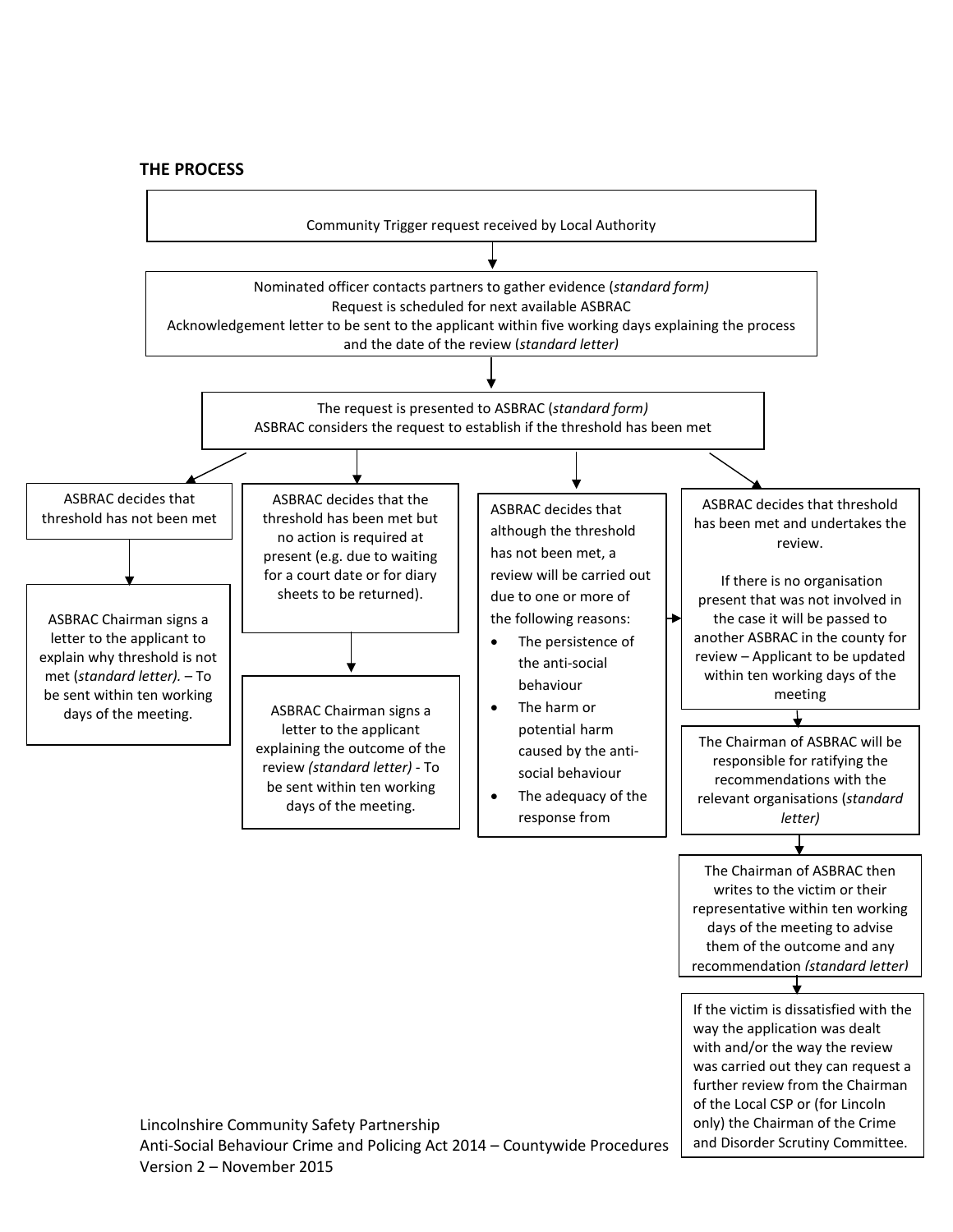**THE PROCESS**

Community Trigger request received by Local Authority

↓

Nominated officer contacts partners to gather evidence (*standard form)*
Request is scheduled for next available ASBRAC
Acknowledgement letter to be sent to the applicant within five working days explaining the process and the date of the review (*standard letter)*

↓

The request is presented to ASBRAC (*standard form)*
ASBRAC considers the request to establish if the threshold has been met

↓

**Outcome 1:**

ASBRAC decides that threshold has not been met

↓

ASBRAC Chairman signs a letter to the applicant to explain why threshold is not met (*standard letter).* – To be sent within ten working days of the meeting.

**Outcome 2:**

ASBRAC decides that the threshold has been met but no action is required at present (e.g. due to waiting for a court date or for diary sheets to be returned).

↓

ASBRAC Chairman signs a letter to the applicant explaining the outcome of the review *(standard letter)* - To be sent within ten working days of the meeting.

**Outcome 3:**

ASBRAC decides that although the threshold has not been met, a review will be carried out due to one or more of the following reasons:

- The persistence of the anti-social behaviour
- The harm or potential harm caused by the anti-social behaviour
- The adequacy of the response from

→ (proceeds to Outcome 4)

**Outcome 4:**

ASBRAC decides that threshold has been met and undertakes the review.

If there is no organisation present that was not involved in the case it will be passed to another ASBRAC in the county for review – Applicant to be updated within ten working days of the meeting

↓

The Chairman of ASBRAC will be responsible for ratifying the recommendations with the relevant organisations (*standard letter)*

↓

The Chairman of ASBRAC then writes to the victim or their representative within ten working days of the meeting to advise them of the outcome and any recommendation *(standard letter)*

↓

If the victim is dissatisfied with the way the application was dealt with and/or the way the review was carried out they can request a further review from the Chairman of the Local CSP or (for Lincoln only) the Chairman of the Crime and Disorder Scrutiny Committee.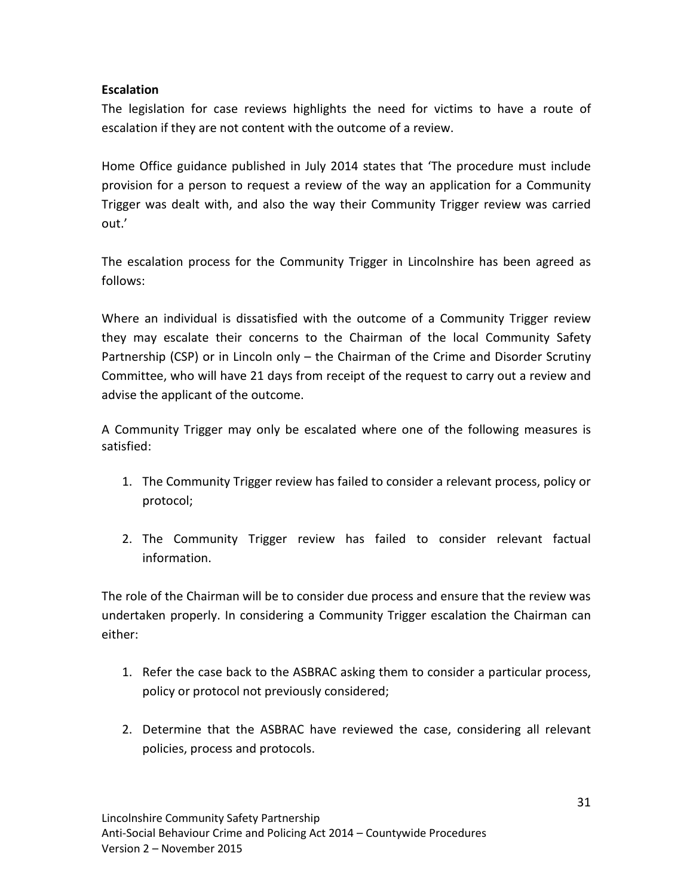**Escalation**

The legislation for case reviews highlights the need for victims to have a route of escalation if they are not content with the outcome of a review.

Home Office guidance published in July 2014 states that 'The procedure must include provision for a person to request a review of the way an application for a Community Trigger was dealt with, and also the way their Community Trigger review was carried out.'

The escalation process for the Community Trigger in Lincolnshire has been agreed as follows:

Where an individual is dissatisfied with the outcome of a Community Trigger review they may escalate their concerns to the Chairman of the local Community Safety Partnership (CSP) or in Lincoln only – the Chairman of the Crime and Disorder Scrutiny Committee, who will have 21 days from receipt of the request to carry out a review and advise the applicant of the outcome.

A Community Trigger may only be escalated where one of the following measures is satisfied:

1. The Community Trigger review has failed to consider a relevant process, policy or protocol;
2. The Community Trigger review has failed to consider relevant factual information.

The role of the Chairman will be to consider due process and ensure that the review was undertaken properly. In considering a Community Trigger escalation the Chairman can either:

1. Refer the case back to the ASBRAC asking them to consider a particular process, policy or protocol not previously considered;
2. Determine that the ASBRAC have reviewed the case, considering all relevant policies, process and protocols.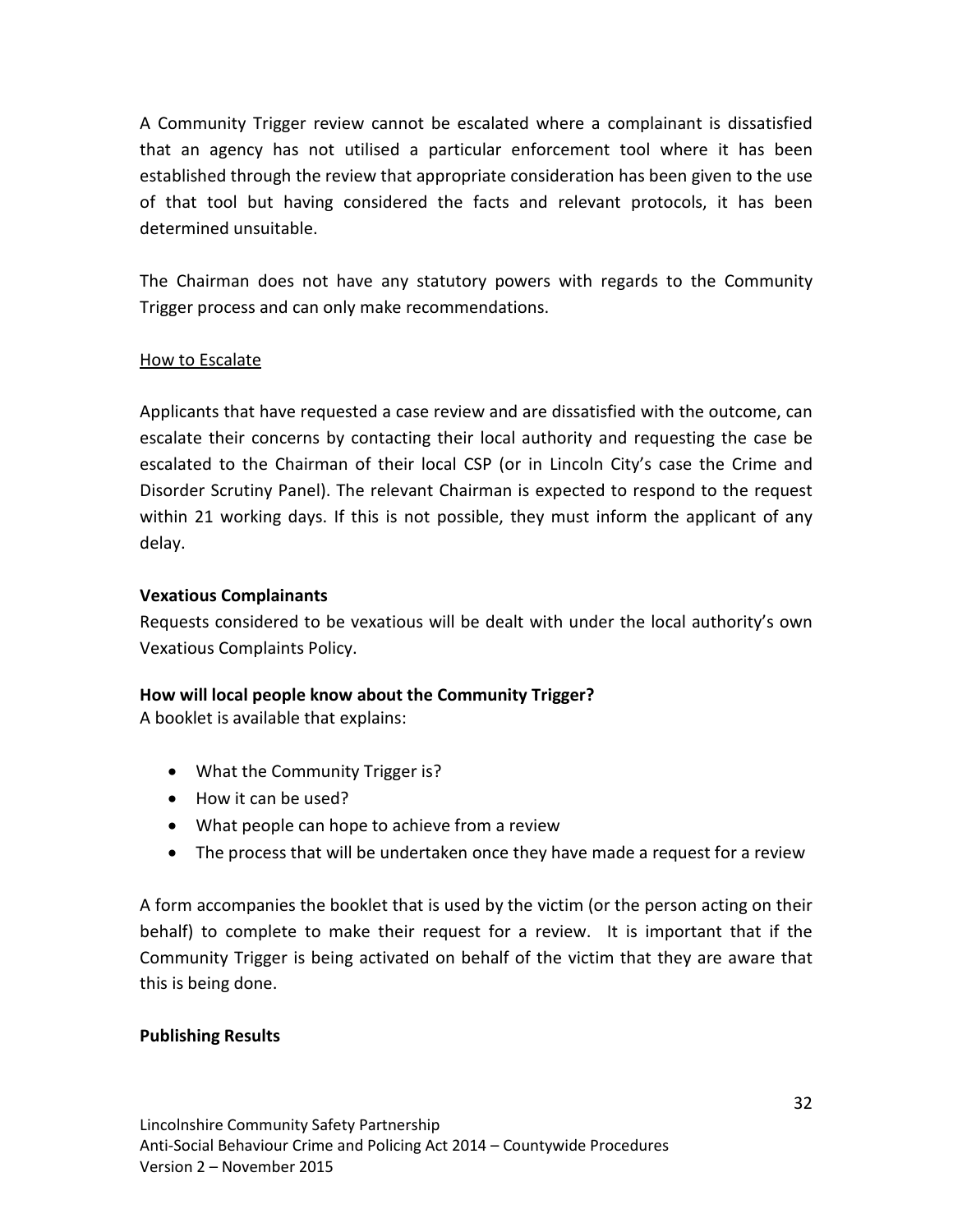A Community Trigger review cannot be escalated where a complainant is dissatisfied that an agency has not utilised a particular enforcement tool where it has been established through the review that appropriate consideration has been given to the use of that tool but having considered the facts and relevant protocols, it has been determined unsuitable.

The Chairman does not have any statutory powers with regards to the Community Trigger process and can only make recommendations.

<u>How to Escalate</u>

Applicants that have requested a case review and are dissatisfied with the outcome, can escalate their concerns by contacting their local authority and requesting the case be escalated to the Chairman of their local CSP (or in Lincoln City's case the Crime and Disorder Scrutiny Panel). The relevant Chairman is expected to respond to the request within 21 working days. If this is not possible, they must inform the applicant of any delay.

**Vexatious Complainants**

Requests considered to be vexatious will be dealt with under the local authority's own Vexatious Complaints Policy.

**How will local people know about the Community Trigger?**

A booklet is available that explains:

- What the Community Trigger is?
- How it can be used?
- What people can hope to achieve from a review
- The process that will be undertaken once they have made a request for a review

A form accompanies the booklet that is used by the victim (or the person acting on their behalf) to complete to make their request for a review. It is important that if the Community Trigger is being activated on behalf of the victim that they are aware that this is being done.

**Publishing Results**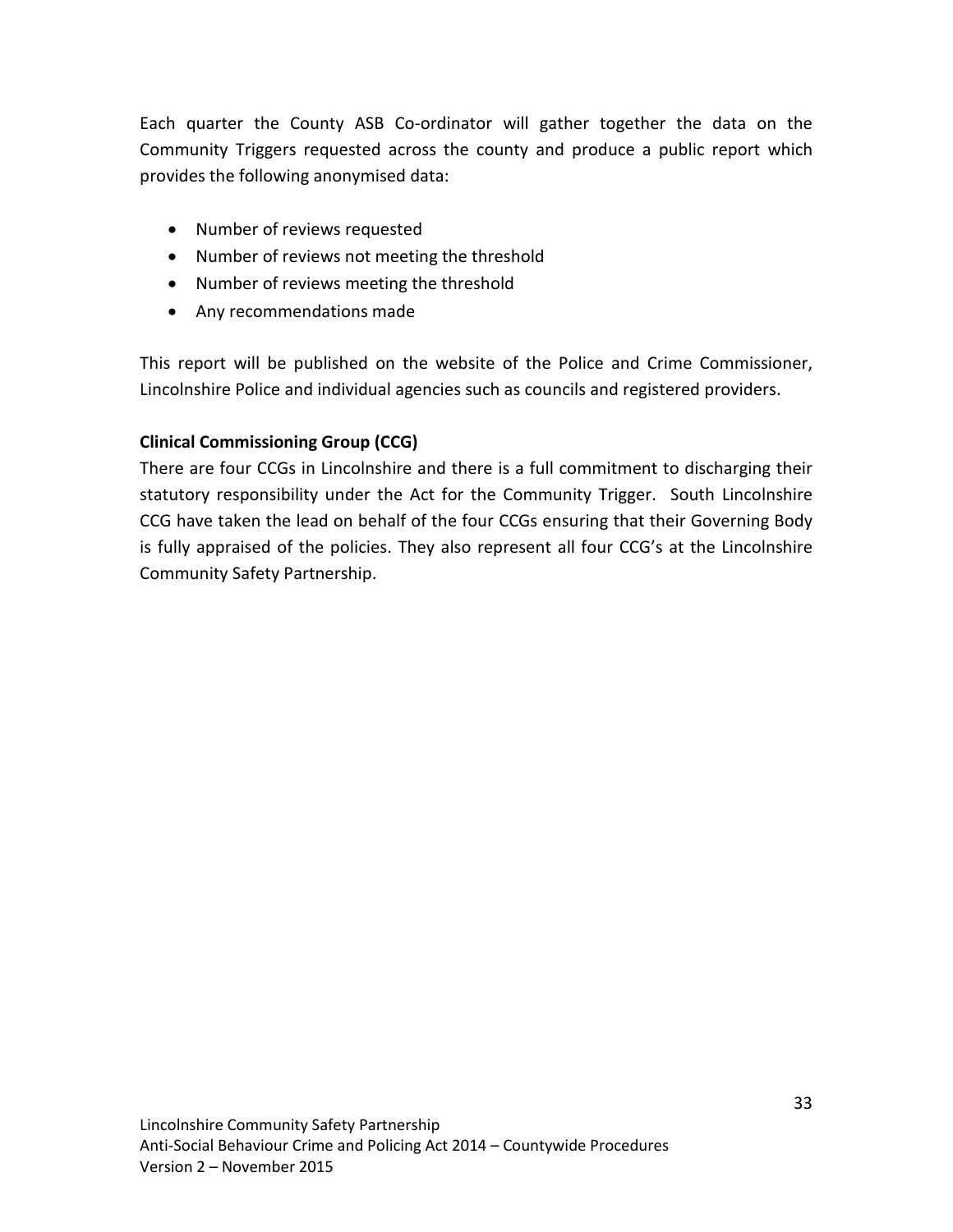Each quarter the County ASB Co-ordinator will gather together the data on the Community Triggers requested across the county and produce a public report which provides the following anonymised data:

- Number of reviews requested
- Number of reviews not meeting the threshold
- Number of reviews meeting the threshold
- Any recommendations made

This report will be published on the website of the Police and Crime Commissioner, Lincolnshire Police and individual agencies such as councils and registered providers.

**Clinical Commissioning Group (CCG)**

There are four CCGs in Lincolnshire and there is a full commitment to discharging their statutory responsibility under the Act for the Community Trigger. South Lincolnshire CCG have taken the lead on behalf of the four CCGs ensuring that their Governing Body is fully appraised of the policies. They also represent all four CCG's at the Lincolnshire Community Safety Partnership.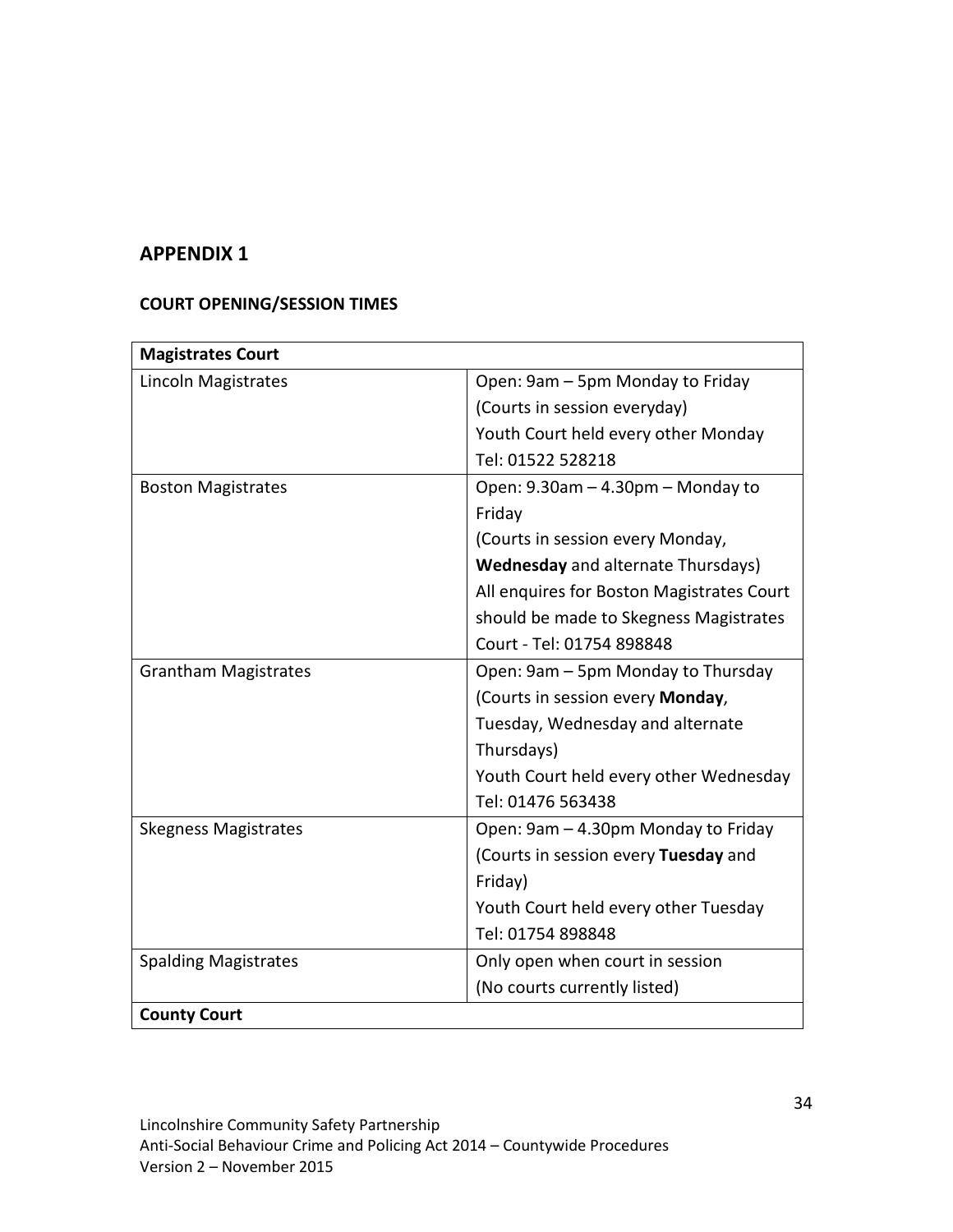## APPENDIX 1

### COURT OPENING/SESSION TIMES

| **Magistrates Court** | |
|---|---|
| Lincoln Magistrates | Open: 9am – 5pm Monday to Friday<br>(Courts in session everyday)<br>Youth Court held every other Monday<br>Tel: 01522 528218 |
| Boston Magistrates | Open: 9.30am – 4.30pm – Monday to Friday<br>(Courts in session every Monday, **Wednesday** and alternate Thursdays)<br>All enquires for Boston Magistrates Court should be made to Skegness Magistrates Court - Tel: 01754 898848 |
| Grantham Magistrates | Open: 9am – 5pm Monday to Thursday<br>(Courts in session every **Monday**, Tuesday, Wednesday and alternate Thursdays)<br>Youth Court held every other Wednesday<br>Tel: 01476 563438 |
| Skegness Magistrates | Open: 9am – 4.30pm Monday to Friday<br>(Courts in session every **Tuesday** and Friday)<br>Youth Court held every other Tuesday<br>Tel: 01754 898848 |
| Spalding Magistrates | Only open when court in session<br>(No courts currently listed) |
| **County Court** | |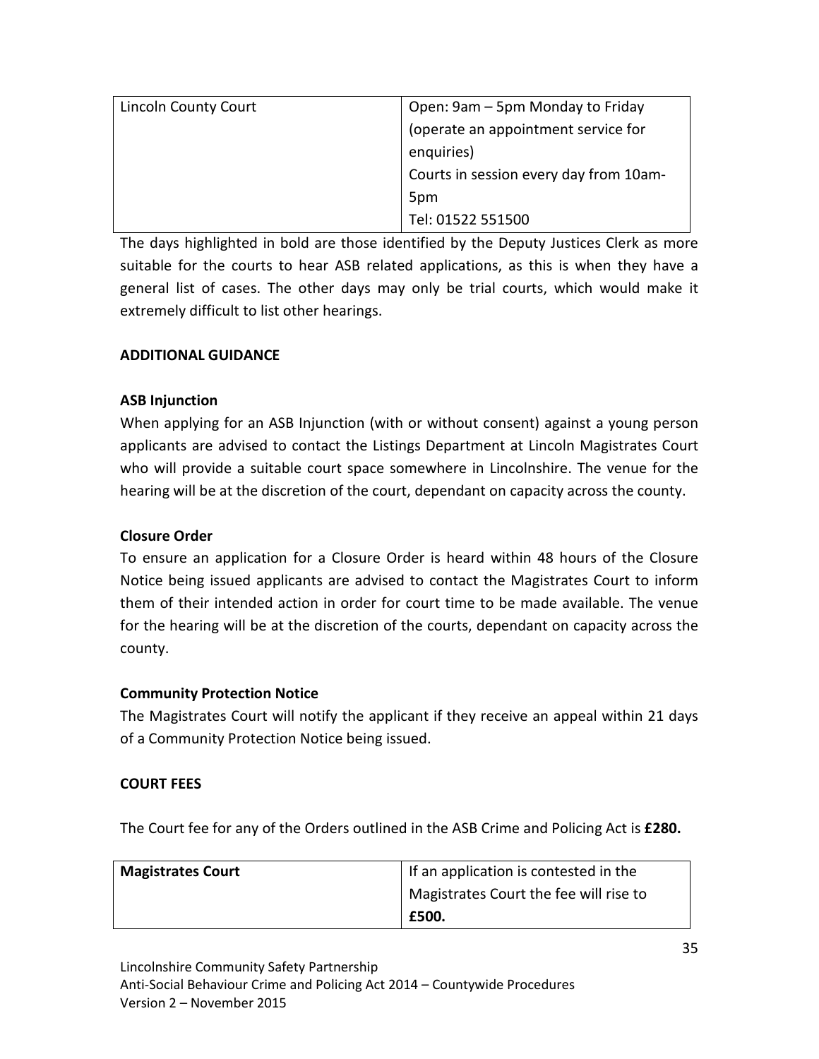| Lincoln County Court | Open: 9am – 5pm Monday to Friday (operate an appointment service for enquiries)<br>Courts in session every day from 10am-5pm<br>Tel: 01522 551500 |
|---|---|

The days highlighted in bold are those identified by the Deputy Justices Clerk as more suitable for the courts to hear ASB related applications, as this is when they have a general list of cases. The other days may only be trial courts, which would make it extremely difficult to list other hearings.

**ADDITIONAL GUIDANCE**

**ASB Injunction**

When applying for an ASB Injunction (with or without consent) against a young person applicants are advised to contact the Listings Department at Lincoln Magistrates Court who will provide a suitable court space somewhere in Lincolnshire. The venue for the hearing will be at the discretion of the court, dependant on capacity across the county.

**Closure Order**

To ensure an application for a Closure Order is heard within 48 hours of the Closure Notice being issued applicants are advised to contact the Magistrates Court to inform them of their intended action in order for court time to be made available. The venue for the hearing will be at the discretion of the courts, dependant on capacity across the county.

**Community Protection Notice**

The Magistrates Court will notify the applicant if they receive an appeal within 21 days of a Community Protection Notice being issued.

**COURT FEES**

The Court fee for any of the Orders outlined in the ASB Crime and Policing Act is **£280.**

| **Magistrates Court** | If an application is contested in the Magistrates Court the fee will rise to **£500.** |
|---|---|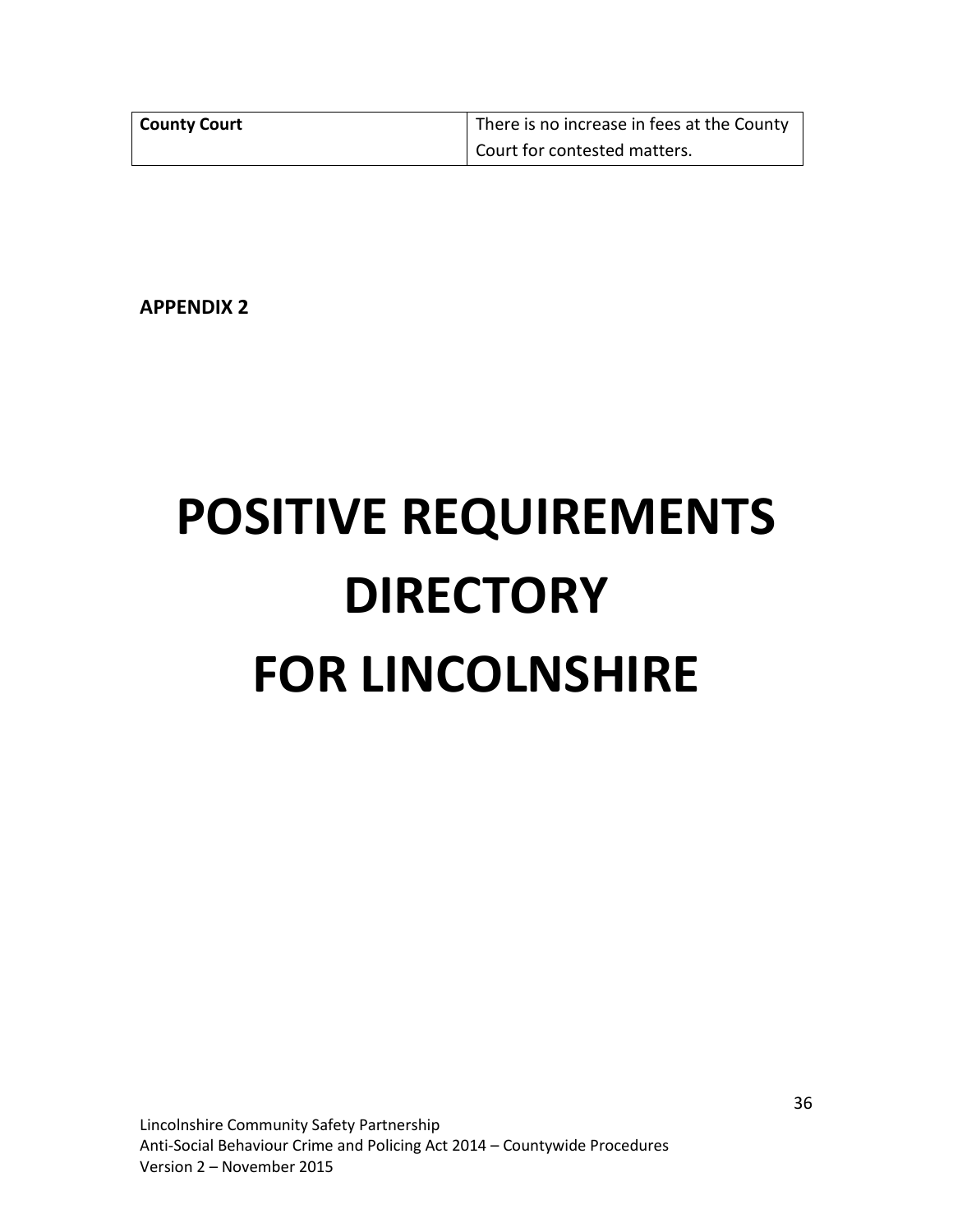| County Court | There is no increase in fees at the County Court for contested matters. |
| --- | --- |

**APPENDIX 2**

# POSITIVE REQUIREMENTS DIRECTORY FOR LINCOLNSHIRE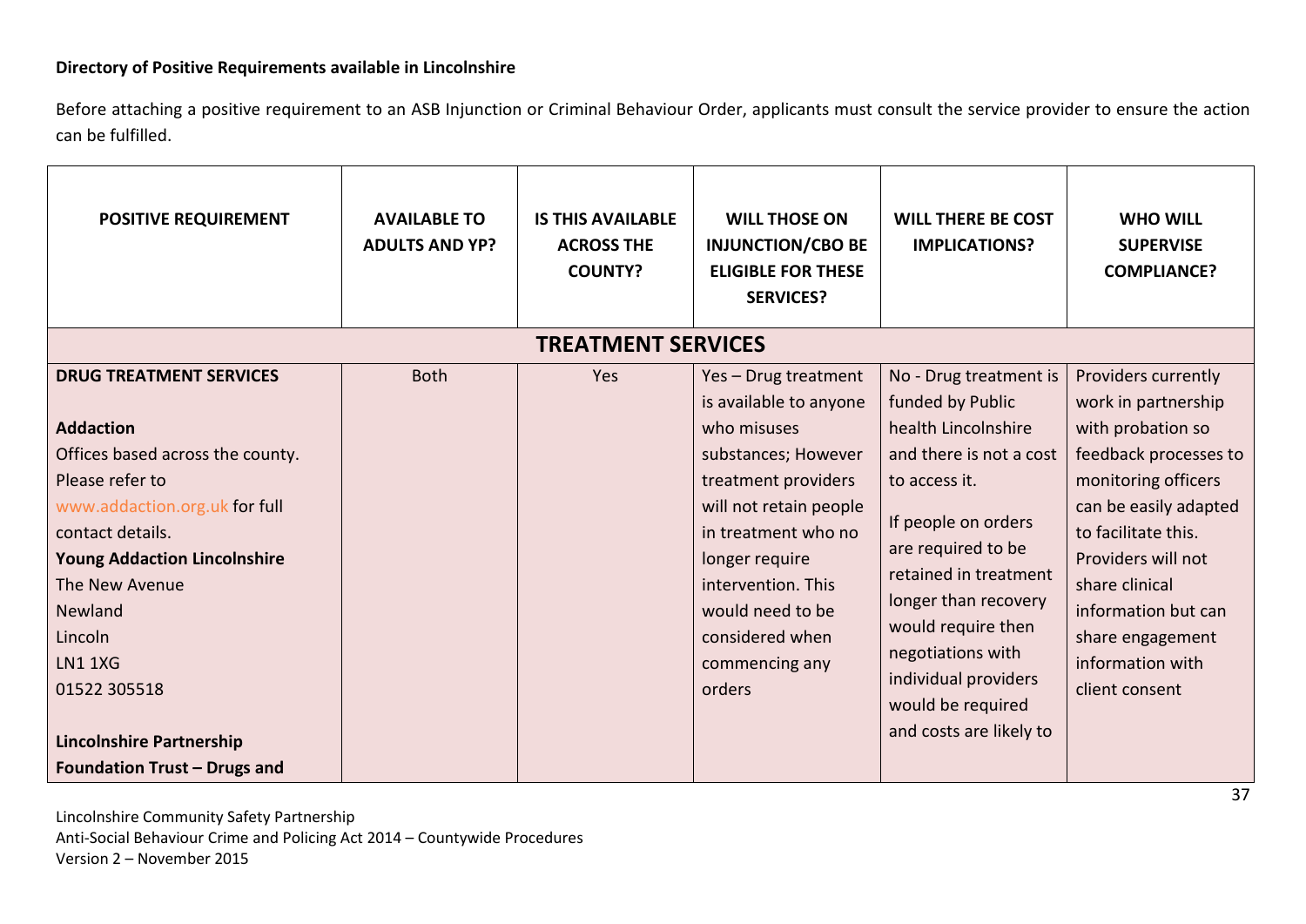**Directory of Positive Requirements available in Lincolnshire**

Before attaching a positive requirement to an ASB Injunction or Criminal Behaviour Order, applicants must consult the service provider to ensure the action can be fulfilled.

| POSITIVE REQUIREMENT | AVAILABLE TO ADULTS AND YP? | IS THIS AVAILABLE ACROSS THE COUNTY? | WILL THOSE ON INJUNCTION/CBO BE ELIGIBLE FOR THESE SERVICES? | WILL THERE BE COST IMPLICATIONS? | WHO WILL SUPERVISE COMPLIANCE? |
|---|---|---|---|---|---|
| **TREATMENT SERVICES** | | | | | |
| **DRUG TREATMENT SERVICES**<br><br>**Addaction**<br>Offices based across the county. Please refer to www.addaction.org.uk for full contact details.<br>**Young Addaction Lincolnshire**<br>The New Avenue<br>Newland<br>Lincoln<br>LN1 1XG<br>01522 305518<br><br>**Lincolnshire Partnership Foundation Trust – Drugs and** | Both | Yes | Yes – Drug treatment is available to anyone who misuses substances; However treatment providers will not retain people in treatment who no longer require intervention. This would need to be considered when commencing any orders | No - Drug treatment is funded by Public health Lincolnshire and there is not a cost to access it.<br><br>If people on orders are required to be retained in treatment longer than recovery would require then negotiations with individual providers would be required and costs are likely to | Providers currently work in partnership with probation so feedback processes to monitoring officers can be easily adapted to facilitate this. Providers will not share clinical information but can share engagement information with client consent |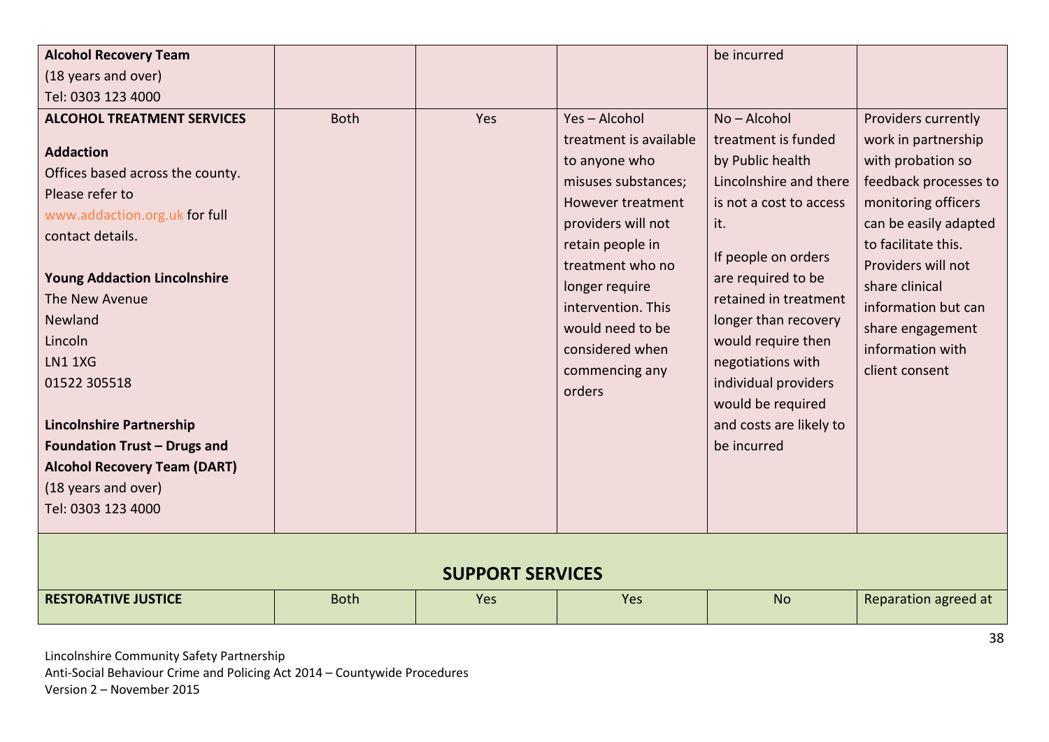| | | | | | |
|---|---|---|---|---|---|
| **Alcohol Recovery Team**<br>(18 years and over)<br>Tel: 0303 123 4000 | | | | be incurred | |
| **ALCOHOL TREATMENT SERVICES**<br><br>**Addaction**<br>Offices based across the county. Please refer to www.addaction.org.uk for full contact details.<br><br>**Young Addaction Lincolnshire**<br>The New Avenue<br>Newland<br>Lincoln<br>LN1 1XG<br>01522 305518<br><br>**Lincolnshire Partnership Foundation Trust – Drugs and Alcohol Recovery Team (DART)**<br>(18 years and over)<br>Tel: 0303 123 4000 | Both | Yes | Yes – Alcohol treatment is available to anyone who misuses substances; However treatment providers will not retain people in treatment who no longer require intervention. This would need to be considered when commencing any orders | No – Alcohol treatment is funded by Public health Lincolnshire and there is not a cost to access it.<br><br>If people on orders are required to be retained in treatment longer than recovery would require then negotiations with individual providers would be required and costs are likely to be incurred | Providers currently work in partnership with probation so feedback processes to monitoring officers can be easily adapted to facilitate this. Providers will not share clinical information but can share engagement information with client consent |
| **SUPPORT SERVICES** | | | | | |
| **RESTORATIVE JUSTICE** | Both | Yes | Yes | No | Reparation agreed at |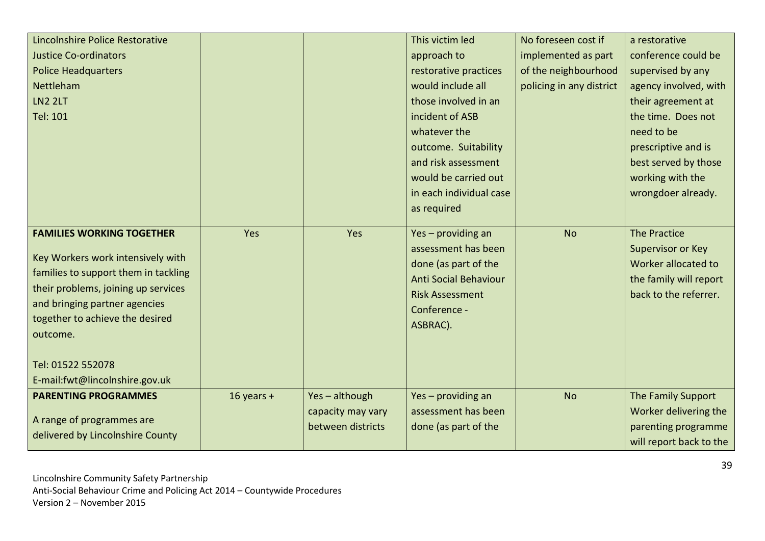| | | | | | |
|---|---|---|---|---|---|
| Lincolnshire Police Restorative Justice Co-ordinators<br>Police Headquarters<br>Nettleham<br>LN2 2LT<br>Tel: 101 | | | This victim led approach to restorative practices would include all those involved in an incident of ASB whatever the outcome. Suitability and risk assessment would be carried out in each individual case as required | No foreseen cost if implemented as part of the neighbourhood policing in any district | a restorative conference could be supervised by any agency involved, with their agreement at the time. Does not need to be prescriptive and is best served by those working with the wrongdoer already. |
| **FAMILIES WORKING TOGETHER**<br><br>Key Workers work intensively with families to support them in tackling their problems, joining up services and bringing partner agencies together to achieve the desired outcome.<br><br>Tel: 01522 552078<br>E-mail:fwt@lincolnshire.gov.uk | Yes | Yes | Yes – providing an assessment has been done (as part of the Anti Social Behaviour Risk Assessment Conference - ASBRAC). | No | The Practice Supervisor or Key Worker allocated to the family will report back to the referrer. |
| **PARENTING PROGRAMMES**<br><br>A range of programmes are delivered by Lincolnshire County | 16 years + | Yes – although capacity may vary between districts | Yes – providing an assessment has been done (as part of the | No | The Family Support Worker delivering the parenting programme will report back to the |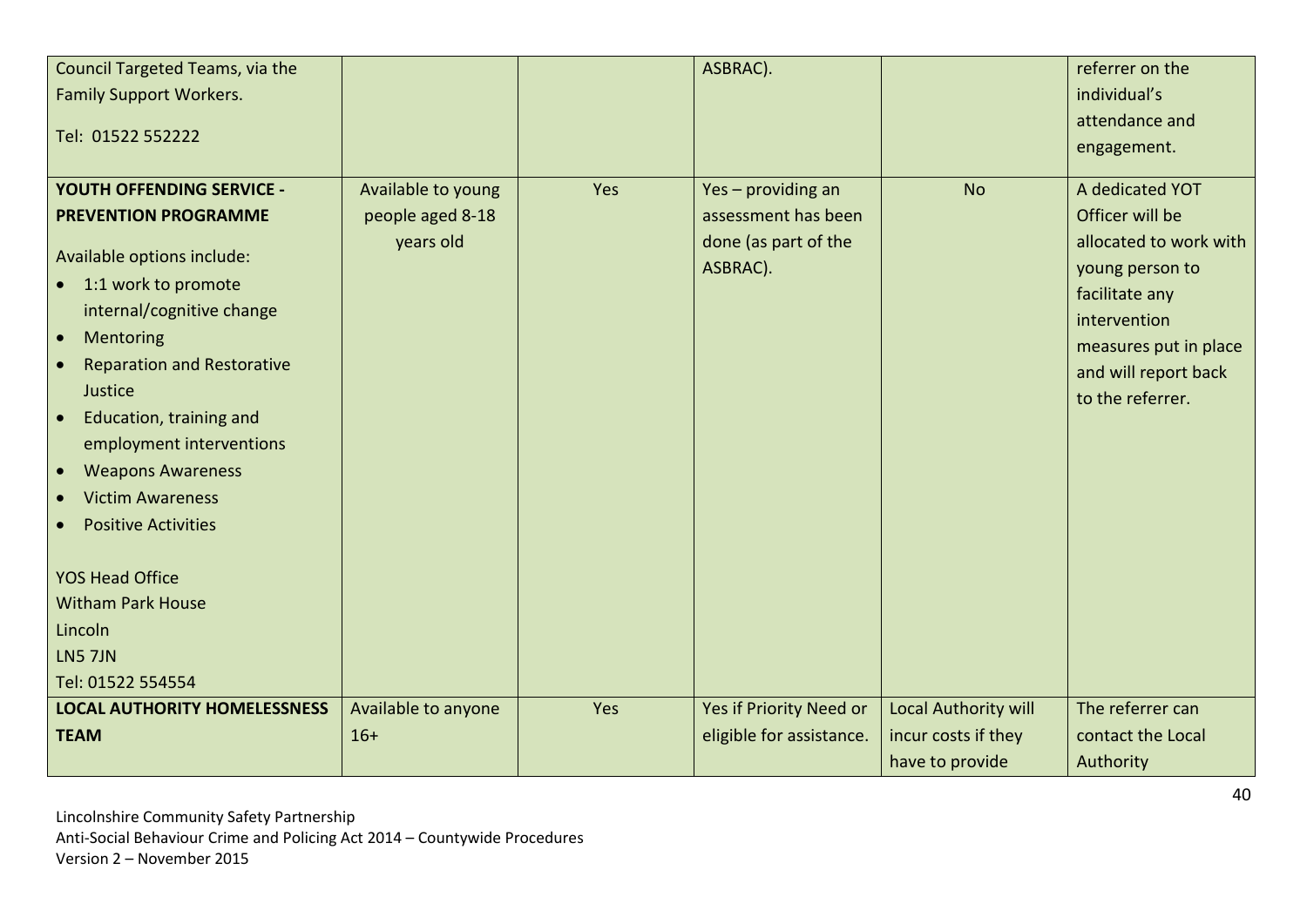| | | | | | |
|---|---|---|---|---|---|
| Council Targeted Teams, via the Family Support Workers.<br><br>Tel: 01522 552222 | | | ASBRAC). | | referrer on the individual's attendance and engagement. |
| **YOUTH OFFENDING SERVICE - PREVENTION PROGRAMME**<br><br>Available options include:<br>• 1:1 work to promote internal/cognitive change<br>• Mentoring<br>• Reparation and Restorative Justice<br>• Education, training and employment interventions<br>• Weapons Awareness<br>• Victim Awareness<br>• Positive Activities<br><br>YOS Head Office<br>Witham Park House<br>Lincoln<br>LN5 7JN<br>Tel: 01522 554554 | Available to young people aged 8-18 years old | Yes | Yes – providing an assessment has been done (as part of the ASBRAC). | No | A dedicated YOT Officer will be allocated to work with young person to facilitate any intervention measures put in place and will report back to the referrer. |
| **LOCAL AUTHORITY HOMELESSNESS TEAM** | Available to anyone 16+ | Yes | Yes if Priority Need or eligible for assistance. | Local Authority will incur costs if they have to provide | The referrer can contact the Local Authority |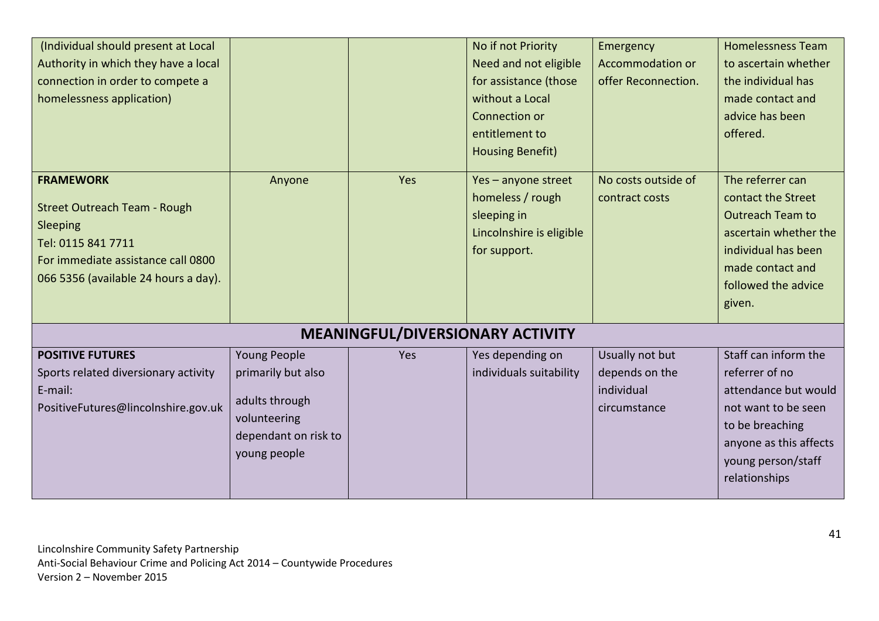| | | | | | |
|---|---|---|---|---|---|
| (Individual should present at Local Authority in which they have a local connection in order to compete a homelessness application) | | | No if not Priority Need and not eligible for assistance (those without a Local Connection or entitlement to Housing Benefit) | Emergency Accommodation or offer Reconnection. | Homelessness Team to ascertain whether the individual has made contact and advice has been offered. |
| **FRAMEWORK**<br><br>Street Outreach Team - Rough Sleeping<br>Tel: 0115 841 7711<br>For immediate assistance call 0800 066 5356 (available 24 hours a day). | Anyone | Yes | Yes – anyone street homeless / rough sleeping in Lincolnshire is eligible for support. | No costs outside of contract costs | The referrer can contact the Street Outreach Team to ascertain whether the individual has been made contact and followed the advice given. |
| **MEANINGFUL/DIVERSIONARY ACTIVITY** | | | | | |
| **POSITIVE FUTURES**<br>Sports related diversionary activity<br>E-mail: PositiveFutures@lincolnshire.gov.uk | Young People primarily but also<br><br>adults through volunteering dependant on risk to young people | Yes | Yes depending on individuals suitability | Usually not but depends on the individual circumstance | Staff can inform the referrer of no attendance but would not want to be seen to be breaching anyone as this affects young person/staff relationships |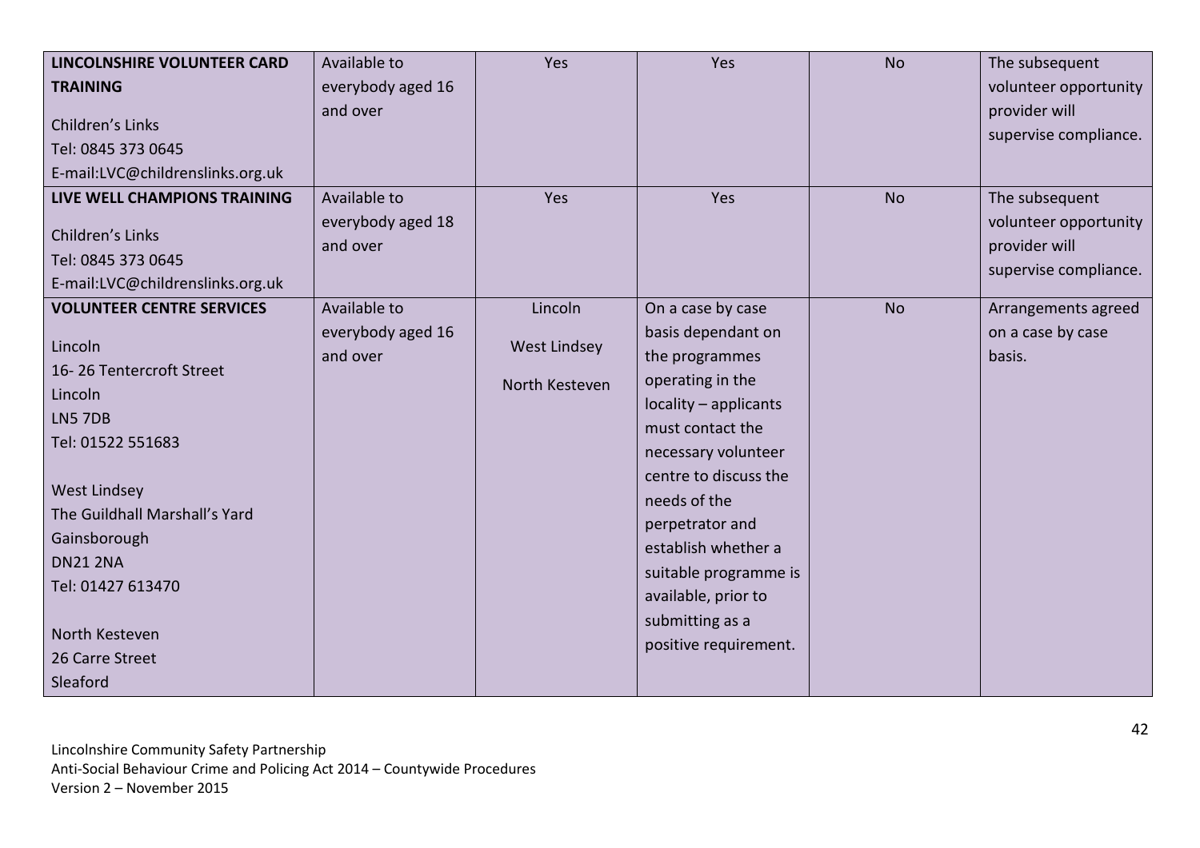| **LINCOLNSHIRE VOLUNTEER CARD TRAINING**<br><br>Children's Links<br>Tel: 0845 373 0645<br>E-mail:LVC@childrenslinks.org.uk | Available to everybody aged 16 and over | Yes | Yes | No | The subsequent volunteer opportunity provider will supervise compliance. |
|---|---|---|---|---|---|
| **LIVE WELL CHAMPIONS TRAINING**<br><br>Children's Links<br>Tel: 0845 373 0645<br>E-mail:LVC@childrenslinks.org.uk | Available to everybody aged 18 and over | Yes | Yes | No | The subsequent volunteer opportunity provider will supervise compliance. |
| **VOLUNTEER CENTRE SERVICES**<br><br>Lincoln<br>16- 26 Tentercroft Street<br>Lincoln<br>LN5 7DB<br>Tel: 01522 551683<br><br>West Lindsey<br>The Guildhall Marshall's Yard<br>Gainsborough<br>DN21 2NA<br>Tel: 01427 613470<br><br>North Kesteven<br>26 Carre Street<br>Sleaford | Available to everybody aged 16 and over | Lincoln<br><br>West Lindsey<br><br>North Kesteven | On a case by case basis dependant on the programmes operating in the locality – applicants must contact the necessary volunteer centre to discuss the needs of the perpetrator and establish whether a suitable programme is available, prior to submitting as a positive requirement. | No | Arrangements agreed on a case by case basis. |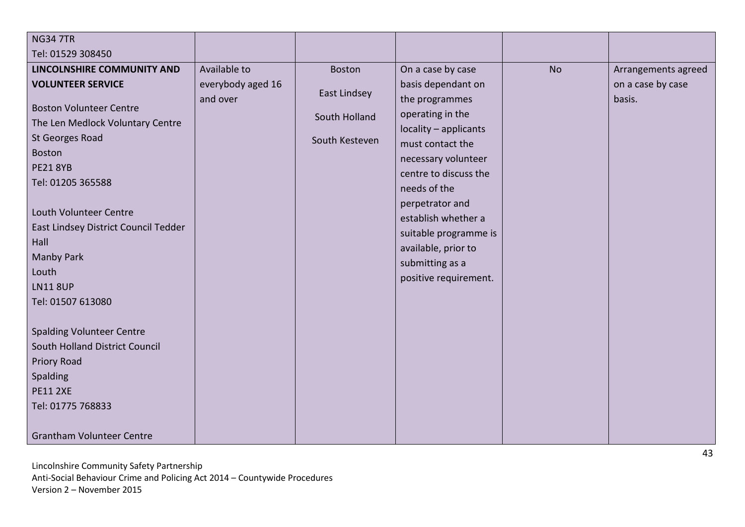| | | | | | |
|---|---|---|---|---|---|
| NG34 7TR<br>Tel: 01529 308450 | | | | | |
| **LINCOLNSHIRE COMMUNITY AND VOLUNTEER SERVICE**<br><br>Boston Volunteer Centre<br>The Len Medlock Voluntary Centre<br>St Georges Road<br>Boston<br>PE21 8YB<br>Tel: 01205 365588<br><br>Louth Volunteer Centre<br>East Lindsey District Council Tedder Hall<br>Manby Park<br>Louth<br>LN11 8UP<br>Tel: 01507 613080<br><br>Spalding Volunteer Centre<br>South Holland District Council<br>Priory Road<br>Spalding<br>PE11 2XE<br>Tel: 01775 768833<br><br>Grantham Volunteer Centre | Available to everybody aged 16 and over | Boston<br><br>East Lindsey<br><br>South Holland<br><br>South Kesteven | On a case by case basis dependant on the programmes operating in the locality – applicants must contact the necessary volunteer centre to discuss the needs of the perpetrator and establish whether a suitable programme is available, prior to submitting as a positive requirement. | No | Arrangements agreed on a case by case basis. |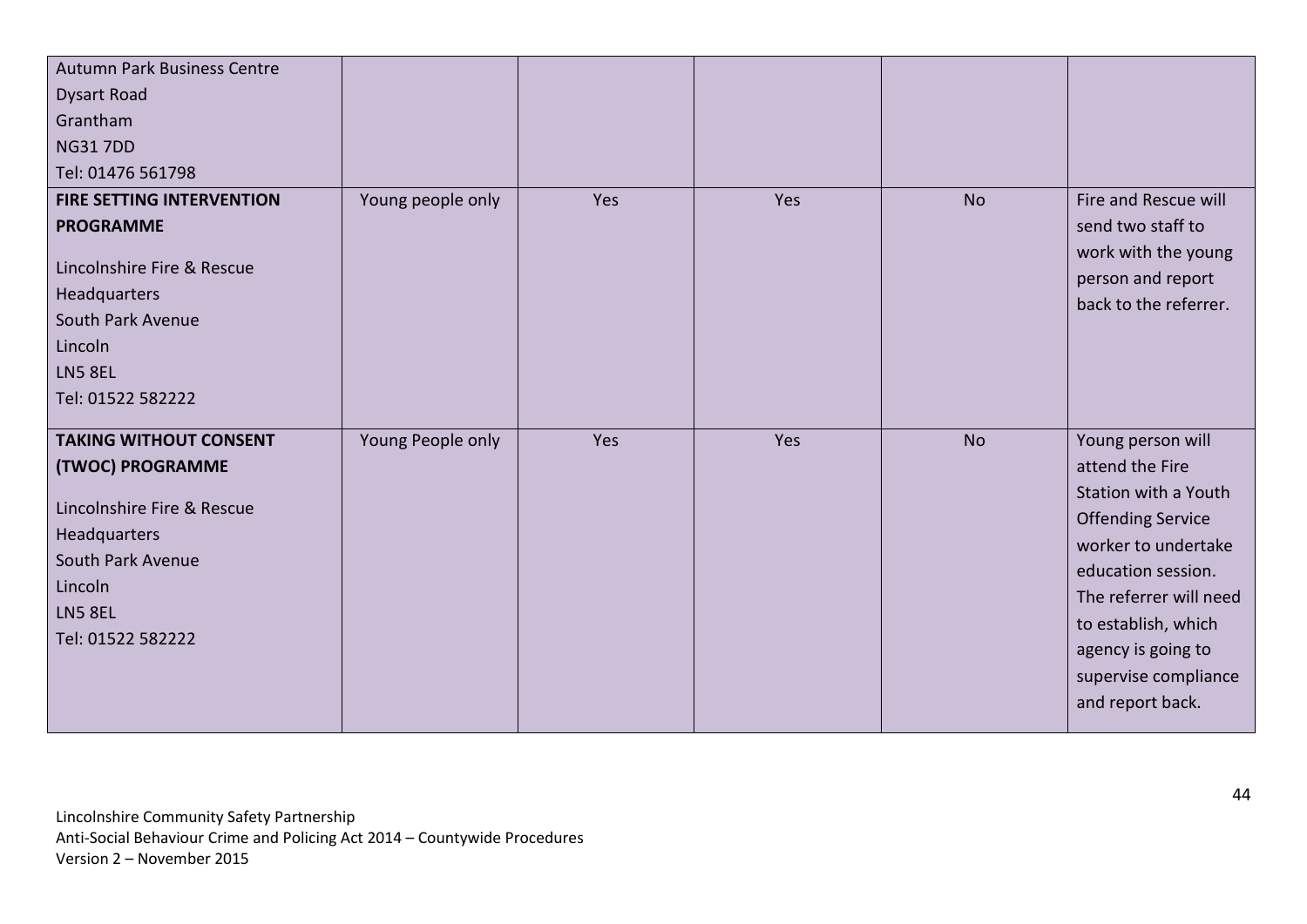| | | | | |
|---|---|---|---|---|
| Autumn Park Business Centre<br>Dysart Road<br>Grantham<br>NG31 7DD<br>Tel: 01476 561798 | | | | |
| **FIRE SETTING INTERVENTION PROGRAMME**<br><br>Lincolnshire Fire & Rescue Headquarters<br>South Park Avenue<br>Lincoln<br>LN5 8EL<br>Tel: 01522 582222 | Young people only | Yes | Yes | No | Fire and Rescue will send two staff to work with the young person and report back to the referrer. |
| **TAKING WITHOUT CONSENT (TWOC) PROGRAMME**<br><br>Lincolnshire Fire & Rescue Headquarters<br>South Park Avenue<br>Lincoln<br>LN5 8EL<br>Tel: 01522 582222 | Young People only | Yes | Yes | No | Young person will attend the Fire Station with a Youth Offending Service worker to undertake education session. The referrer will need to establish, which agency is going to supervise compliance and report back. |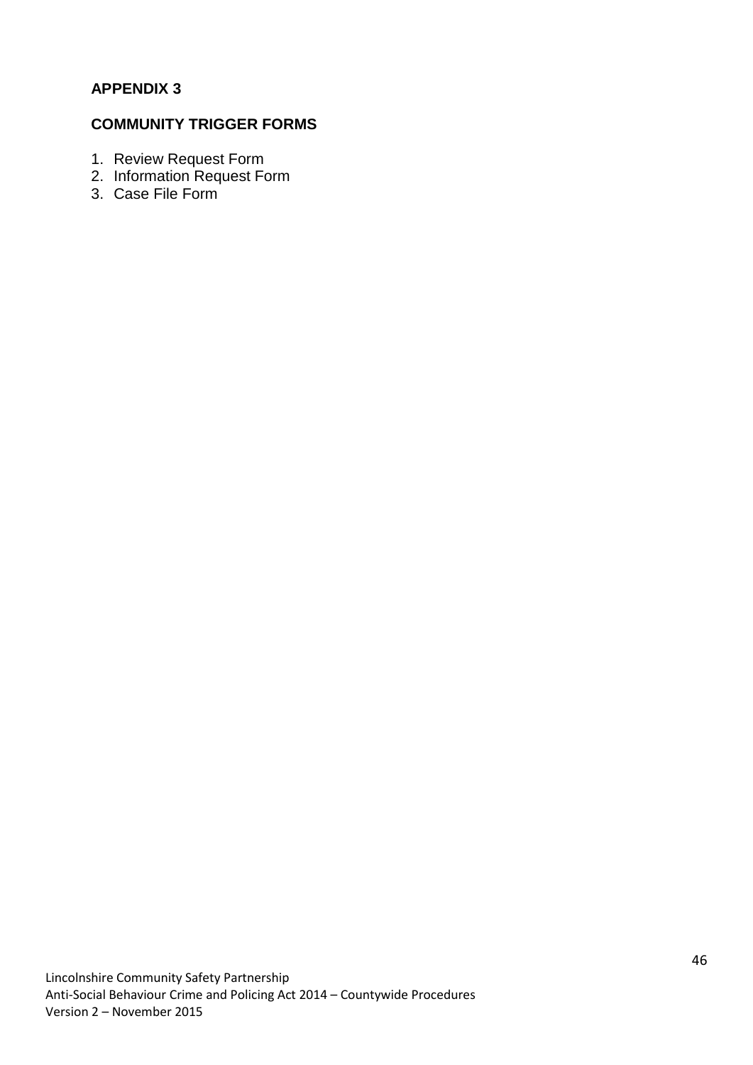## APPENDIX 3

## COMMUNITY TRIGGER FORMS

1. Review Request Form
2. Information Request Form
3. Case File Form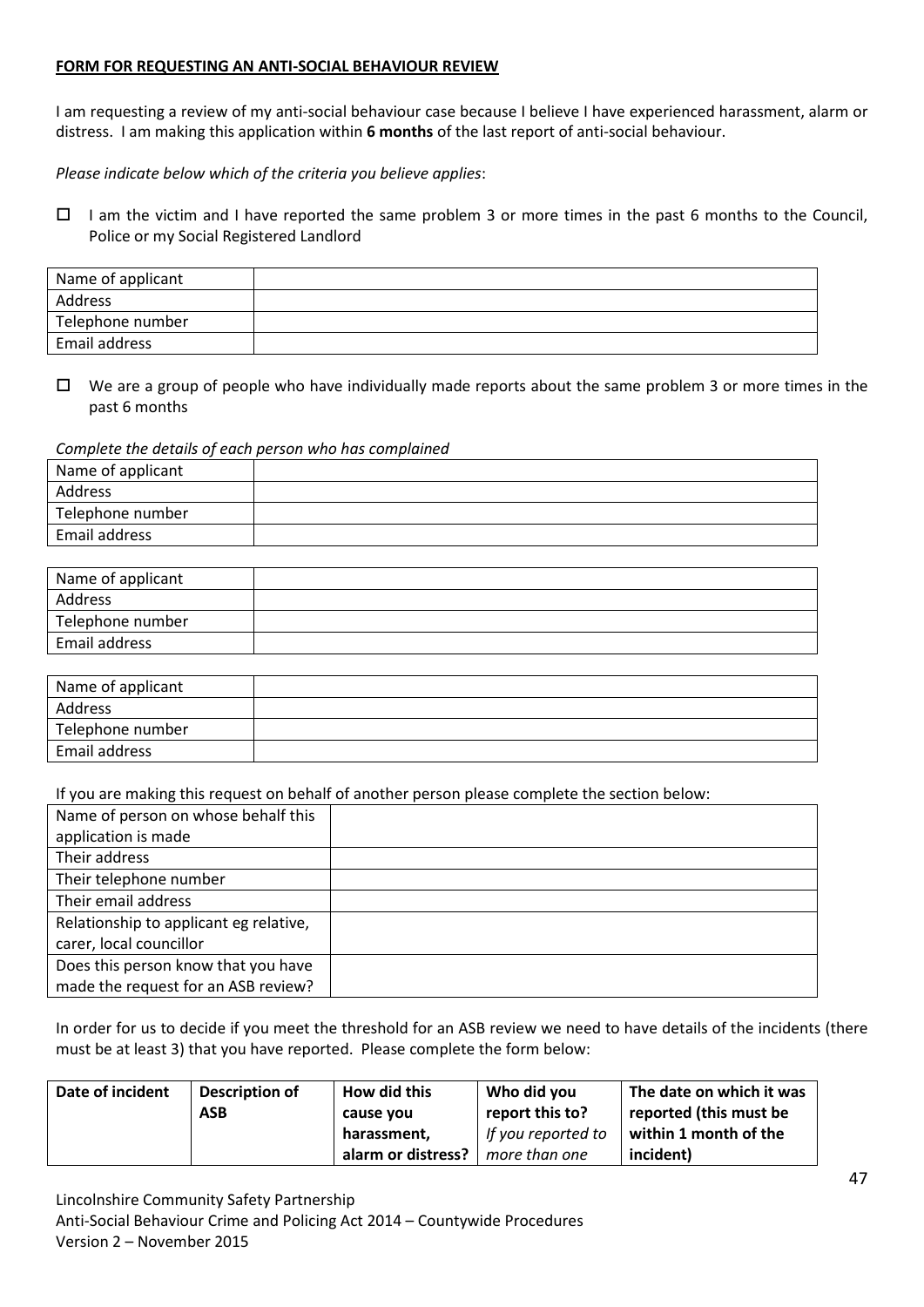**FORM FOR REQUESTING AN ANTI-SOCIAL BEHAVIOUR REVIEW**

I am requesting a review of my anti-social behaviour case because I believe I have experienced harassment, alarm or distress. I am making this application within **6 months** of the last report of anti-social behaviour.

*Please indicate below which of the criteria you believe applies*:

☐ I am the victim and I have reported the same problem 3 or more times in the past 6 months to the Council, Police or my Social Registered Landlord

| Name of applicant | |
|---|---|
| Address | |
| Telephone number | |
| Email address | |

☐ We are a group of people who have individually made reports about the same problem 3 or more times in the past 6 months

*Complete the details of each person who has complained*

| Name of applicant | |
|---|---|
| Address | |
| Telephone number | |
| Email address | |

| Name of applicant | |
|---|---|
| Address | |
| Telephone number | |
| Email address | |

| Name of applicant | |
|---|---|
| Address | |
| Telephone number | |
| Email address | |

If you are making this request on behalf of another person please complete the section below:

| Name of person on whose behalf this application is made | |
|---|---|
| Their address | |
| Their telephone number | |
| Their email address | |
| Relationship to applicant eg relative, carer, local councillor | |
| Does this person know that you have made the request for an ASB review? | |

In order for us to decide if you meet the threshold for an ASB review we need to have details of the incidents (there must be at least 3) that you have reported. Please complete the form below:

| Date of incident | Description of ASB | How did this cause you harassment, alarm or distress? | Who did you report this to? *If you reported to more than one* | The date on which it was reported (this must be within 1 month of the incident) |
|---|---|---|---|---|

Lincolnshire Community Safety Partnership
Anti-Social Behaviour Crime and Policing Act 2014 – Countywide Procedures
Version 2 – November 2015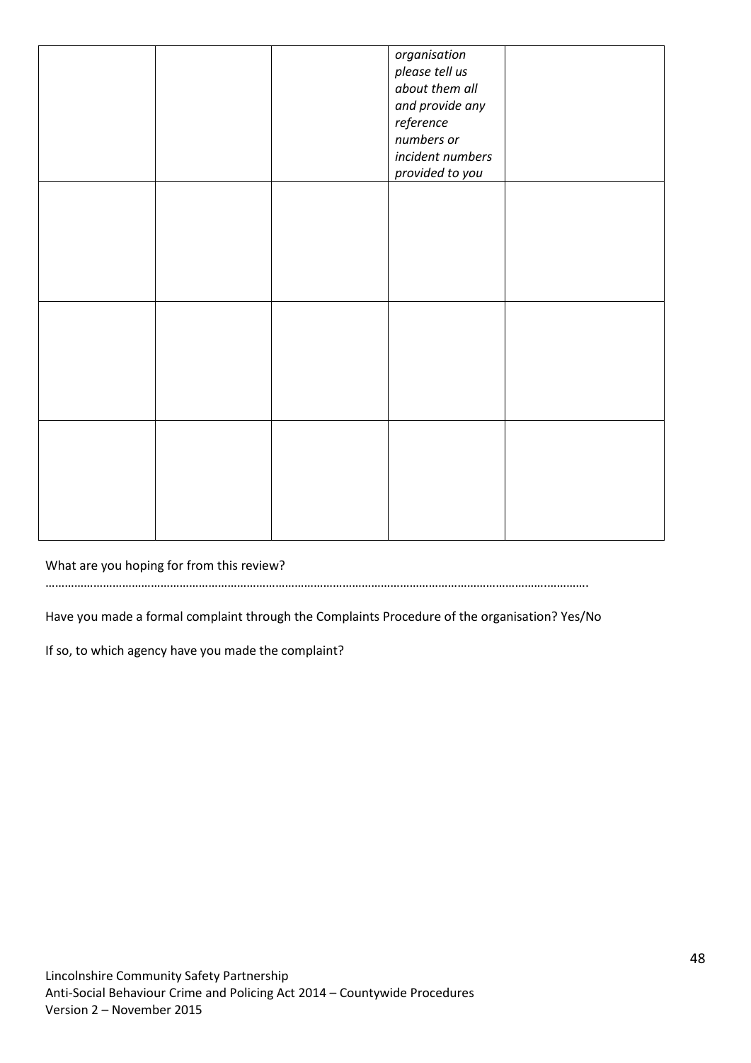|  |  |  | *organisation please tell us about them all and provide any reference numbers or incident numbers provided to you* |  |
|---|---|---|---|---|
|  |  |  |  |  |
|  |  |  |  |  |
|  |  |  |  |  |

What are you hoping for from this review?

…………………………………………………………………………………………………………………………………………………….………….

Have you made a formal complaint through the Complaints Procedure of the organisation? Yes/No

If so, to which agency have you made the complaint?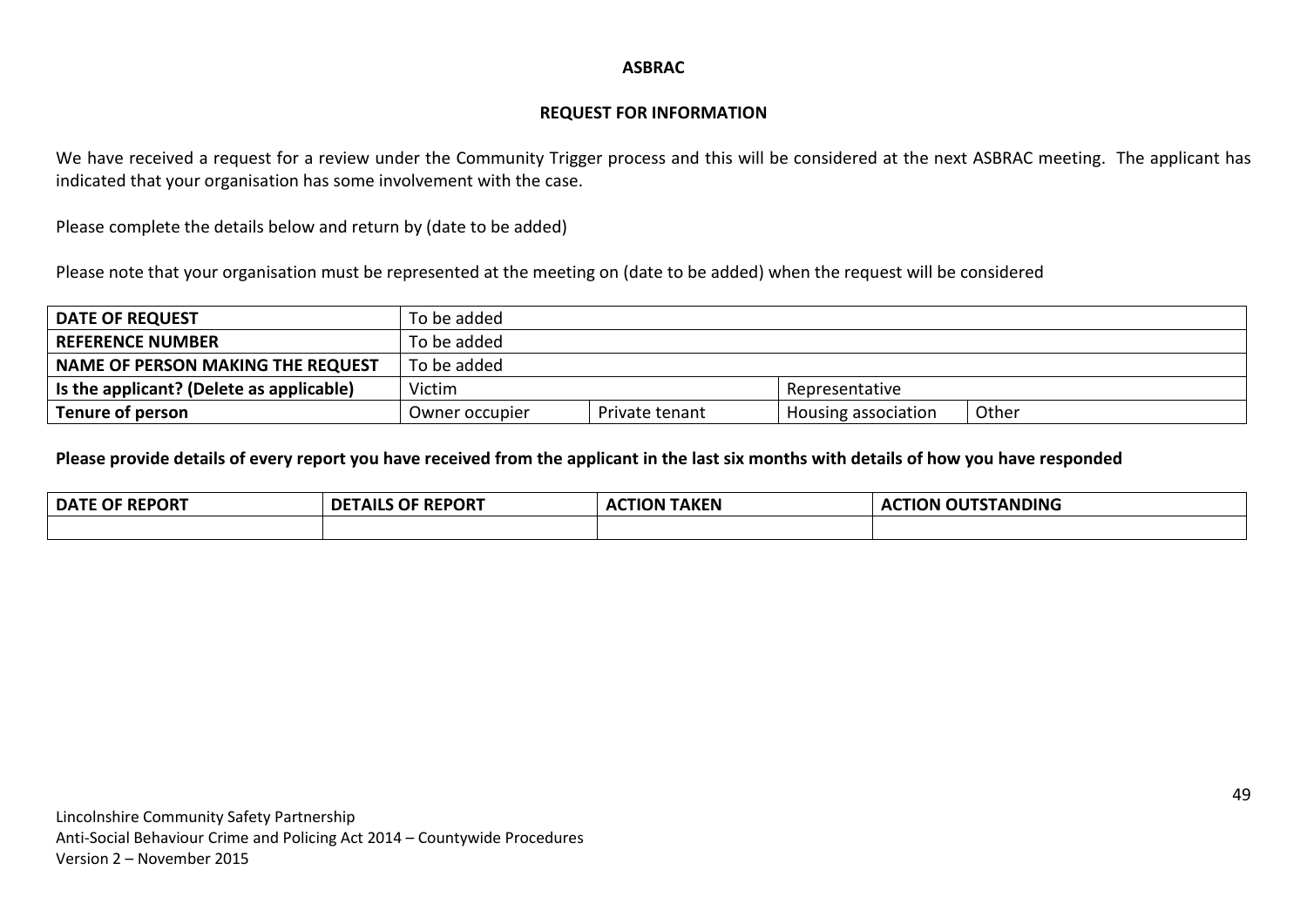**ASBRAC**

**REQUEST FOR INFORMATION**

We have received a request for a review under the Community Trigger process and this will be considered at the next ASBRAC meeting. The applicant has indicated that your organisation has some involvement with the case.

Please complete the details below and return by (date to be added)

Please note that your organisation must be represented at the meeting on (date to be added) when the request will be considered

| **DATE OF REQUEST** | To be added | | | |
|---|---|---|---|---|
| **REFERENCE NUMBER** | To be added | | | |
| **NAME OF PERSON MAKING THE REQUEST** | To be added | | | |
| **Is the applicant? (Delete as applicable)** | Victim | | Representative | |
| **Tenure of person** | Owner occupier | Private tenant | Housing association | Other |

**Please provide details of every report you have received from the applicant in the last six months with details of how you have responded**

| DATE OF REPORT | DETAILS OF REPORT | ACTION TAKEN | ACTION OUTSTANDING |
|---|---|---|---|
| | | | |

Lincolnshire Community Safety Partnership
Anti-Social Behaviour Crime and Policing Act 2014 – Countywide Procedures
Version 2 – November 2015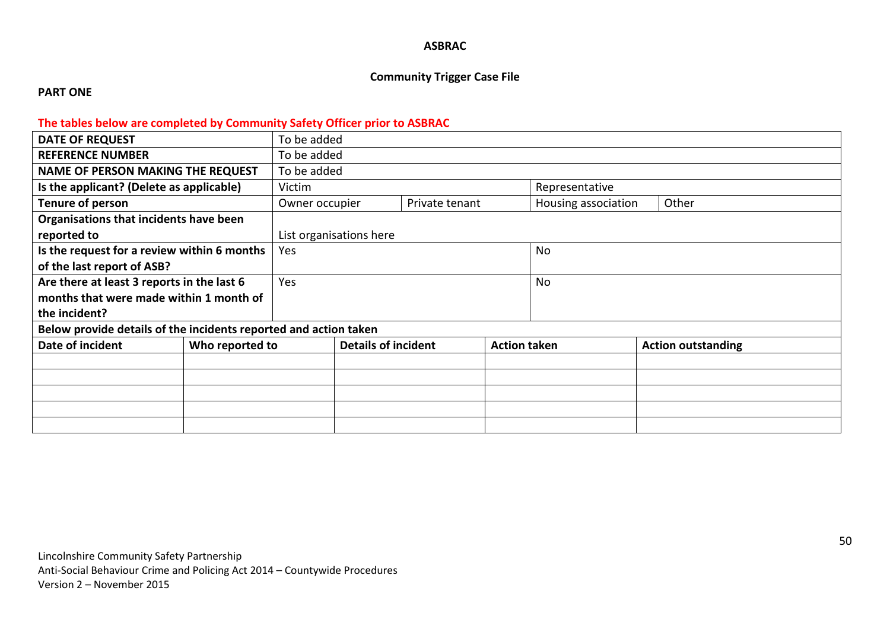**ASBRAC**

**Community Trigger Case File**

**PART ONE**

**The tables below are completed by Community Safety Officer prior to ASBRAC**

| | | | | |
|---|---|---|---|---|
| **DATE OF REQUEST** | To be added | | | |
| **REFERENCE NUMBER** | To be added | | | |
| **NAME OF PERSON MAKING THE REQUEST** | To be added | | | |
| **Is the applicant? (Delete as applicable)** | Victim | | Representative | |
| **Tenure of person** | Owner occupier | Private tenant | Housing association | Other |
| **Organisations that incidents have been reported to** | List organisations here | | | |
| **Is the request for a review within 6 months of the last report of ASB?** | Yes | | No | |
| **Are there at least 3 reports in the last 6 months that were made within 1 month of the incident?** | Yes | | No | |

**Below provide details of the incidents reported and action taken**

| **Date of incident** | **Who reported to** | **Details of incident** | **Action taken** | **Action outstanding** |
|---|---|---|---|---|
| | | | | |
| | | | | |
| | | | | |
| | | | | |
| | | | | |

Lincolnshire Community Safety Partnership
Anti-Social Behaviour Crime and Policing Act 2014 – Countywide Procedures
Version 2 – November 2015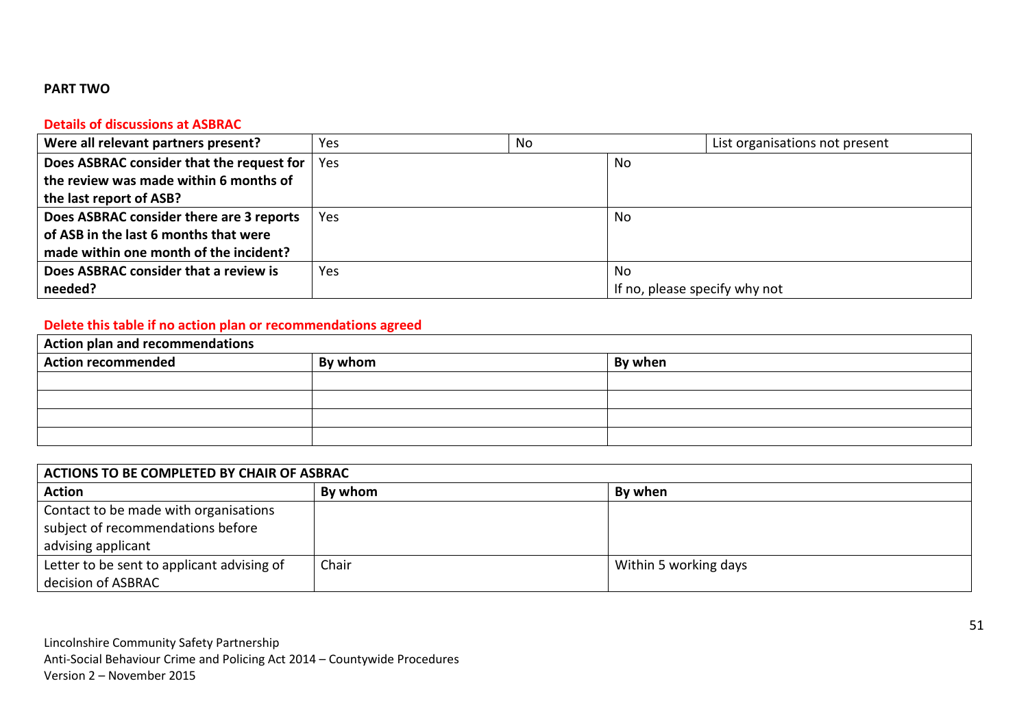**PART TWO**

**Details of discussions at ASBRAC**

| Were all relevant partners present? | Yes | No | List organisations not present |
|---|---|---|---|
| **Does ASBRAC consider that the request for the review was made within 6 months of the last report of ASB?** | Yes | No | |
| **Does ASBRAC consider there are 3 reports of ASB in the last 6 months that were made within one month of the incident?** | Yes | No | |
| **Does ASBRAC consider that a review is needed?** | Yes | No<br>If no, please specify why not | |

**Delete this table if no action plan or recommendations agreed**

| Action plan and recommendations | | |
|---|---|---|
| **Action recommended** | **By whom** | **By when** |
| | | |
| | | |
| | | |
| | | |

| ACTIONS TO BE COMPLETED BY CHAIR OF ASBRAC | | |
|---|---|---|
| **Action** | **By whom** | **By when** |
| Contact to be made with organisations subject of recommendations before advising applicant | | |
| Letter to be sent to applicant advising of decision of ASBRAC | Chair | Within 5 working days |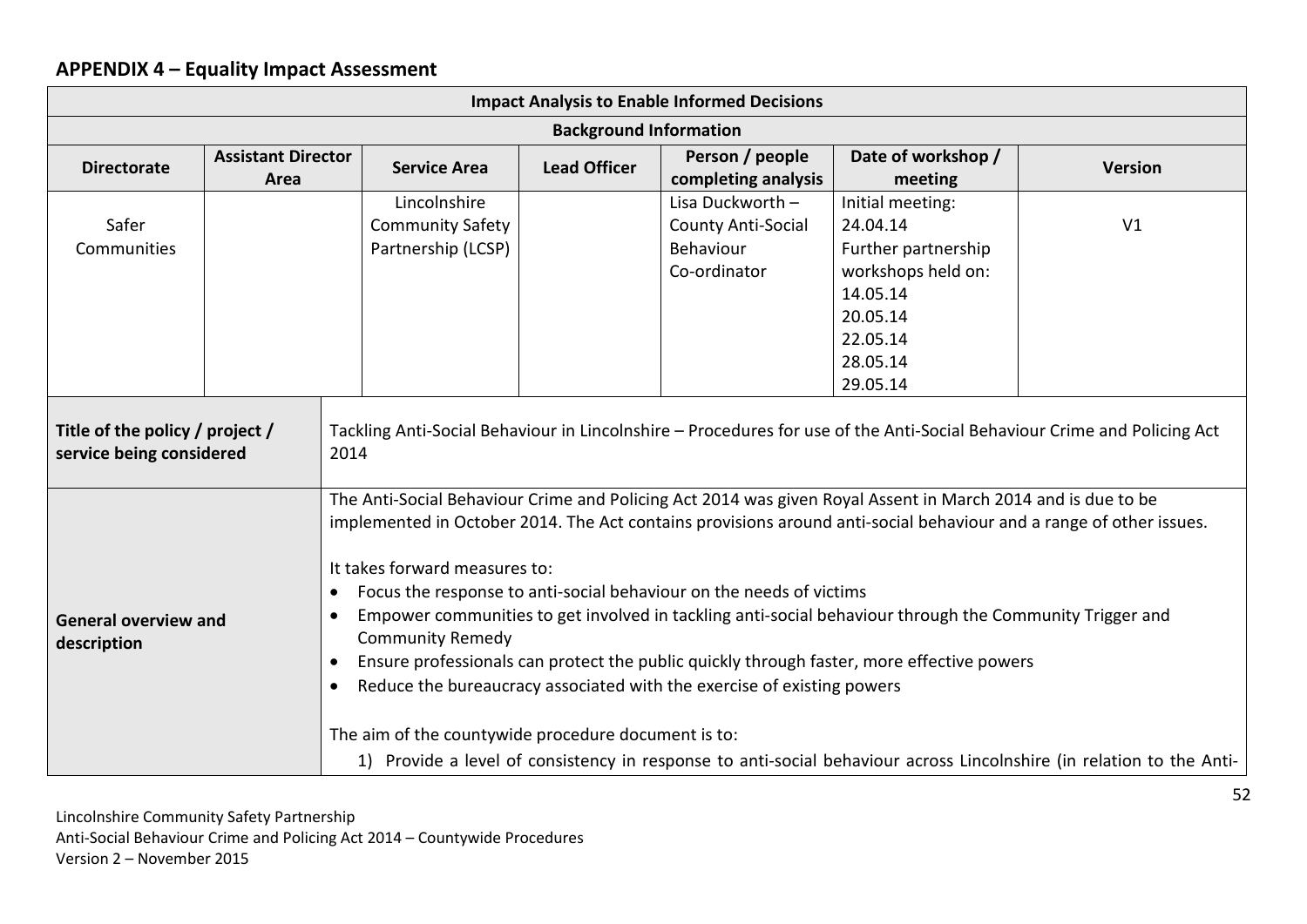## APPENDIX 4 – Equality Impact Assessment

| Impact Analysis to Enable Informed Decisions | | | | | | |
|---|---|---|---|---|---|---|
| **Background Information** | | | | | | |
| **Directorate** | **Assistant Director Area** | **Service Area** | **Lead Officer** | **Person / people completing analysis** | **Date of workshop / meeting** | **Version** |
| Safer Communities | | Lincolnshire Community Safety Partnership (LCSP) | | Lisa Duckworth – County Anti-Social Behaviour Co-ordinator | Initial meeting: 24.04.14<br>Further partnership workshops held on:<br>14.05.14<br>20.05.14<br>22.05.14<br>28.05.14<br>29.05.14 | V1 |

| | |
|---|---|
| **Title of the policy / project / service being considered** | Tackling Anti-Social Behaviour in Lincolnshire – Procedures for use of the Anti-Social Behaviour Crime and Policing Act 2014 |
| **General overview and description** | The Anti-Social Behaviour Crime and Policing Act 2014 was given Royal Assent in March 2014 and is due to be implemented in October 2014. The Act contains provisions around anti-social behaviour and a range of other issues.<br><br>It takes forward measures to:<br>• Focus the response to anti-social behaviour on the needs of victims<br>• Empower communities to get involved in tackling anti-social behaviour through the Community Trigger and Community Remedy<br>• Ensure professionals can protect the public quickly through faster, more effective powers<br>• Reduce the bureaucracy associated with the exercise of existing powers<br><br>The aim of the countywide procedure document is to:<br>1) Provide a level of consistency in response to anti-social behaviour across Lincolnshire (in relation to the Anti- |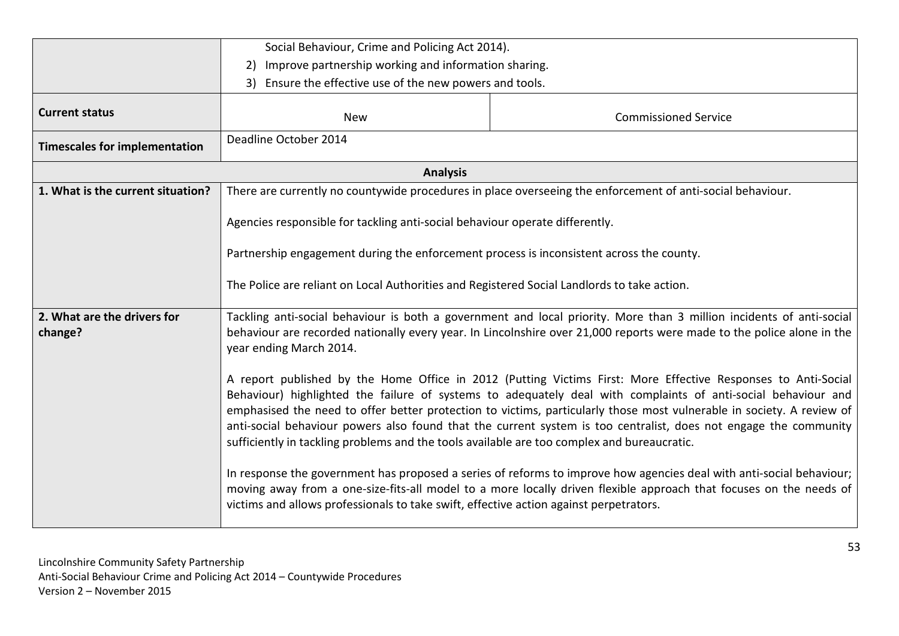| | | |
|---|---|---|
| | Social Behaviour, Crime and Policing Act 2014).<br>2) Improve partnership working and information sharing.<br>3) Ensure the effective use of the new powers and tools. | |
| **Current status** | New | Commissioned Service |
| **Timescales for implementation** | Deadline October 2014 | |
| **Analysis** | | |
| **1. What is the current situation?** | There are currently no countywide procedures in place overseeing the enforcement of anti-social behaviour.<br><br>Agencies responsible for tackling anti-social behaviour operate differently.<br><br>Partnership engagement during the enforcement process is inconsistent across the county.<br><br>The Police are reliant on Local Authorities and Registered Social Landlords to take action. | |
| **2. What are the drivers for change?** | Tackling anti-social behaviour is both a government and local priority. More than 3 million incidents of anti-social behaviour are recorded nationally every year. In Lincolnshire over 21,000 reports were made to the police alone in the year ending March 2014.<br><br>A report published by the Home Office in 2012 (Putting Victims First: More Effective Responses to Anti-Social Behaviour) highlighted the failure of systems to adequately deal with complaints of anti-social behaviour and emphasised the need to offer better protection to victims, particularly those most vulnerable in society. A review of anti-social behaviour powers also found that the current system is too centralist, does not engage the community sufficiently in tackling problems and the tools available are too complex and bureaucratic.<br><br>In response the government has proposed a series of reforms to improve how agencies deal with anti-social behaviour; moving away from a one-size-fits-all model to a more locally driven flexible approach that focuses on the needs of victims and allows professionals to take swift, effective action against perpetrators. | |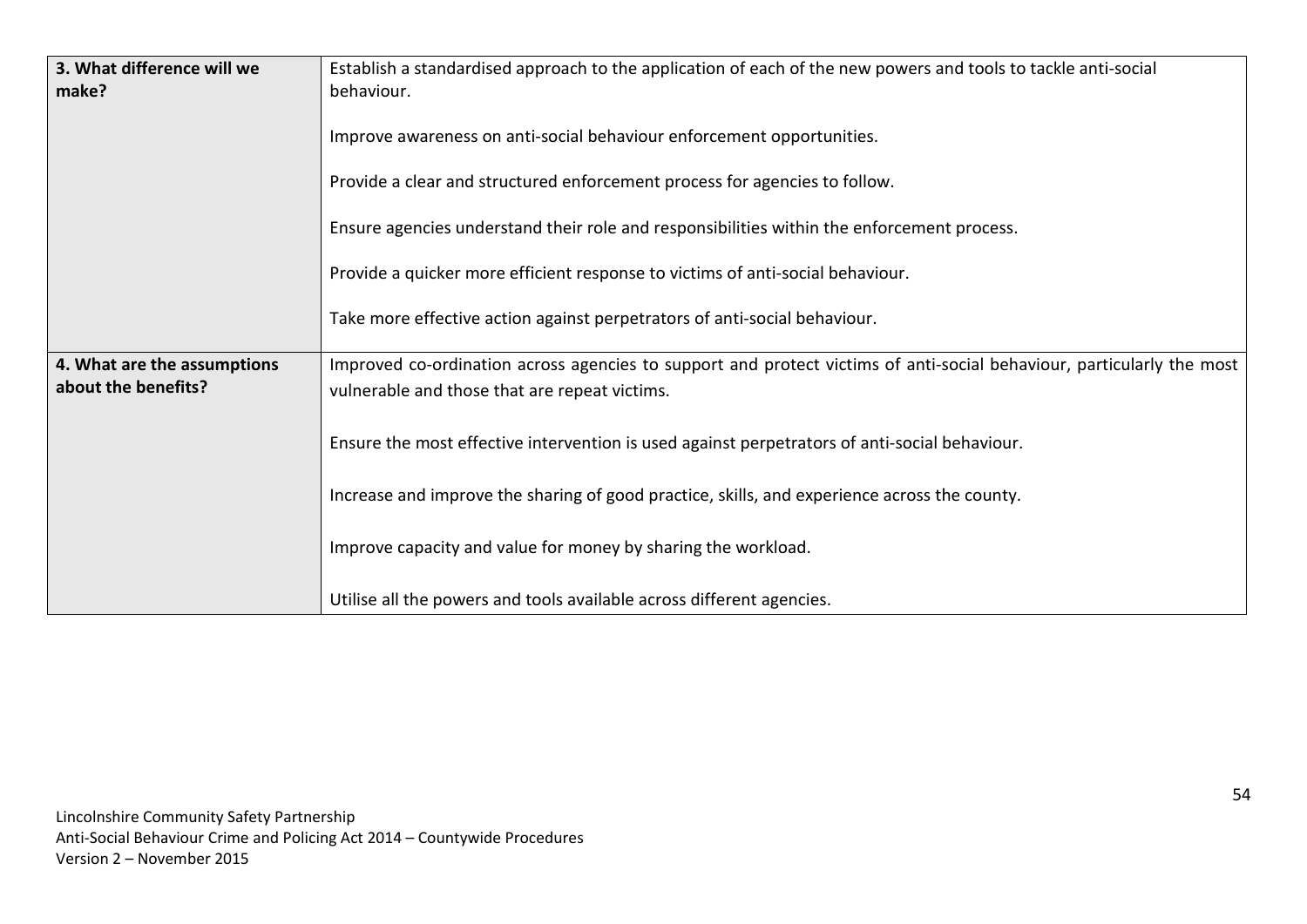| | |
|---|---|
| **3. What difference will we make?** | Establish a standardised approach to the application of each of the new powers and tools to tackle anti-social behaviour.<br><br>Improve awareness on anti-social behaviour enforcement opportunities.<br><br>Provide a clear and structured enforcement process for agencies to follow.<br><br>Ensure agencies understand their role and responsibilities within the enforcement process.<br><br>Provide a quicker more efficient response to victims of anti-social behaviour.<br><br>Take more effective action against perpetrators of anti-social behaviour. |
| **4. What are the assumptions about the benefits?** | Improved co-ordination across agencies to support and protect victims of anti-social behaviour, particularly the most vulnerable and those that are repeat victims.<br><br>Ensure the most effective intervention is used against perpetrators of anti-social behaviour.<br><br>Increase and improve the sharing of good practice, skills, and experience across the county.<br><br>Improve capacity and value for money by sharing the workload.<br><br>Utilise all the powers and tools available across different agencies. |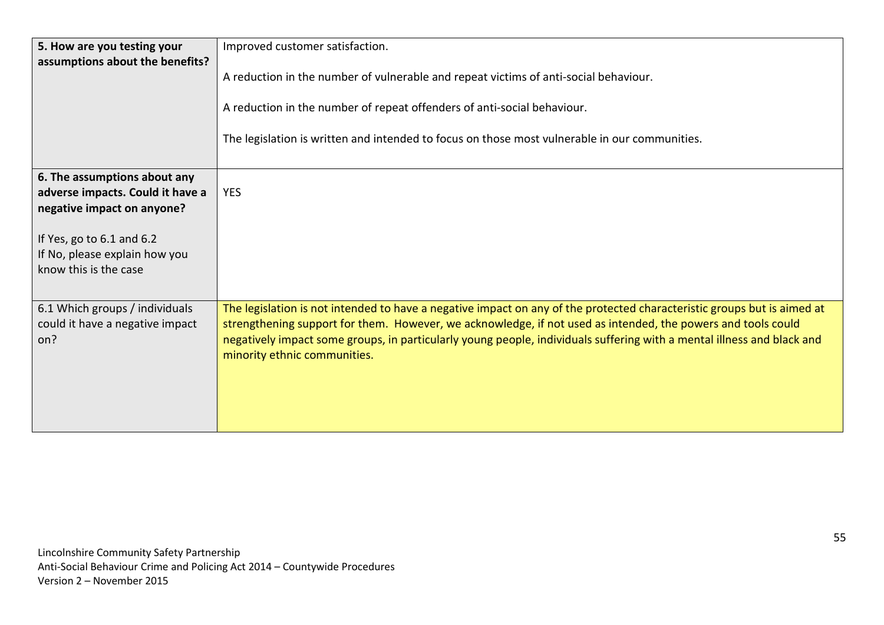| | |
|---|---|
| **5. How are you testing your assumptions about the benefits?** | Improved customer satisfaction.<br><br>A reduction in the number of vulnerable and repeat victims of anti-social behaviour.<br><br>A reduction in the number of repeat offenders of anti-social behaviour.<br><br>The legislation is written and intended to focus on those most vulnerable in our communities. |
| **6. The assumptions about any adverse impacts. Could it have a negative impact on anyone?**<br><br>If Yes, go to 6.1 and 6.2<br>If No, please explain how you know this is the case | YES |
| 6.1 Which groups / individuals could it have a negative impact on? | The legislation is not intended to have a negative impact on any of the protected characteristic groups but is aimed at strengthening support for them. However, we acknowledge, if not used as intended, the powers and tools could negatively impact some groups, in particularly young people, individuals suffering with a mental illness and black and minority ethnic communities. |

Lincolnshire Community Safety Partnership
Anti-Social Behaviour Crime and Policing Act 2014 – Countywide Procedures
Version 2 – November 2015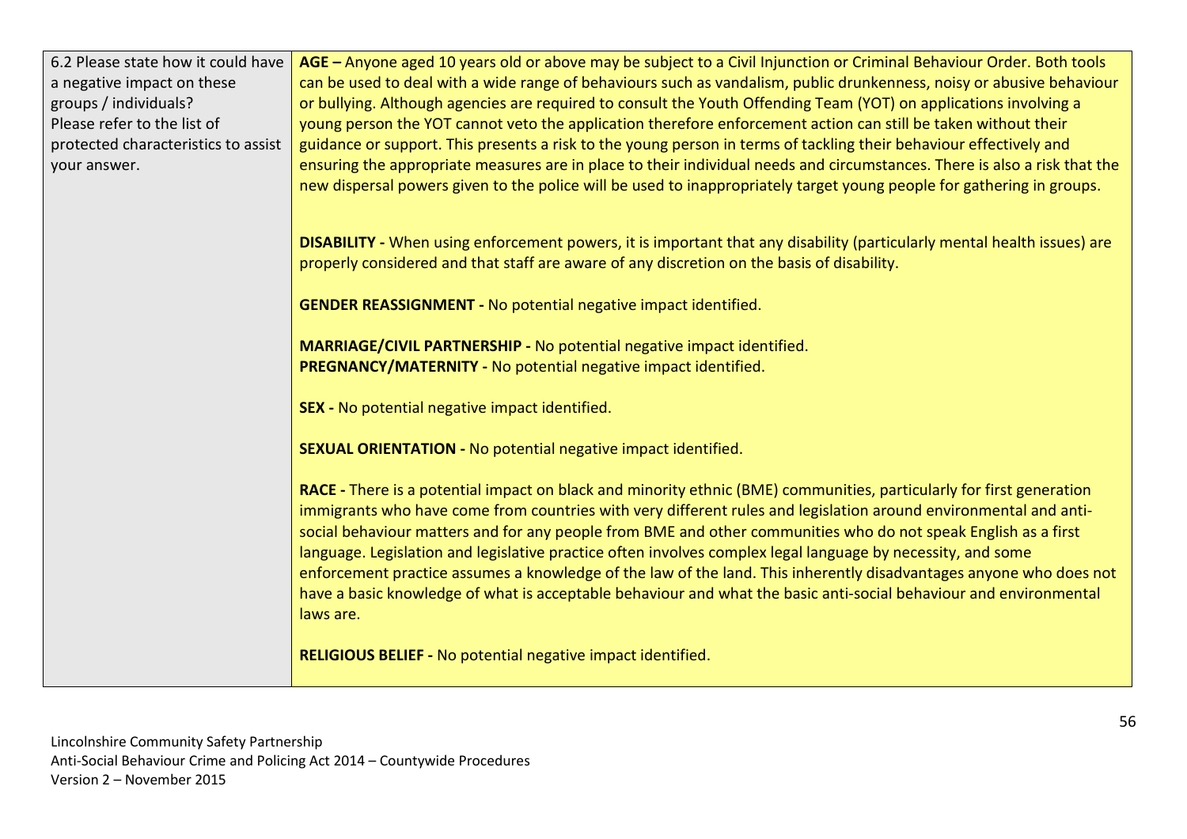| 6.2 Please state how it could have a negative impact on these groups / individuals?<br>Please refer to the list of protected characteristics to assist your answer. | **AGE –** Anyone aged 10 years old or above may be subject to a Civil Injunction or Criminal Behaviour Order. Both tools can be used to deal with a wide range of behaviours such as vandalism, public drunkenness, noisy or abusive behaviour or bullying. Although agencies are required to consult the Youth Offending Team (YOT) on applications involving a young person the YOT cannot veto the application therefore enforcement action can still be taken without their guidance or support. This presents a risk to the young person in terms of tackling their behaviour effectively and ensuring the appropriate measures are in place to their individual needs and circumstances. There is also a risk that the new dispersal powers given to the police will be used to inappropriately target young people for gathering in groups.<br><br>**DISABILITY -** When using enforcement powers, it is important that any disability (particularly mental health issues) are properly considered and that staff are aware of any discretion on the basis of disability.<br><br>**GENDER REASSIGNMENT -** No potential negative impact identified.<br><br>**MARRIAGE/CIVIL PARTNERSHIP -** No potential negative impact identified.<br>**PREGNANCY/MATERNITY -** No potential negative impact identified.<br><br>**SEX -** No potential negative impact identified.<br><br>**SEXUAL ORIENTATION -** No potential negative impact identified.<br><br>**RACE -** There is a potential impact on black and minority ethnic (BME) communities, particularly for first generation immigrants who have come from countries with very different rules and legislation around environmental and anti-social behaviour matters and for any people from BME and other communities who do not speak English as a first language. Legislation and legislative practice often involves complex legal language by necessity, and some enforcement practice assumes a knowledge of the law of the land. This inherently disadvantages anyone who does not have a basic knowledge of what is acceptable behaviour and what the basic anti-social behaviour and environmental laws are.<br><br>**RELIGIOUS BELIEF -** No potential negative impact identified. |
|---|---|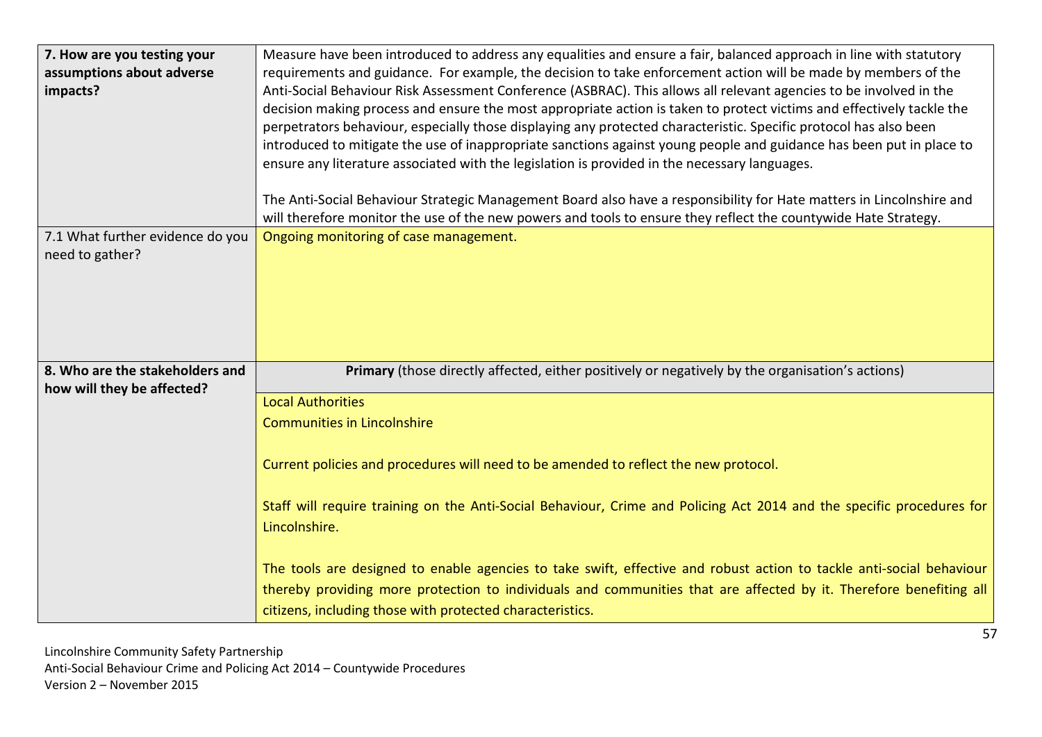| | |
|---|---|
| **7. How are you testing your assumptions about adverse impacts?** | Measure have been introduced to address any equalities and ensure a fair, balanced approach in line with statutory requirements and guidance. For example, the decision to take enforcement action will be made by members of the Anti-Social Behaviour Risk Assessment Conference (ASBRAC). This allows all relevant agencies to be involved in the decision making process and ensure the most appropriate action is taken to protect victims and effectively tackle the perpetrators behaviour, especially those displaying any protected characteristic. Specific protocol has also been introduced to mitigate the use of inappropriate sanctions against young people and guidance has been put in place to ensure any literature associated with the legislation is provided in the necessary languages.<br><br>The Anti-Social Behaviour Strategic Management Board also have a responsibility for Hate matters in Lincolnshire and will therefore monitor the use of the new powers and tools to ensure they reflect the countywide Hate Strategy. |
| 7.1 What further evidence do you need to gather? | Ongoing monitoring of case management. |
| **8. Who are the stakeholders and how will they be affected?** | **Primary** (those directly affected, either positively or negatively by the organisation's actions) |
| | Local Authorities<br>Communities in Lincolnshire<br><br>Current policies and procedures will need to be amended to reflect the new protocol.<br><br>Staff will require training on the Anti-Social Behaviour, Crime and Policing Act 2014 and the specific procedures for Lincolnshire.<br><br>The tools are designed to enable agencies to take swift, effective and robust action to tackle anti-social behaviour thereby providing more protection to individuals and communities that are affected by it. Therefore benefiting all citizens, including those with protected characteristics. |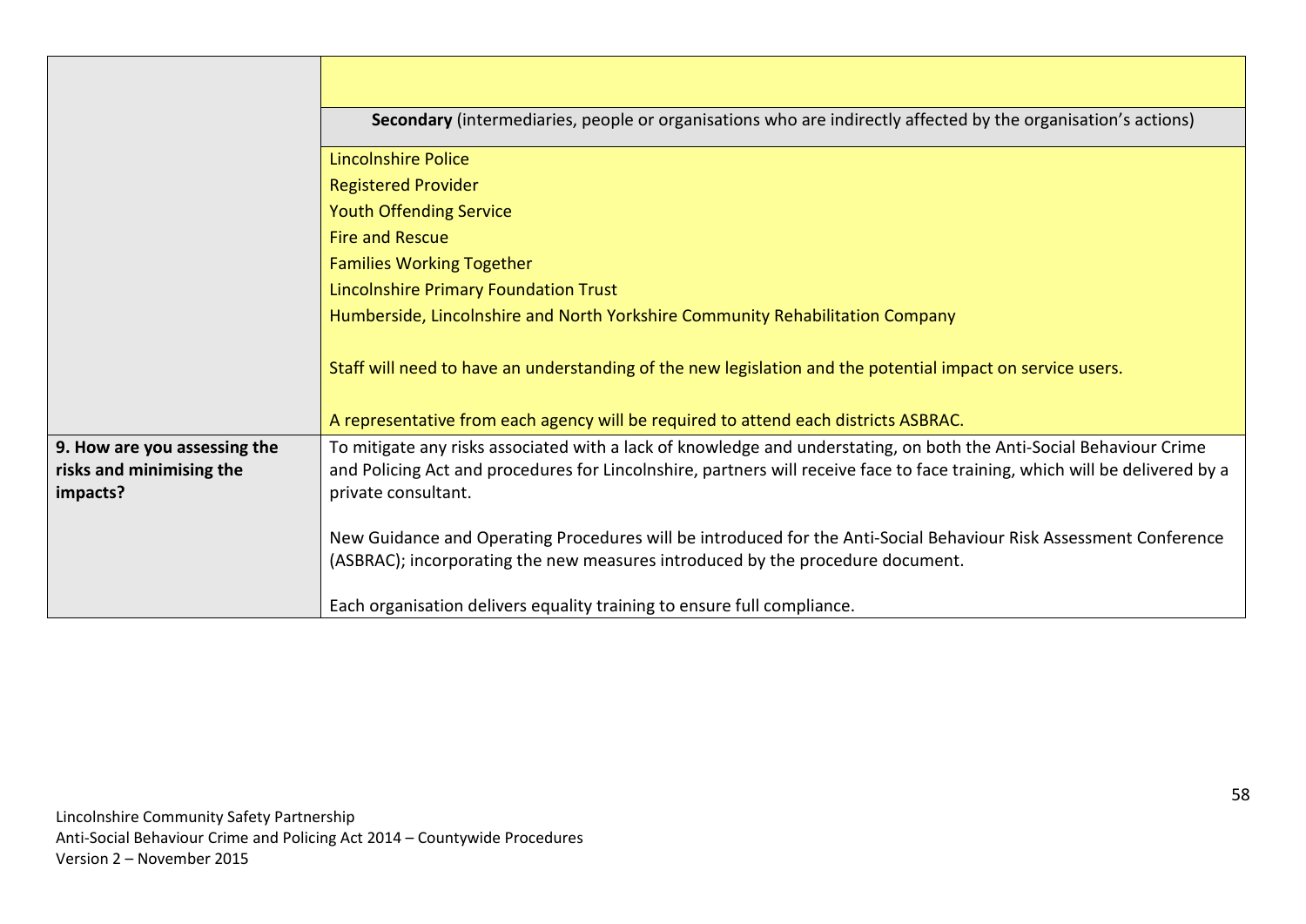| | |
|---|---|
| | |
| | **Secondary** (intermediaries, people or organisations who are indirectly affected by the organisation's actions) |
| | Lincolnshire Police<br>Registered Provider<br>Youth Offending Service<br>Fire and Rescue<br>Families Working Together<br>Lincolnshire Primary Foundation Trust<br>Humberside, Lincolnshire and North Yorkshire Community Rehabilitation Company<br><br>Staff will need to have an understanding of the new legislation and the potential impact on service users.<br><br>A representative from each agency will be required to attend each districts ASBRAC. |
| **9. How are you assessing the risks and minimising the impacts?** | To mitigate any risks associated with a lack of knowledge and understating, on both the Anti-Social Behaviour Crime and Policing Act and procedures for Lincolnshire, partners will receive face to face training, which will be delivered by a private consultant.<br><br>New Guidance and Operating Procedures will be introduced for the Anti-Social Behaviour Risk Assessment Conference (ASBRAC); incorporating the new measures introduced by the procedure document.<br><br>Each organisation delivers equality training to ensure full compliance. |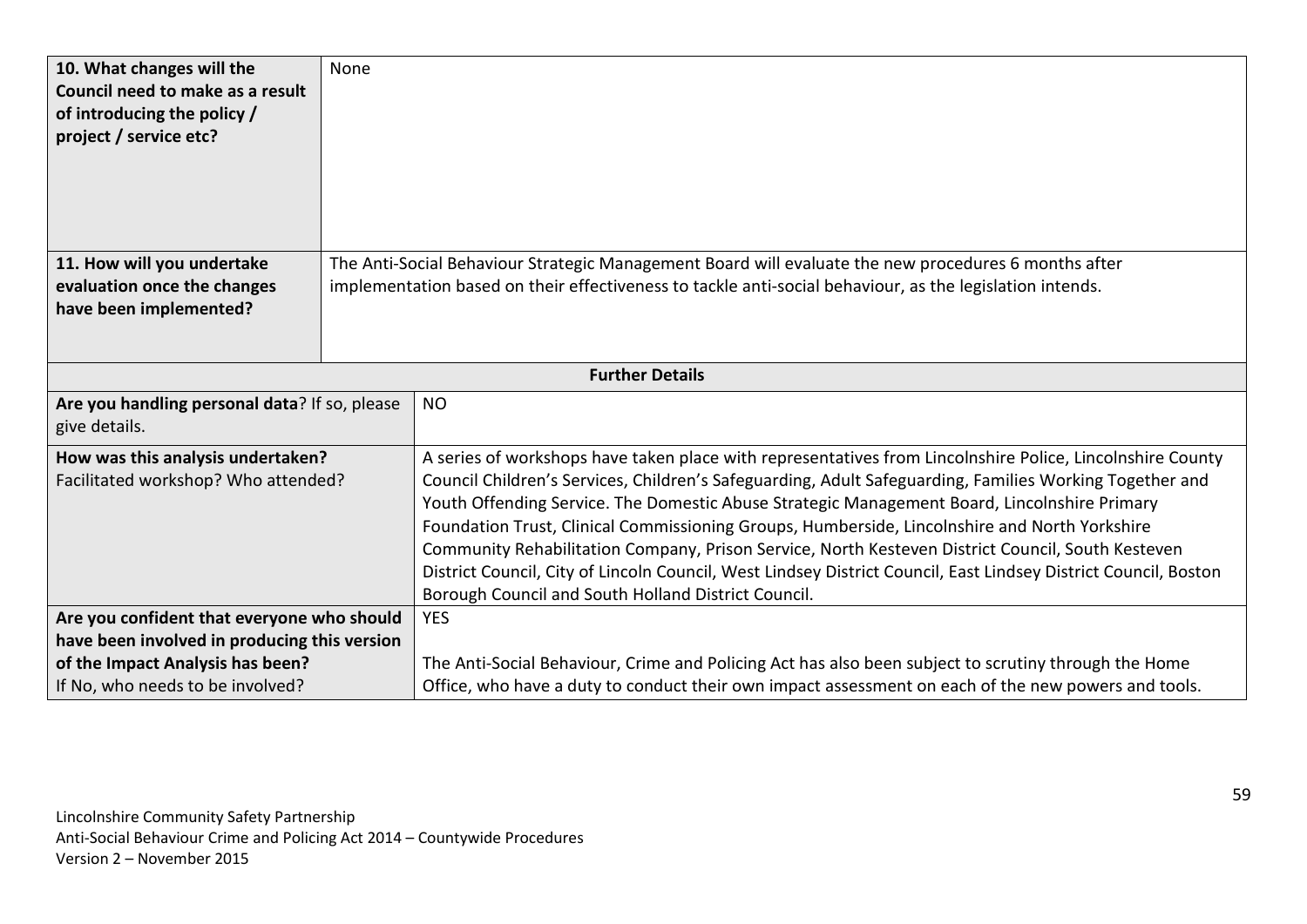| | |
|---|---|
| **10. What changes will the Council need to make as a result of introducing the policy / project / service etc?** | None |
| **11. How will you undertake evaluation once the changes have been implemented?** | The Anti-Social Behaviour Strategic Management Board will evaluate the new procedures 6 months after implementation based on their effectiveness to tackle anti-social behaviour, as the legislation intends. |

| **Further Details** | |
|---|---|
| **Are you handling personal data**? If so, please give details. | NO |
| **How was this analysis undertaken?** Facilitated workshop? Who attended? | A series of workshops have taken place with representatives from Lincolnshire Police, Lincolnshire County Council Children's Services, Children's Safeguarding, Adult Safeguarding, Families Working Together and Youth Offending Service. The Domestic Abuse Strategic Management Board, Lincolnshire Primary Foundation Trust, Clinical Commissioning Groups, Humberside, Lincolnshire and North Yorkshire Community Rehabilitation Company, Prison Service, North Kesteven District Council, South Kesteven District Council, City of Lincoln Council, West Lindsey District Council, East Lindsey District Council, Boston Borough Council and South Holland District Council. |
| **Are you confident that everyone who should have been involved in producing this version of the Impact Analysis has been?** If No, who needs to be involved? | YES<br><br>The Anti-Social Behaviour, Crime and Policing Act has also been subject to scrutiny through the Home Office, who have a duty to conduct their own impact assessment on each of the new powers and tools. |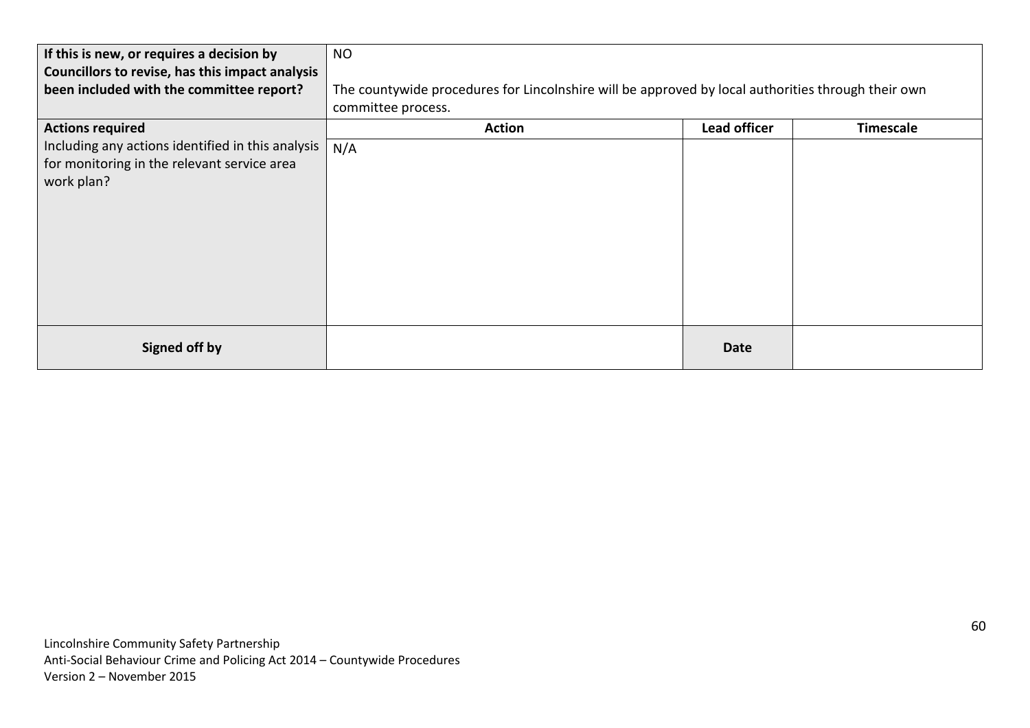| | | | |
|---|---|---|---|
| **If this is new, or requires a decision by Councillors to revise, has this impact analysis been included with the committee report?** | NO<br><br>The countywide procedures for Lincolnshire will be approved by local authorities through their own committee process. | | |
| **Actions required**<br>Including any actions identified in this analysis for monitoring in the relevant service area work plan? | **Action** | **Lead officer** | **Timescale** |
| | N/A | | |
| **Signed off by** | | **Date** | |